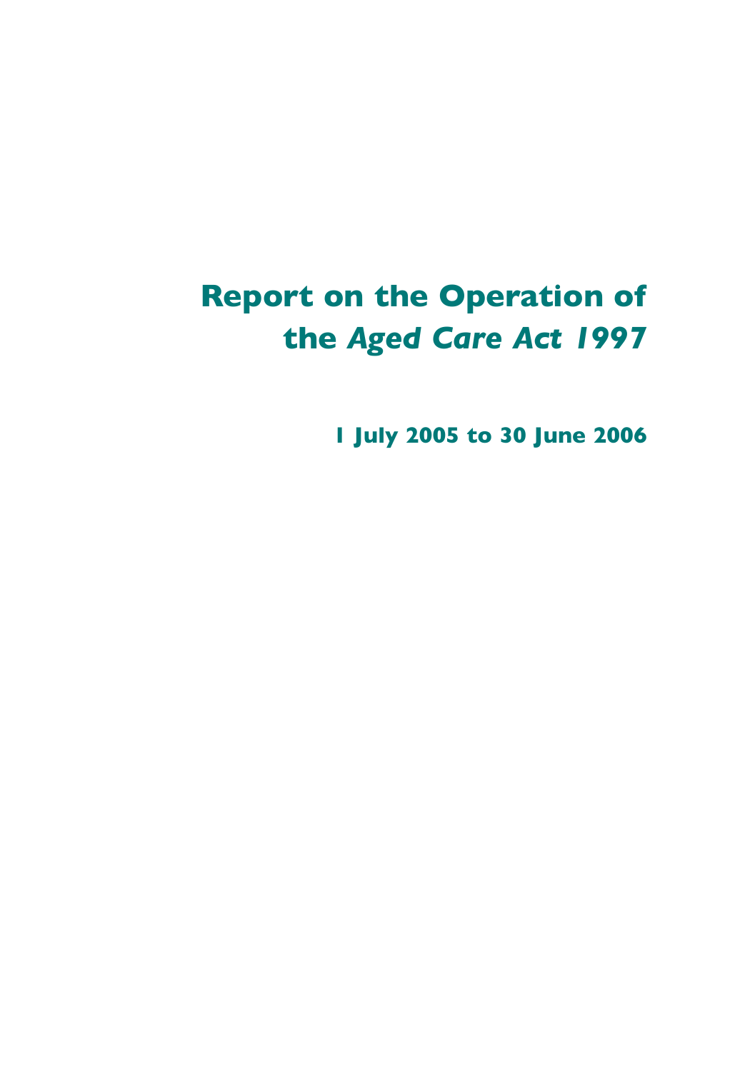# Report on the Operation of the *Aged Care Act 1997*

**1 July 2005 to 30 June 2006**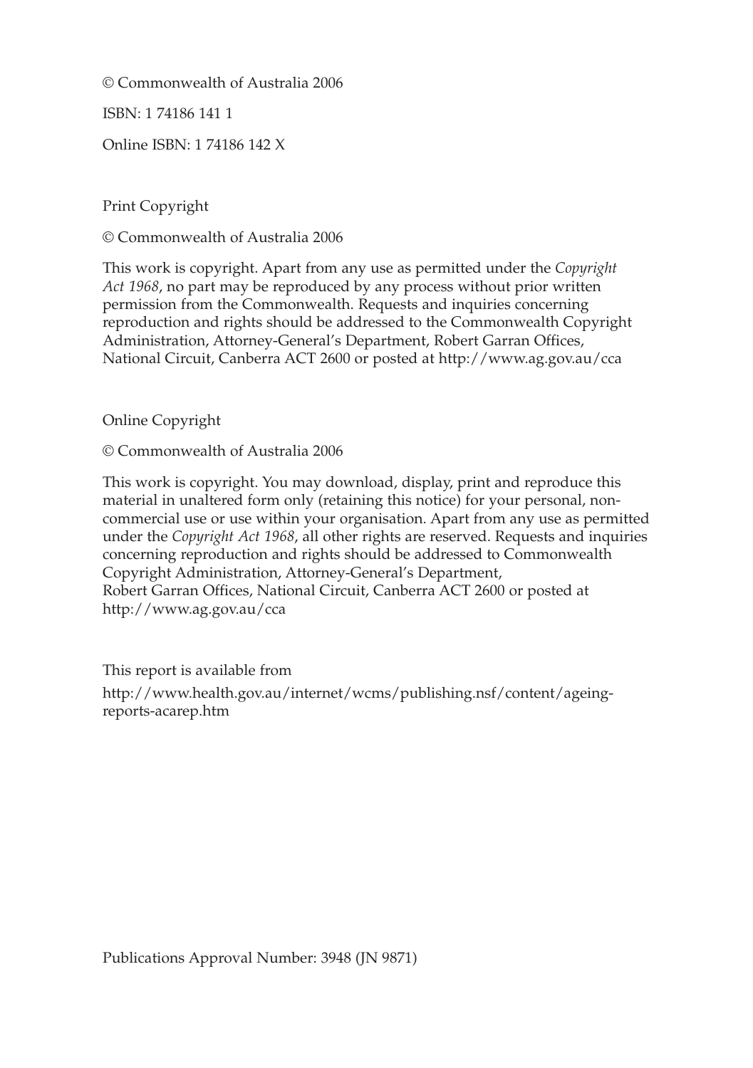© Commonwealth of Australia 2006

ISBN: 1 74186 141 1

Online ISBN: 1 74186 142 X

Print Copyright

© Commonwealth of Australia 2006

This work is copyright. Apart from any use as permitted under the *Copyright Act 1968*, no part may be reproduced by any process without prior written permission from the Commonwealth. Requests and inquiries concerning reproduction and rights should be addressed to the Commonwealth Copyright Administration, Attorney-General's Department, Robert Garran Offices, National Circuit, Canberra ACT 2600 or posted at http://www.ag.gov.au/cca

Online Copyright

© Commonwealth of Australia 2006

This work is copyright. You may download, display, print and reproduce this material in unaltered form only (retaining this notice) for your personal, non-commercial use or use within your organisation. Apart from any use as permitted under the *Copyright Act 1968*, all other rights are reserved. Requests and inquiries concerning reproduction and rights should be addressed to Commonwealth Copyright Administration, Attorney-General's Department, Robert Garran Offices, National Circuit, Canberra ACT 2600 or posted at http://www.ag.gov.au/cca

This report is available from

http://www.health.gov.au/internet/wcms/publishing.nsf/content/ageing-reports-acarep.htm

Publications Approval Number: 3948 (JN 9871)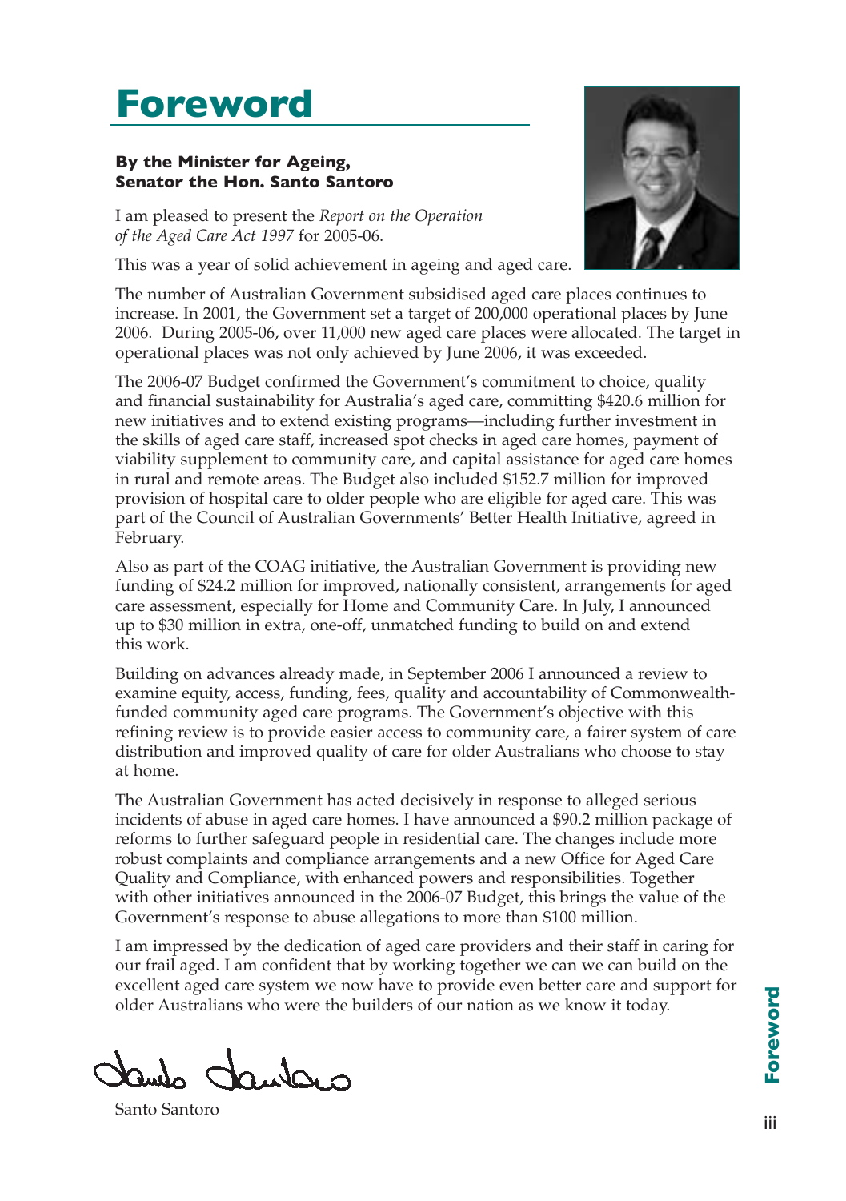# Foreword

**By the Minister for Ageing, Senator the Hon. Santo Santoro**

I am pleased to present the *Report on the Operation of the Aged Care Act 1997* for 2005-06.

This was a year of solid achievement in ageing and aged care.

The number of Australian Government subsidised aged care places continues to increase. In 2001, the Government set a target of 200,000 operational places by June 2006. During 2005-06, over 11,000 new aged care places were allocated. The target in operational places was not only achieved by June 2006, it was exceeded.

The 2006-07 Budget confirmed the Government's commitment to choice, quality and financial sustainability for Australia's aged care, committing $420.6 million for new initiatives and to extend existing programs—including further investment in the skills of aged care staff, increased spot checks in aged care homes, payment of viability supplement to community care, and capital assistance for aged care homes in rural and remote areas. The Budget also included $152.7 million for improved provision of hospital care to older people who are eligible for aged care. This was part of the Council of Australian Governments' Better Health Initiative, agreed in February.

Also as part of the COAG initiative, the Australian Government is providing new funding of $24.2 million for improved, nationally consistent, arrangements for aged care assessment, especially for Home and Community Care. In July, I announced up to $30 million in extra, one-off, unmatched funding to build on and extend this work.

Building on advances already made, in September 2006 I announced a review to examine equity, access, funding, fees, quality and accountability of Commonwealth-funded community aged care programs. The Government's objective with this refining review is to provide easier access to community care, a fairer system of care distribution and improved quality of care for older Australians who choose to stay at home.

The Australian Government has acted decisively in response to alleged serious incidents of abuse in aged care homes. I have announced a $90.2 million package of reforms to further safeguard people in residential care. The changes include more robust complaints and compliance arrangements and a new Office for Aged Care Quality and Compliance, with enhanced powers and responsibilities. Together with other initiatives announced in the 2006-07 Budget, this brings the value of the Government's response to abuse allegations to more than $100 million.

I am impressed by the dedication of aged care providers and their staff in caring for our frail aged. I am confident that by working together we can we can build on the excellent aged care system we now have to provide even better care and support for older Australians who were the builders of our nation as we know it today.

Santo Santoro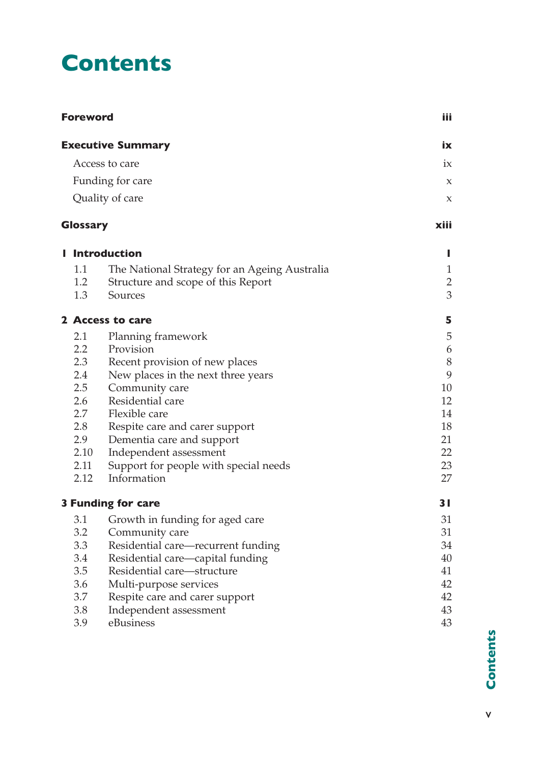# Contents

| | | |
|---|---|---|
| **Foreword** | | **iii** |
| **Executive Summary** | | **ix** |
| | Access to care | ix |
| | Funding for care | x |
| | Quality of care | x |
| **Glossary** | | **xiii** |
| **1 Introduction** | | **1** |
| 1.1 | The National Strategy for an Ageing Australia | 1 |
| 1.2 | Structure and scope of this Report | 2 |
| 1.3 | Sources | 3 |
| **2 Access to care** | | **5** |
| 2.1 | Planning framework | 5 |
| 2.2 | Provision | 6 |
| 2.3 | Recent provision of new places | 8 |
| 2.4 | New places in the next three years | 9 |
| 2.5 | Community care | 10 |
| 2.6 | Residential care | 12 |
| 2.7 | Flexible care | 14 |
| 2.8 | Respite care and carer support | 18 |
| 2.9 | Dementia care and support | 21 |
| 2.10 | Independent assessment | 22 |
| 2.11 | Support for people with special needs | 23 |
| 2.12 | Information | 27 |
| **3 Funding for care** | | **31** |
| 3.1 | Growth in funding for aged care | 31 |
| 3.2 | Community care | 31 |
| 3.3 | Residential care—recurrent funding | 34 |
| 3.4 | Residential care—capital funding | 40 |
| 3.5 | Residential care—structure | 41 |
| 3.6 | Multi-purpose services | 42 |
| 3.7 | Respite care and carer support | 42 |
| 3.8 | Independent assessment | 43 |
| 3.9 | eBusiness | 43 |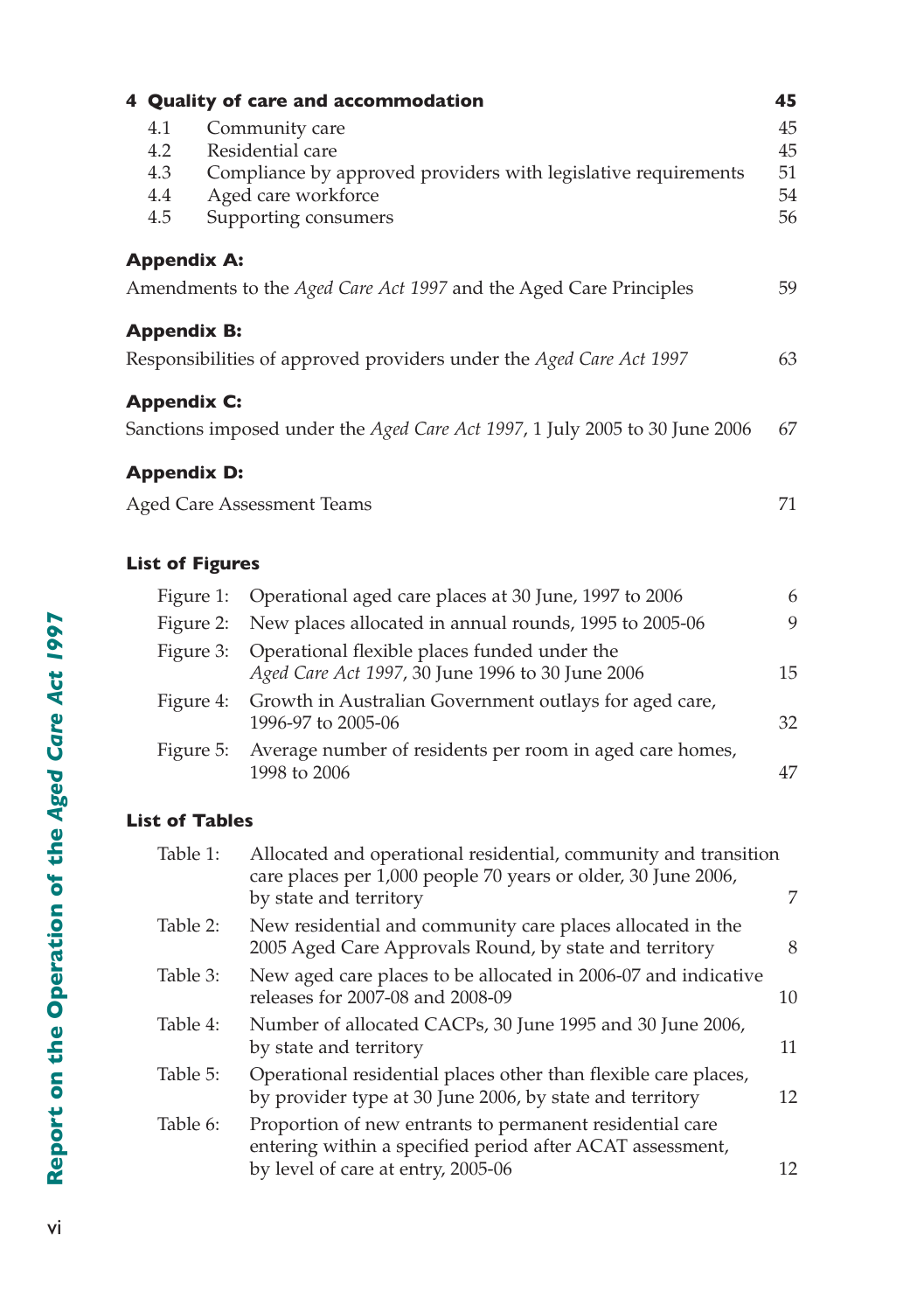**4 Quality of care and accommodation** 45

| | | |
|---|---|---|
| 4.1 | Community care | 45 |
| 4.2 | Residential care | 45 |
| 4.3 | Compliance by approved providers with legislative requirements | 51 |
| 4.4 | Aged care workforce | 54 |
| 4.5 | Supporting consumers | 56 |

**Appendix A:**

Amendments to the *Aged Care Act 1997* and the Aged Care Principles 59

**Appendix B:**

Responsibilities of approved providers under the *Aged Care Act 1997* 63

**Appendix C:**

Sanctions imposed under the *Aged Care Act 1997*, 1 July 2005 to 30 June 2006 67

**Appendix D:**

Aged Care Assessment Teams 71

**List of Figures**

| | | |
|---|---|---|
| Figure 1: | Operational aged care places at 30 June, 1997 to 2006 | 6 |
| Figure 2: | New places allocated in annual rounds, 1995 to 2005-06 | 9 |
| Figure 3: | Operational flexible places funded under the *Aged Care Act 1997*, 30 June 1996 to 30 June 2006 | 15 |
| Figure 4: | Growth in Australian Government outlays for aged care, 1996-97 to 2005-06 | 32 |
| Figure 5: | Average number of residents per room in aged care homes, 1998 to 2006 | 47 |

**List of Tables**

| | | |
|---|---|---|
| Table 1: | Allocated and operational residential, community and transition care places per 1,000 people 70 years or older, 30 June 2006, by state and territory | 7 |
| Table 2: | New residential and community care places allocated in the 2005 Aged Care Approvals Round, by state and territory | 8 |
| Table 3: | New aged care places to be allocated in 2006-07 and indicative releases for 2007-08 and 2008-09 | 10 |
| Table 4: | Number of allocated CACPs, 30 June 1995 and 30 June 2006, by state and territory | 11 |
| Table 5: | Operational residential places other than flexible care places, by provider type at 30 June 2006, by state and territory | 12 |
| Table 6: | Proportion of new entrants to permanent residential care entering within a specified period after ACAT assessment, by level of care at entry, 2005-06 | 12 |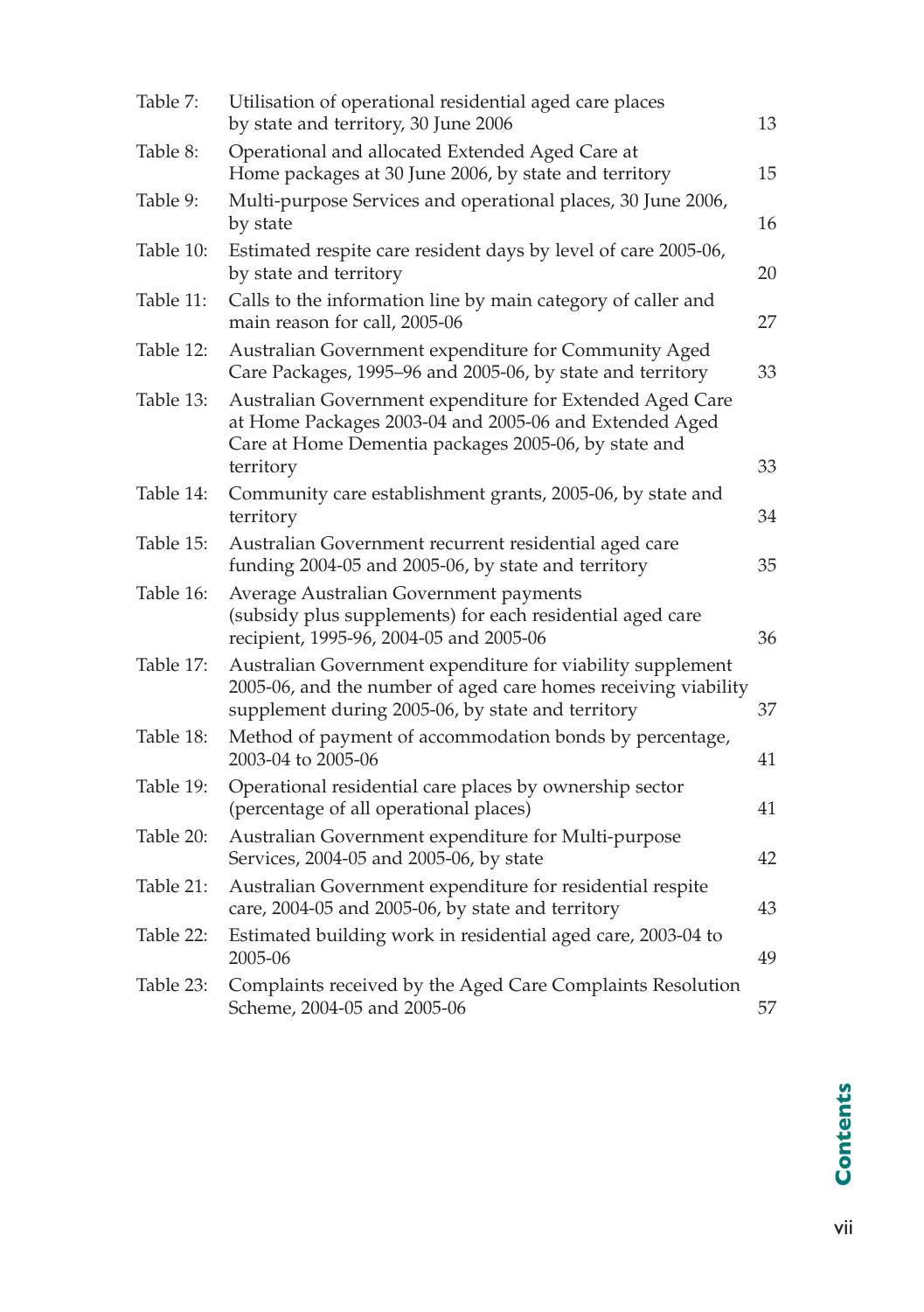| | | |
|---|---|---|
| Table 7: | Utilisation of operational residential aged care places by state and territory, 30 June 2006 | 13 |
| Table 8: | Operational and allocated Extended Aged Care at Home packages at 30 June 2006, by state and territory | 15 |
| Table 9: | Multi-purpose Services and operational places, 30 June 2006, by state | 16 |
| Table 10: | Estimated respite care resident days by level of care 2005-06, by state and territory | 20 |
| Table 11: | Calls to the information line by main category of caller and main reason for call, 2005-06 | 27 |
| Table 12: | Australian Government expenditure for Community Aged Care Packages, 1995–96 and 2005-06, by state and territory | 33 |
| Table 13: | Australian Government expenditure for Extended Aged Care at Home Packages 2003-04 and 2005-06 and Extended Aged Care at Home Dementia packages 2005-06, by state and territory | 33 |
| Table 14: | Community care establishment grants, 2005-06, by state and territory | 34 |
| Table 15: | Australian Government recurrent residential aged care funding 2004-05 and 2005-06, by state and territory | 35 |
| Table 16: | Average Australian Government payments (subsidy plus supplements) for each residential aged care recipient, 1995-96, 2004-05 and 2005-06 | 36 |
| Table 17: | Australian Government expenditure for viability supplement 2005-06, and the number of aged care homes receiving viability supplement during 2005-06, by state and territory | 37 |
| Table 18: | Method of payment of accommodation bonds by percentage, 2003-04 to 2005-06 | 41 |
| Table 19: | Operational residential care places by ownership sector (percentage of all operational places) | 41 |
| Table 20: | Australian Government expenditure for Multi-purpose Services, 2004-05 and 2005-06, by state | 42 |
| Table 21: | Australian Government expenditure for residential respite care, 2004-05 and 2005-06, by state and territory | 43 |
| Table 22: | Estimated building work in residential aged care, 2003-04 to 2005-06 | 49 |
| Table 23: | Complaints received by the Aged Care Complaints Resolution Scheme, 2004-05 and 2005-06 | 57 |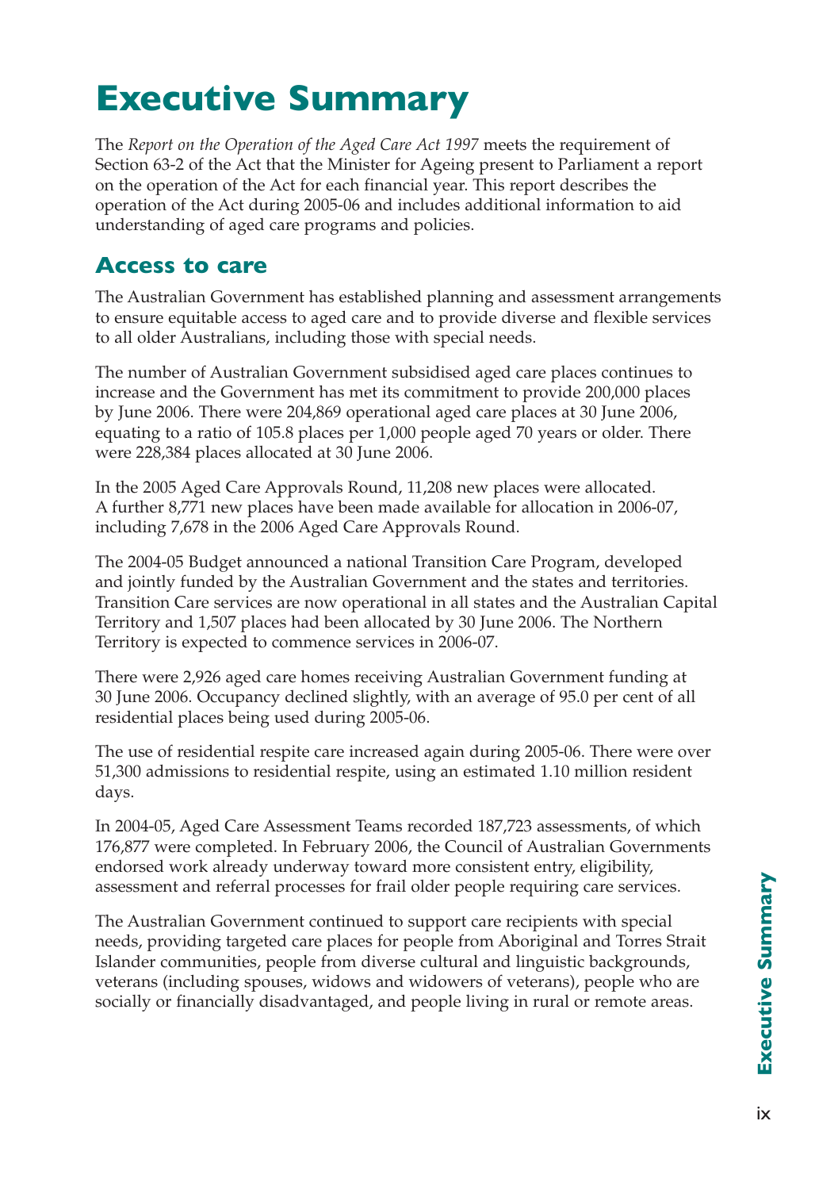# Executive Summary

The *Report on the Operation of the Aged Care Act 1997* meets the requirement of Section 63-2 of the Act that the Minister for Ageing present to Parliament a report on the operation of the Act for each financial year. This report describes the operation of the Act during 2005-06 and includes additional information to aid understanding of aged care programs and policies.

## Access to care

The Australian Government has established planning and assessment arrangements to ensure equitable access to aged care and to provide diverse and flexible services to all older Australians, including those with special needs.

The number of Australian Government subsidised aged care places continues to increase and the Government has met its commitment to provide 200,000 places by June 2006. There were 204,869 operational aged care places at 30 June 2006, equating to a ratio of 105.8 places per 1,000 people aged 70 years or older. There were 228,384 places allocated at 30 June 2006.

In the 2005 Aged Care Approvals Round, 11,208 new places were allocated. A further 8,771 new places have been made available for allocation in 2006-07, including 7,678 in the 2006 Aged Care Approvals Round.

The 2004-05 Budget announced a national Transition Care Program, developed and jointly funded by the Australian Government and the states and territories. Transition Care services are now operational in all states and the Australian Capital Territory and 1,507 places had been allocated by 30 June 2006. The Northern Territory is expected to commence services in 2006-07.

There were 2,926 aged care homes receiving Australian Government funding at 30 June 2006. Occupancy declined slightly, with an average of 95.0 per cent of all residential places being used during 2005-06.

The use of residential respite care increased again during 2005-06. There were over 51,300 admissions to residential respite, using an estimated 1.10 million resident days.

In 2004-05, Aged Care Assessment Teams recorded 187,723 assessments, of which 176,877 were completed. In February 2006, the Council of Australian Governments endorsed work already underway toward more consistent entry, eligibility, assessment and referral processes for frail older people requiring care services.

The Australian Government continued to support care recipients with special needs, providing targeted care places for people from Aboriginal and Torres Strait Islander communities, people from diverse cultural and linguistic backgrounds, veterans (including spouses, widows and widowers of veterans), people who are socially or financially disadvantaged, and people living in rural or remote areas.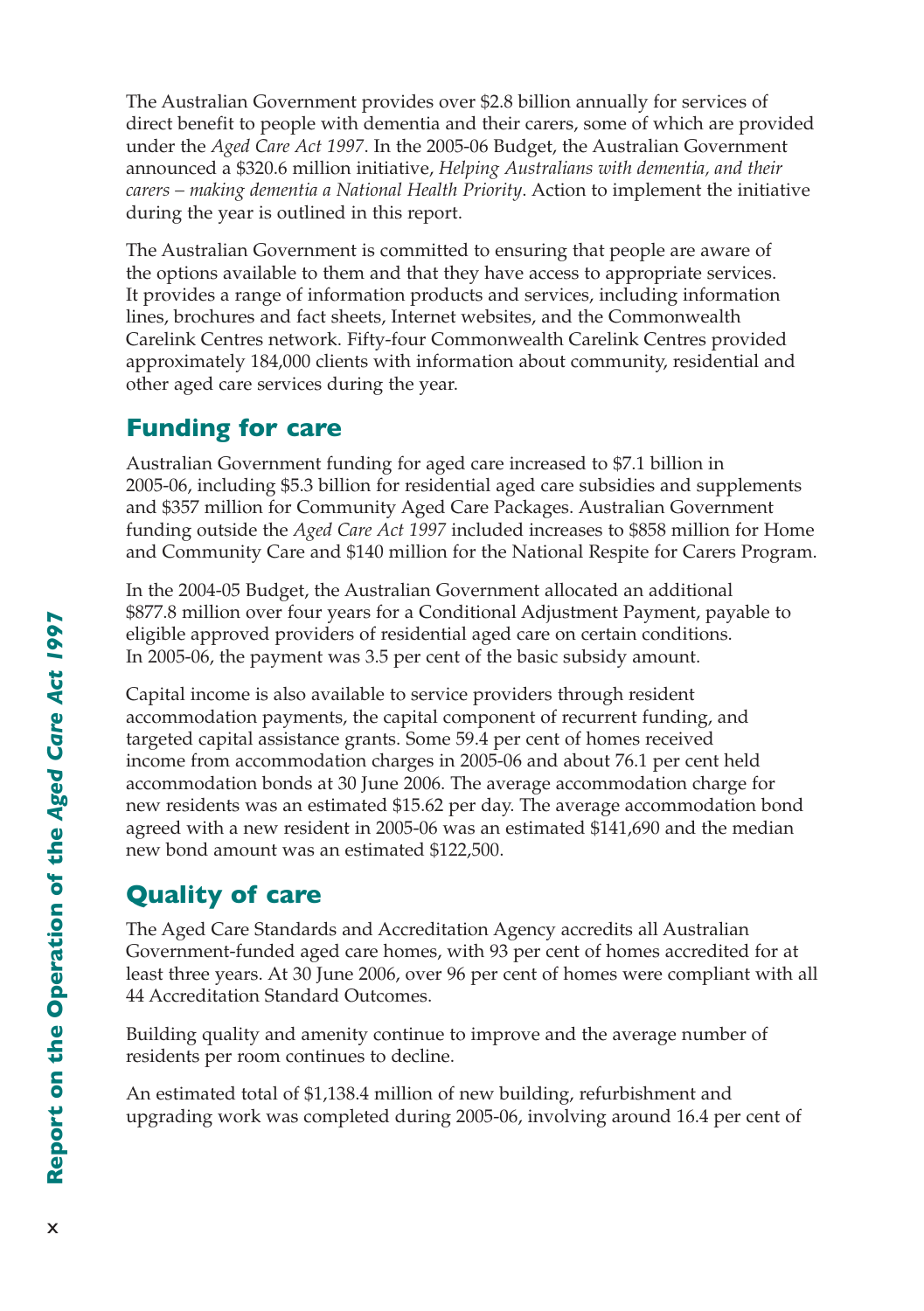The Australian Government provides over $2.8 billion annually for services of direct benefit to people with dementia and their carers, some of which are provided under the *Aged Care Act 1997*. In the 2005-06 Budget, the Australian Government announced a $320.6 million initiative, *Helping Australians with dementia, and their carers – making dementia a National Health Priority*. Action to implement the initiative during the year is outlined in this report.

The Australian Government is committed to ensuring that people are aware of the options available to them and that they have access to appropriate services. It provides a range of information products and services, including information lines, brochures and fact sheets, Internet websites, and the Commonwealth Carelink Centres network. Fifty-four Commonwealth Carelink Centres provided approximately 184,000 clients with information about community, residential and other aged care services during the year.

## Funding for care

Australian Government funding for aged care increased to $7.1 billion in 2005-06, including $5.3 billion for residential aged care subsidies and supplements and $357 million for Community Aged Care Packages. Australian Government funding outside the *Aged Care Act 1997* included increases to $858 million for Home and Community Care and $140 million for the National Respite for Carers Program.

In the 2004-05 Budget, the Australian Government allocated an additional $877.8 million over four years for a Conditional Adjustment Payment, payable to eligible approved providers of residential aged care on certain conditions. In 2005-06, the payment was 3.5 per cent of the basic subsidy amount.

Capital income is also available to service providers through resident accommodation payments, the capital component of recurrent funding, and targeted capital assistance grants. Some 59.4 per cent of homes received income from accommodation charges in 2005-06 and about 76.1 per cent held accommodation bonds at 30 June 2006. The average accommodation charge for new residents was an estimated $15.62 per day. The average accommodation bond agreed with a new resident in 2005-06 was an estimated $141,690 and the median new bond amount was an estimated $122,500.

## Quality of care

The Aged Care Standards and Accreditation Agency accredits all Australian Government-funded aged care homes, with 93 per cent of homes accredited for at least three years. At 30 June 2006, over 96 per cent of homes were compliant with all 44 Accreditation Standard Outcomes.

Building quality and amenity continue to improve and the average number of residents per room continues to decline.

An estimated total of $1,138.4 million of new building, refurbishment and upgrading work was completed during 2005-06, involving around 16.4 per cent of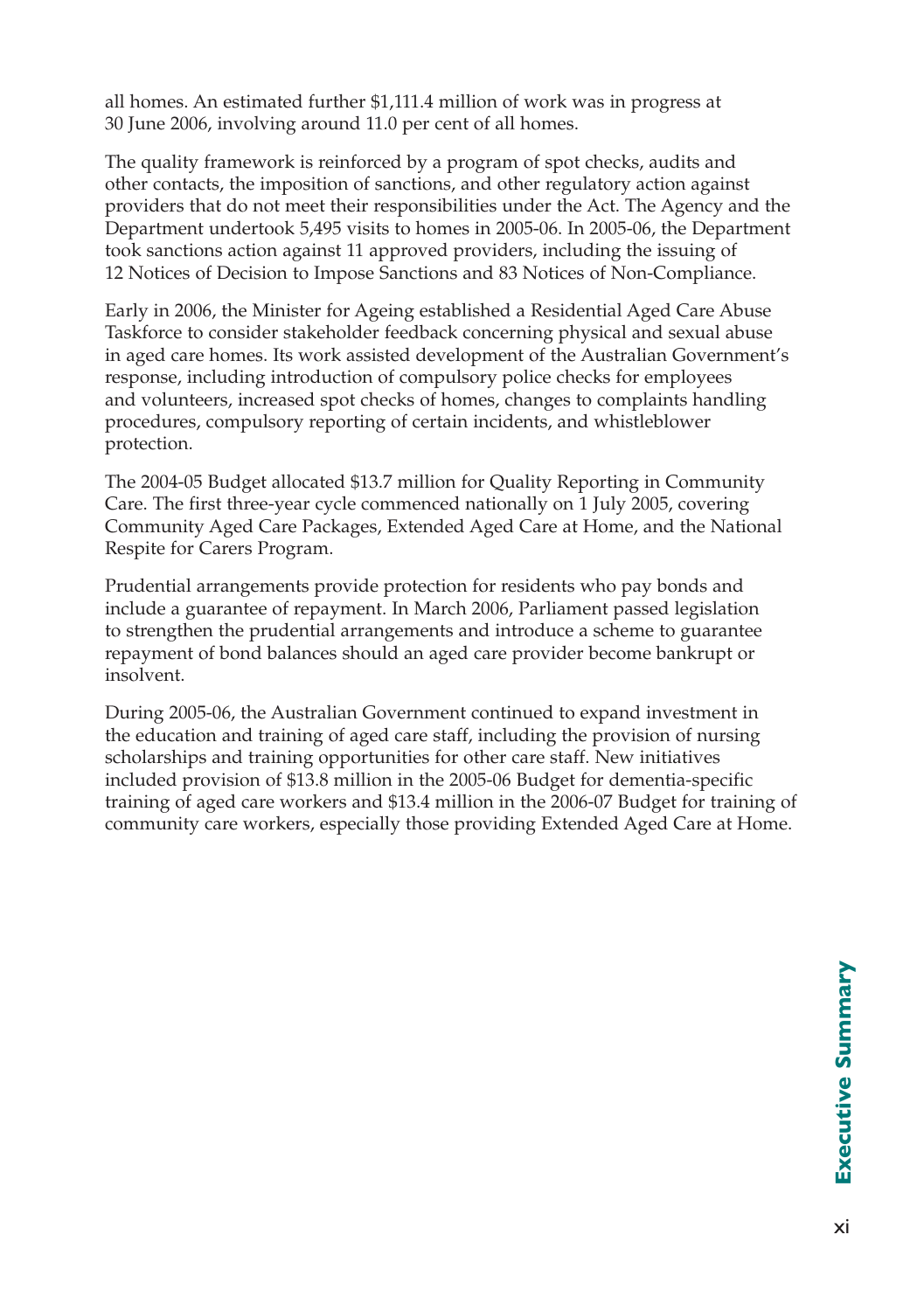all homes. An estimated further $1,111.4 million of work was in progress at 30 June 2006, involving around 11.0 per cent of all homes.

The quality framework is reinforced by a program of spot checks, audits and other contacts, the imposition of sanctions, and other regulatory action against providers that do not meet their responsibilities under the Act. The Agency and the Department undertook 5,495 visits to homes in 2005-06. In 2005-06, the Department took sanctions action against 11 approved providers, including the issuing of 12 Notices of Decision to Impose Sanctions and 83 Notices of Non-Compliance.

Early in 2006, the Minister for Ageing established a Residential Aged Care Abuse Taskforce to consider stakeholder feedback concerning physical and sexual abuse in aged care homes. Its work assisted development of the Australian Government's response, including introduction of compulsory police checks for employees and volunteers, increased spot checks of homes, changes to complaints handling procedures, compulsory reporting of certain incidents, and whistleblower protection.

The 2004-05 Budget allocated $13.7 million for Quality Reporting in Community Care. The first three-year cycle commenced nationally on 1 July 2005, covering Community Aged Care Packages, Extended Aged Care at Home, and the National Respite for Carers Program.

Prudential arrangements provide protection for residents who pay bonds and include a guarantee of repayment. In March 2006, Parliament passed legislation to strengthen the prudential arrangements and introduce a scheme to guarantee repayment of bond balances should an aged care provider become bankrupt or insolvent.

During 2005-06, the Australian Government continued to expand investment in the education and training of aged care staff, including the provision of nursing scholarships and training opportunities for other care staff. New initiatives included provision of $13.8 million in the 2005-06 Budget for dementia-specific training of aged care workers and $13.4 million in the 2006-07 Budget for training of community care workers, especially those providing Extended Aged Care at Home.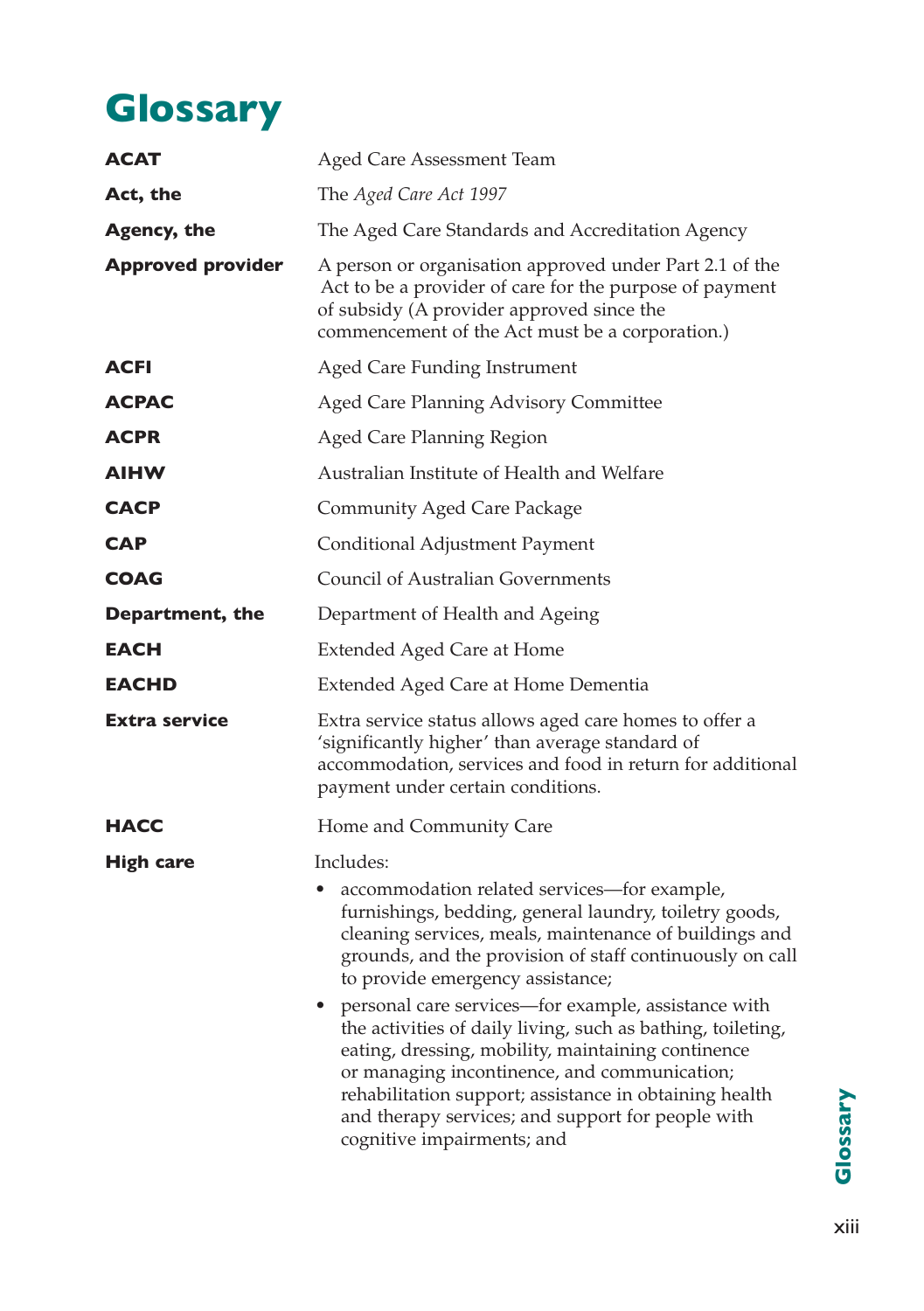# Glossary

| | |
|---|---|
| **ACAT** | Aged Care Assessment Team |
| **Act, the** | The *Aged Care Act 1997* |
| **Agency, the** | The Aged Care Standards and Accreditation Agency |
| **Approved provider** | A person or organisation approved under Part 2.1 of the Act to be a provider of care for the purpose of payment of subsidy (A provider approved since the commencement of the Act must be a corporation.) |
| **ACFI** | Aged Care Funding Instrument |
| **ACPAC** | Aged Care Planning Advisory Committee |
| **ACPR** | Aged Care Planning Region |
| **AIHW** | Australian Institute of Health and Welfare |
| **CACP** | Community Aged Care Package |
| **CAP** | Conditional Adjustment Payment |
| **COAG** | Council of Australian Governments |
| **Department, the** | Department of Health and Ageing |
| **EACH** | Extended Aged Care at Home |
| **EACHD** | Extended Aged Care at Home Dementia |
| **Extra service** | Extra service status allows aged care homes to offer a 'significantly higher' than average standard of accommodation, services and food in return for additional payment under certain conditions. |
| **HACC** | Home and Community Care |

**High care**

Includes:

- accommodation related services—for example, furnishings, bedding, general laundry, toiletry goods, cleaning services, meals, maintenance of buildings and grounds, and the provision of staff continuously on call to provide emergency assistance;
- personal care services—for example, assistance with the activities of daily living, such as bathing, toileting, eating, dressing, mobility, maintaining continence or managing incontinence, and communication; rehabilitation support; assistance in obtaining health and therapy services; and support for people with cognitive impairments; and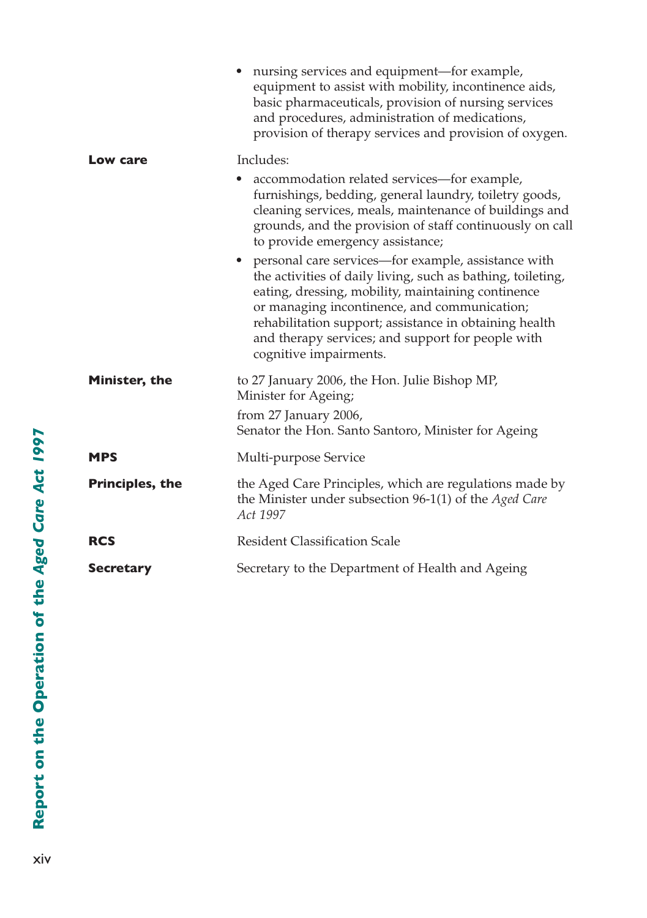- nursing services and equipment—for example, equipment to assist with mobility, incontinence aids, basic pharmaceuticals, provision of nursing services and procedures, administration of medications, provision of therapy services and provision of oxygen.

**Low care**

Includes:

- accommodation related services—for example, furnishings, bedding, general laundry, toiletry goods, cleaning services, meals, maintenance of buildings and grounds, and the provision of staff continuously on call to provide emergency assistance;
- personal care services—for example, assistance with the activities of daily living, such as bathing, toileting, eating, dressing, mobility, maintaining continence or managing incontinence, and communication; rehabilitation support; assistance in obtaining health and therapy services; and support for people with cognitive impairments.

**Minister, the**

to 27 January 2006, the Hon. Julie Bishop MP, Minister for Ageing;

from 27 January 2006, Senator the Hon. Santo Santoro, Minister for Ageing

**MPS**

Multi-purpose Service

**Principles, the**

the Aged Care Principles, which are regulations made by the Minister under subsection 96-1(1) of the *Aged Care Act 1997*

**RCS**

Resident Classification Scale

**Secretary**

Secretary to the Department of Health and Ageing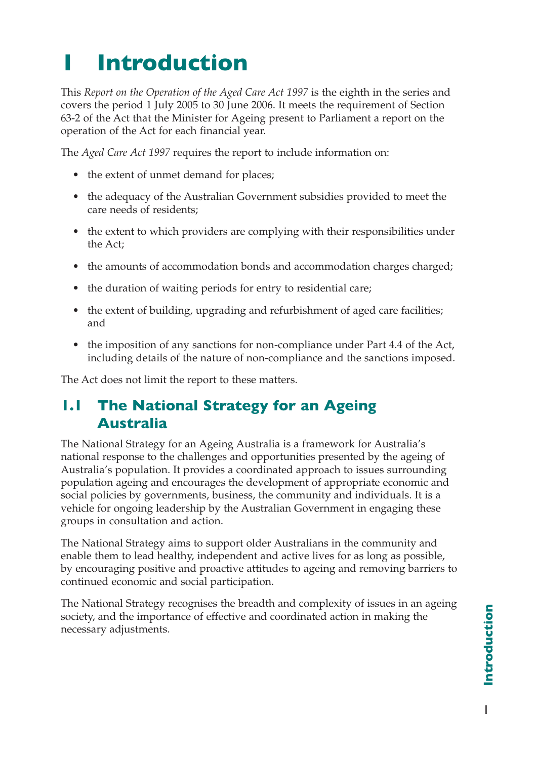# 1 Introduction

This *Report on the Operation of the Aged Care Act 1997* is the eighth in the series and covers the period 1 July 2005 to 30 June 2006. It meets the requirement of Section 63-2 of the Act that the Minister for Ageing present to Parliament a report on the operation of the Act for each financial year.

The *Aged Care Act 1997* requires the report to include information on:

- the extent of unmet demand for places;
- the adequacy of the Australian Government subsidies provided to meet the care needs of residents;
- the extent to which providers are complying with their responsibilities under the Act;
- the amounts of accommodation bonds and accommodation charges charged;
- the duration of waiting periods for entry to residential care;
- the extent of building, upgrading and refurbishment of aged care facilities; and
- the imposition of any sanctions for non-compliance under Part 4.4 of the Act, including details of the nature of non-compliance and the sanctions imposed.

The Act does not limit the report to these matters.

## 1.1 The National Strategy for an Ageing Australia

The National Strategy for an Ageing Australia is a framework for Australia's national response to the challenges and opportunities presented by the ageing of Australia's population. It provides a coordinated approach to issues surrounding population ageing and encourages the development of appropriate economic and social policies by governments, business, the community and individuals. It is a vehicle for ongoing leadership by the Australian Government in engaging these groups in consultation and action.

The National Strategy aims to support older Australians in the community and enable them to lead healthy, independent and active lives for as long as possible, by encouraging positive and proactive attitudes to ageing and removing barriers to continued economic and social participation.

The National Strategy recognises the breadth and complexity of issues in an ageing society, and the importance of effective and coordinated action in making the necessary adjustments.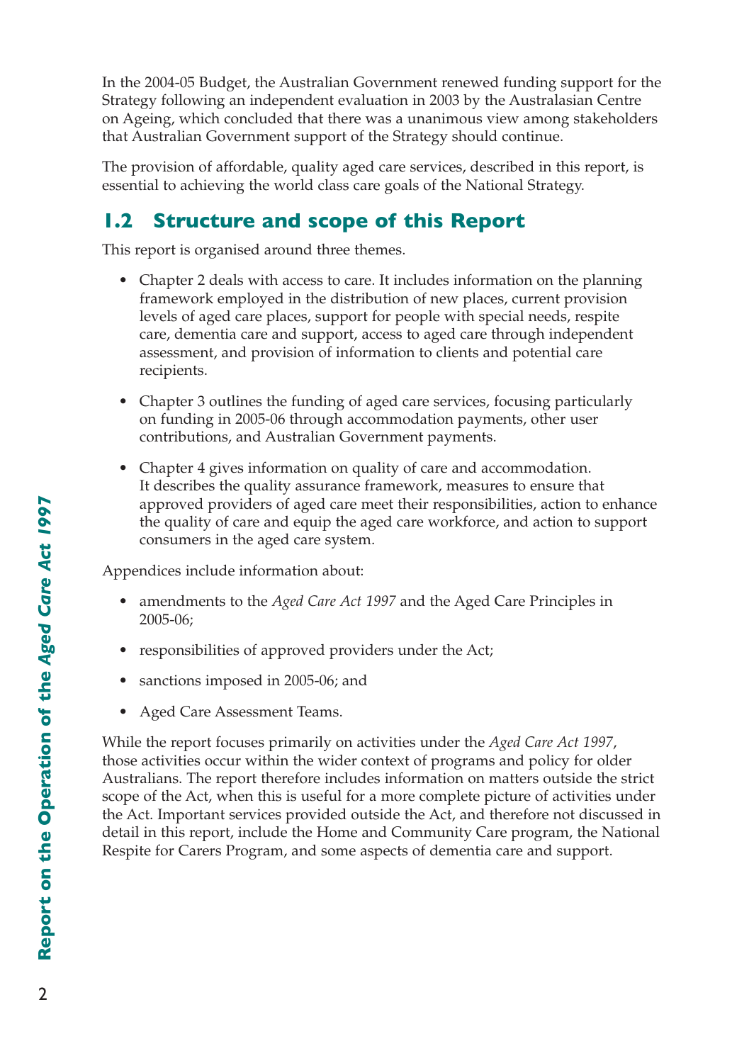In the 2004-05 Budget, the Australian Government renewed funding support for the Strategy following an independent evaluation in 2003 by the Australasian Centre on Ageing, which concluded that there was a unanimous view among stakeholders that Australian Government support of the Strategy should continue.

The provision of affordable, quality aged care services, described in this report, is essential to achieving the world class care goals of the National Strategy.

## 1.2 Structure and scope of this Report

This report is organised around three themes.

- Chapter 2 deals with access to care. It includes information on the planning framework employed in the distribution of new places, current provision levels of aged care places, support for people with special needs, respite care, dementia care and support, access to aged care through independent assessment, and provision of information to clients and potential care recipients.
- Chapter 3 outlines the funding of aged care services, focusing particularly on funding in 2005-06 through accommodation payments, other user contributions, and Australian Government payments.
- Chapter 4 gives information on quality of care and accommodation. It describes the quality assurance framework, measures to ensure that approved providers of aged care meet their responsibilities, action to enhance the quality of care and equip the aged care workforce, and action to support consumers in the aged care system.

Appendices include information about:

- amendments to the *Aged Care Act 1997* and the Aged Care Principles in 2005-06;
- responsibilities of approved providers under the Act;
- sanctions imposed in 2005-06; and
- Aged Care Assessment Teams.

While the report focuses primarily on activities under the *Aged Care Act 1997*, those activities occur within the wider context of programs and policy for older Australians. The report therefore includes information on matters outside the strict scope of the Act, when this is useful for a more complete picture of activities under the Act. Important services provided outside the Act, and therefore not discussed in detail in this report, include the Home and Community Care program, the National Respite for Carers Program, and some aspects of dementia care and support.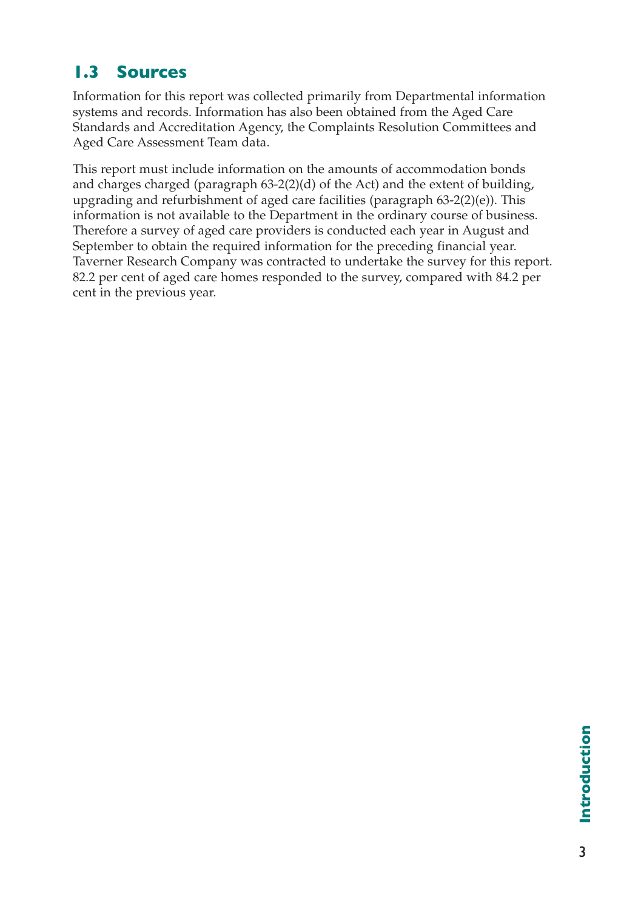## 1.3 Sources

Information for this report was collected primarily from Departmental information systems and records. Information has also been obtained from the Aged Care Standards and Accreditation Agency, the Complaints Resolution Committees and Aged Care Assessment Team data.

This report must include information on the amounts of accommodation bonds and charges charged (paragraph 63-2(2)(d) of the Act) and the extent of building, upgrading and refurbishment of aged care facilities (paragraph 63-2(2)(e)). This information is not available to the Department in the ordinary course of business. Therefore a survey of aged care providers is conducted each year in August and September to obtain the required information for the preceding financial year. Taverner Research Company was contracted to undertake the survey for this report. 82.2 per cent of aged care homes responded to the survey, compared with 84.2 per cent in the previous year.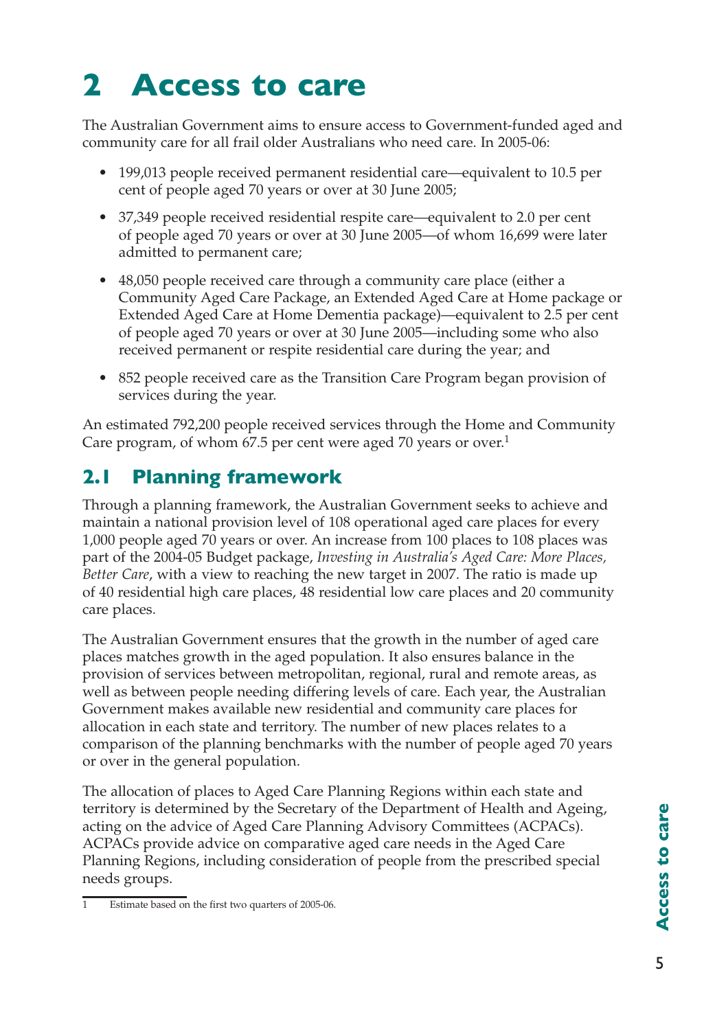# 2 Access to care

The Australian Government aims to ensure access to Government-funded aged and community care for all frail older Australians who need care. In 2005-06:

- 199,013 people received permanent residential care—equivalent to 10.5 per cent of people aged 70 years or over at 30 June 2005;
- 37,349 people received residential respite care—equivalent to 2.0 per cent of people aged 70 years or over at 30 June 2005—of whom 16,699 were later admitted to permanent care;
- 48,050 people received care through a community care place (either a Community Aged Care Package, an Extended Aged Care at Home package or Extended Aged Care at Home Dementia package)—equivalent to 2.5 per cent of people aged 70 years or over at 30 June 2005—including some who also received permanent or respite residential care during the year; and
- 852 people received care as the Transition Care Program began provision of services during the year.

An estimated 792,200 people received services through the Home and Community Care program, of whom 67.5 per cent were aged 70 years or over.[1]

## 2.1 Planning framework

Through a planning framework, the Australian Government seeks to achieve and maintain a national provision level of 108 operational aged care places for every 1,000 people aged 70 years or over. An increase from 100 places to 108 places was part of the 2004-05 Budget package, *Investing in Australia's Aged Care: More Places, Better Care*, with a view to reaching the new target in 2007. The ratio is made up of 40 residential high care places, 48 residential low care places and 20 community care places.

The Australian Government ensures that the growth in the number of aged care places matches growth in the aged population. It also ensures balance in the provision of services between metropolitan, regional, rural and remote areas, as well as between people needing differing levels of care. Each year, the Australian Government makes available new residential and community care places for allocation in each state and territory. The number of new places relates to a comparison of the planning benchmarks with the number of people aged 70 years or over in the general population.

The allocation of places to Aged Care Planning Regions within each state and territory is determined by the Secretary of the Department of Health and Ageing, acting on the advice of Aged Care Planning Advisory Committees (ACPACs). ACPACs provide advice on comparative aged care needs in the Aged Care Planning Regions, including consideration of people from the prescribed special needs groups.

---

1 Estimate based on the first two quarters of 2005-06.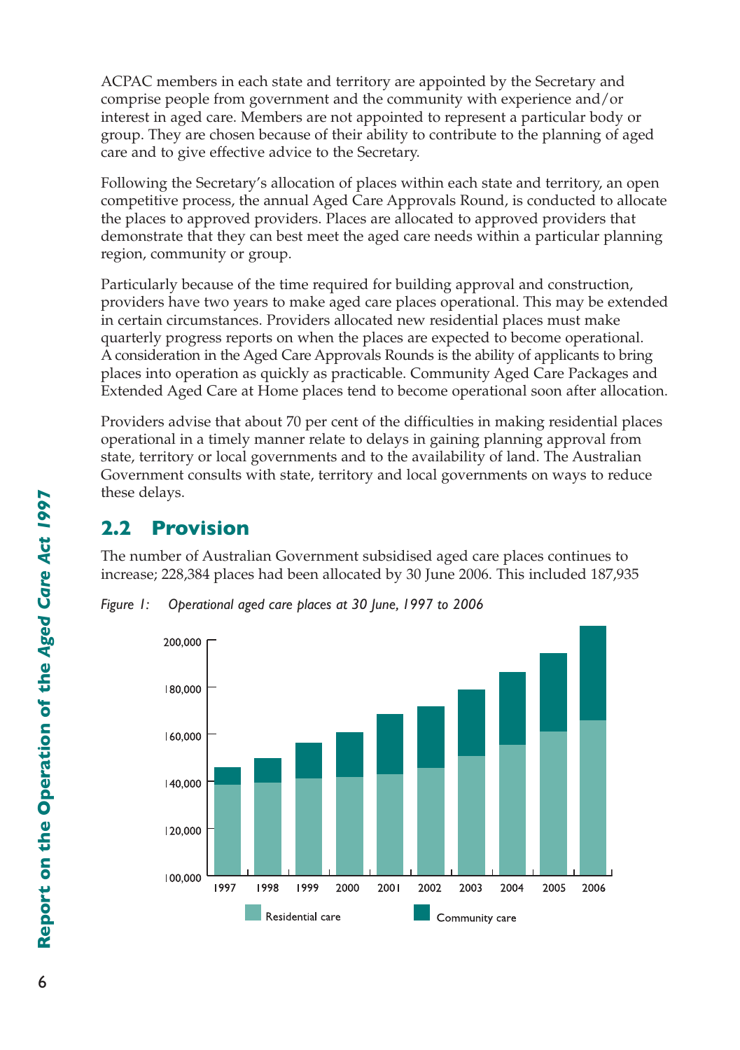ACPAC members in each state and territory are appointed by the Secretary and comprise people from government and the community with experience and/or interest in aged care. Members are not appointed to represent a particular body or group. They are chosen because of their ability to contribute to the planning of aged care and to give effective advice to the Secretary.

Following the Secretary's allocation of places within each state and territory, an open competitive process, the annual Aged Care Approvals Round, is conducted to allocate the places to approved providers. Places are allocated to approved providers that demonstrate that they can best meet the aged care needs within a particular planning region, community or group.

Particularly because of the time required for building approval and construction, providers have two years to make aged care places operational. This may be extended in certain circumstances. Providers allocated new residential places must make quarterly progress reports on when the places are expected to become operational. A consideration in the Aged Care Approvals Rounds is the ability of applicants to bring places into operation as quickly as practicable. Community Aged Care Packages and Extended Aged Care at Home places tend to become operational soon after allocation.

Providers advise that about 70 per cent of the difficulties in making residential places operational in a timely manner relate to delays in gaining planning approval from state, territory or local governments and to the availability of land. The Australian Government consults with state, territory and local governments on ways to reduce these delays.

## 2.2 Provision

The number of Australian Government subsidised aged care places continues to increase; 228,384 places had been allocated by 30 June 2006. This included 187,935

*Figure 1: Operational aged care places at 30 June, 1997 to 2006*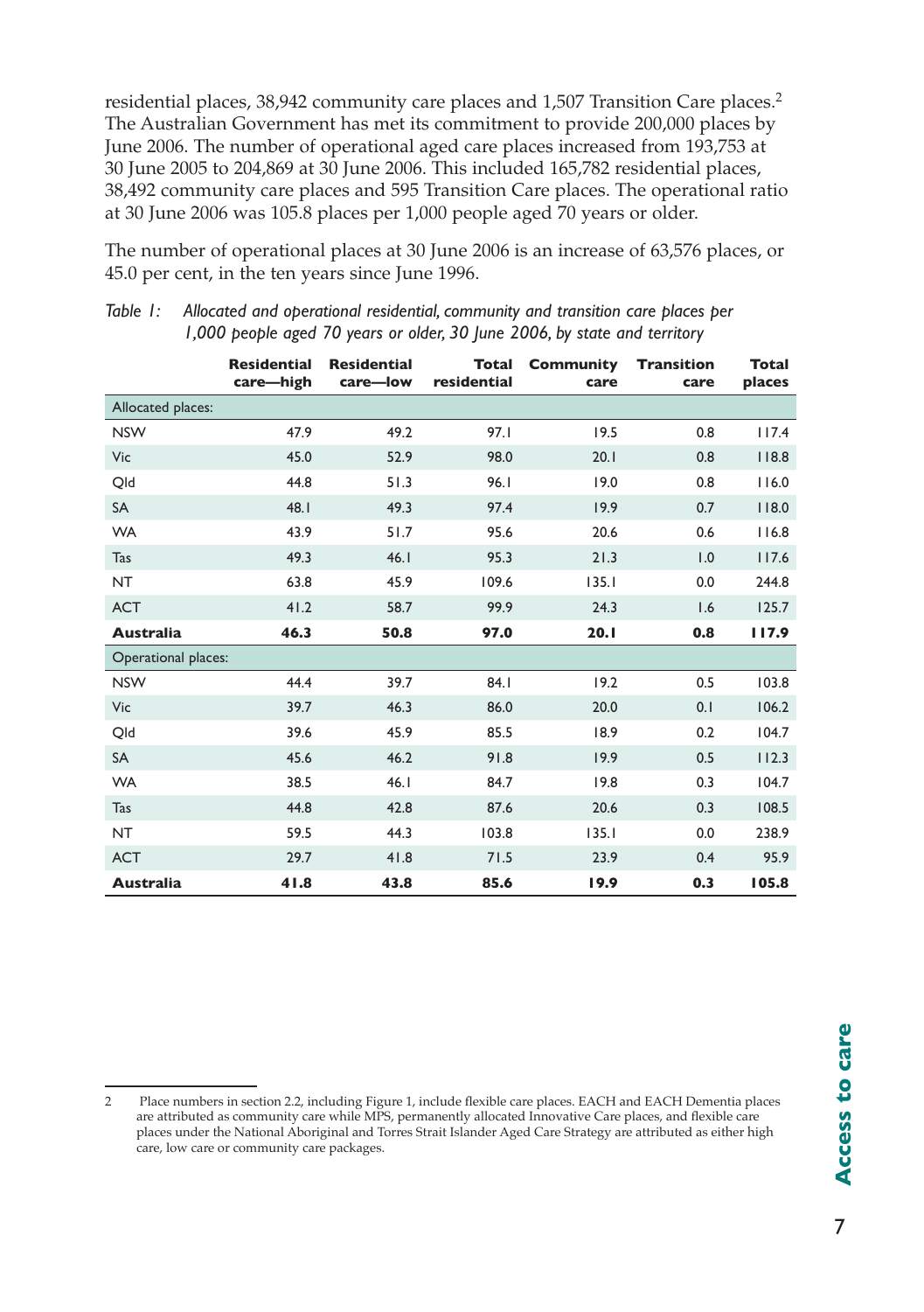residential places, 38,942 community care places and 1,507 Transition Care places.[2] The Australian Government has met its commitment to provide 200,000 places by June 2006. The number of operational aged care places increased from 193,753 at 30 June 2005 to 204,869 at 30 June 2006. This included 165,782 residential places, 38,492 community care places and 595 Transition Care places. The operational ratio at 30 June 2006 was 105.8 places per 1,000 people aged 70 years or older.

The number of operational places at 30 June 2006 is an increase of 63,576 places, or 45.0 per cent, in the ten years since June 1996.

*Table 1: Allocated and operational residential, community and transition care places per 1,000 people aged 70 years or older, 30 June 2006, by state and territory*

| | Residential care—high | Residential care—low | Total residential | Community care | Transition care | Total places |
|---|---|---|---|---|---|---|
| Allocated places: | | | | | | |
| NSW | 47.9 | 49.2 | 97.1 | 19.5 | 0.8 | 117.4 |
| Vic | 45.0 | 52.9 | 98.0 | 20.1 | 0.8 | 118.8 |
| Qld | 44.8 | 51.3 | 96.1 | 19.0 | 0.8 | 116.0 |
| SA | 48.1 | 49.3 | 97.4 | 19.9 | 0.7 | 118.0 |
| WA | 43.9 | 51.7 | 95.6 | 20.6 | 0.6 | 116.8 |
| Tas | 49.3 | 46.1 | 95.3 | 21.3 | 1.0 | 117.6 |
| NT | 63.8 | 45.9 | 109.6 | 135.1 | 0.0 | 244.8 |
| ACT | 41.2 | 58.7 | 99.9 | 24.3 | 1.6 | 125.7 |
| **Australia** | **46.3** | **50.8** | **97.0** | **20.1** | **0.8** | **117.9** |
| Operational places: | | | | | | |
| NSW | 44.4 | 39.7 | 84.1 | 19.2 | 0.5 | 103.8 |
| Vic | 39.7 | 46.3 | 86.0 | 20.0 | 0.1 | 106.2 |
| Qld | 39.6 | 45.9 | 85.5 | 18.9 | 0.2 | 104.7 |
| SA | 45.6 | 46.2 | 91.8 | 19.9 | 0.5 | 112.3 |
| WA | 38.5 | 46.1 | 84.7 | 19.8 | 0.3 | 104.7 |
| Tas | 44.8 | 42.8 | 87.6 | 20.6 | 0.3 | 108.5 |
| NT | 59.5 | 44.3 | 103.8 | 135.1 | 0.0 | 238.9 |
| ACT | 29.7 | 41.8 | 71.5 | 23.9 | 0.4 | 95.9 |
| **Australia** | **41.8** | **43.8** | **85.6** | **19.9** | **0.3** | **105.8** |

---

2 Place numbers in section 2.2, including Figure 1, include flexible care places. EACH and EACH Dementia places are attributed as community care while MPS, permanently allocated Innovative Care places, and flexible care places under the National Aboriginal and Torres Strait Islander Aged Care Strategy are attributed as either high care, low care or community care packages.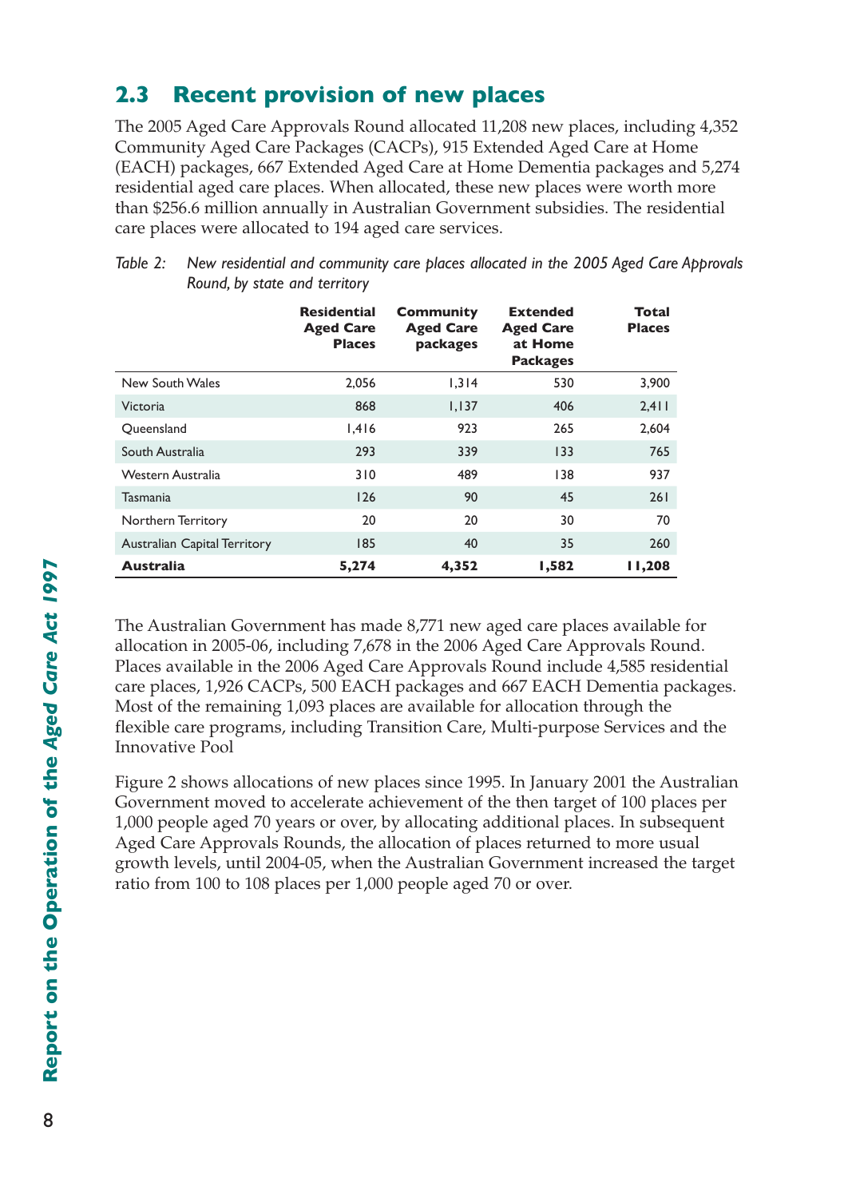## 2.3 Recent provision of new places

The 2005 Aged Care Approvals Round allocated 11,208 new places, including 4,352 Community Aged Care Packages (CACPs), 915 Extended Aged Care at Home (EACH) packages, 667 Extended Aged Care at Home Dementia packages and 5,274 residential aged care places. When allocated, these new places were worth more than $256.6 million annually in Australian Government subsidies. The residential care places were allocated to 194 aged care services.

*Table 2: New residential and community care places allocated in the 2005 Aged Care Approvals Round, by state and territory*

| | Residential Aged Care Places | Community Aged Care packages | Extended Aged Care at Home Packages | Total Places |
|---|---|---|---|---|
| New South Wales | 2,056 | 1,314 | 530 | 3,900 |
| Victoria | 868 | 1,137 | 406 | 2,411 |
| Queensland | 1,416 | 923 | 265 | 2,604 |
| South Australia | 293 | 339 | 133 | 765 |
| Western Australia | 310 | 489 | 138 | 937 |
| Tasmania | 126 | 90 | 45 | 261 |
| Northern Territory | 20 | 20 | 30 | 70 |
| Australian Capital Territory | 185 | 40 | 35 | 260 |
| **Australia** | **5,274** | **4,352** | **1,582** | **11,208** |

The Australian Government has made 8,771 new aged care places available for allocation in 2005-06, including 7,678 in the 2006 Aged Care Approvals Round. Places available in the 2006 Aged Care Approvals Round include 4,585 residential care places, 1,926 CACPs, 500 EACH packages and 667 EACH Dementia packages. Most of the remaining 1,093 places are available for allocation through the flexible care programs, including Transition Care, Multi-purpose Services and the Innovative Pool

Figure 2 shows allocations of new places since 1995. In January 2001 the Australian Government moved to accelerate achievement of the then target of 100 places per 1,000 people aged 70 years or over, by allocating additional places. In subsequent Aged Care Approvals Rounds, the allocation of places returned to more usual growth levels, until 2004-05, when the Australian Government increased the target ratio from 100 to 108 places per 1,000 people aged 70 or over.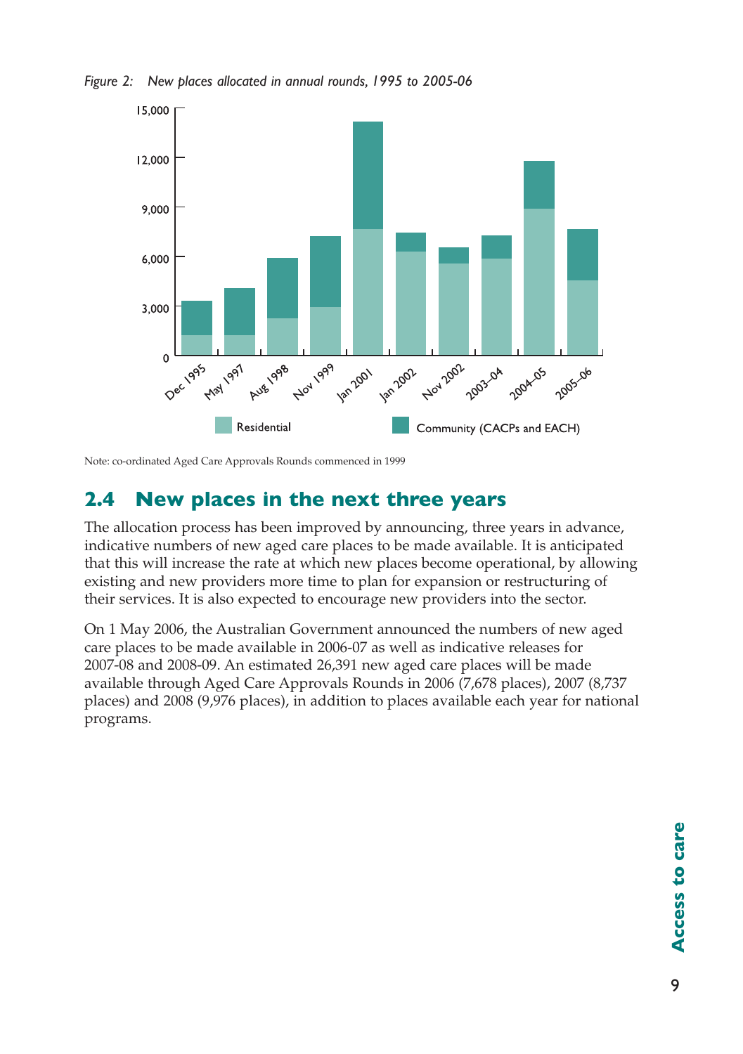*Figure 2: New places allocated in annual rounds, 1995 to 2005-06*

Note: co-ordinated Aged Care Approvals Rounds commenced in 1999

## 2.4 New places in the next three years

The allocation process has been improved by announcing, three years in advance, indicative numbers of new aged care places to be made available. It is anticipated that this will increase the rate at which new places become operational, by allowing existing and new providers more time to plan for expansion or restructuring of their services. It is also expected to encourage new providers into the sector.

On 1 May 2006, the Australian Government announced the numbers of new aged care places to be made available in 2006-07 as well as indicative releases for 2007-08 and 2008-09. An estimated 26,391 new aged care places will be made available through Aged Care Approvals Rounds in 2006 (7,678 places), 2007 (8,737 places) and 2008 (9,976 places), in addition to places available each year for national programs.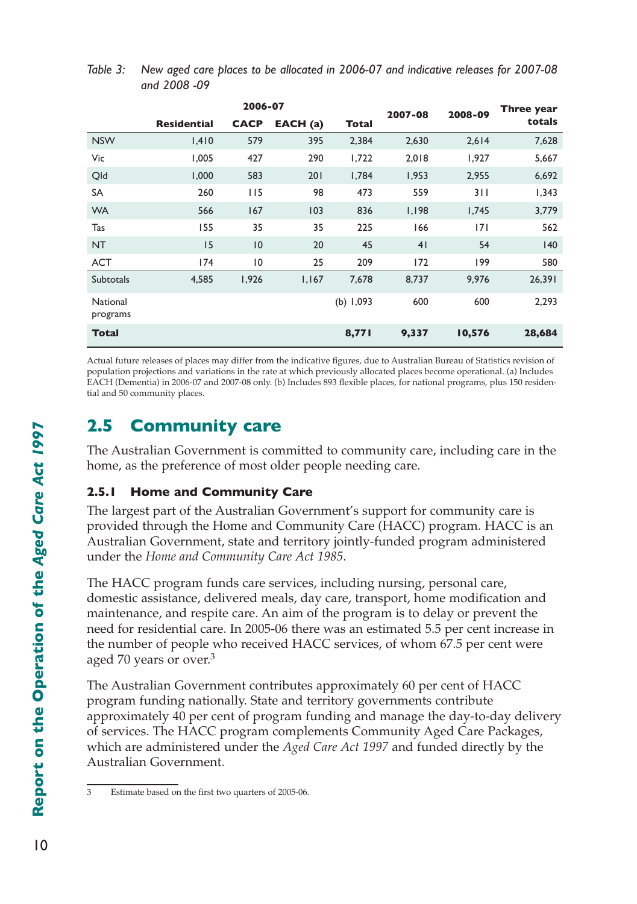*Table 3: New aged care places to be allocated in 2006-07 and indicative releases for 2007-08 and 2008 -09*

| | 2006-07 | | | | 2007-08 | 2008-09 | Three year totals |
|---|---|---|---|---|---|---|---|
| | **Residential** | **CACP** | **EACH (a)** | **Total** | | | |
| NSW | 1,410 | 579 | 395 | 2,384 | 2,630 | 2,614 | 7,628 |
| Vic | 1,005 | 427 | 290 | 1,722 | 2,018 | 1,927 | 5,667 |
| Qld | 1,000 | 583 | 201 | 1,784 | 1,953 | 2,955 | 6,692 |
| SA | 260 | 115 | 98 | 473 | 559 | 311 | 1,343 |
| WA | 566 | 167 | 103 | 836 | 1,198 | 1,745 | 3,779 |
| Tas | 155 | 35 | 35 | 225 | 166 | 171 | 562 |
| NT | 15 | 10 | 20 | 45 | 41 | 54 | 140 |
| ACT | 174 | 10 | 25 | 209 | 172 | 199 | 580 |
| Subtotals | 4,585 | 1,926 | 1,167 | 7,678 | 8,737 | 9,976 | 26,391 |
| National programs | | | | (b) 1,093 | 600 | 600 | 2,293 |
| **Total** | | | | **8,771** | **9,337** | **10,576** | **28,684** |

Actual future releases of places may differ from the indicative figures, due to Australian Bureau of Statistics revision of population projections and variations in the rate at which previously allocated places become operational. (a) Includes EACH (Dementia) in 2006-07 and 2007-08 only. (b) Includes 893 flexible places, for national programs, plus 150 residential and 50 community places.

## 2.5 Community care

The Australian Government is committed to community care, including care in the home, as the preference of most older people needing care.

### 2.5.1 Home and Community Care

The largest part of the Australian Government's support for community care is provided through the Home and Community Care (HACC) program. HACC is an Australian Government, state and territory jointly-funded program administered under the *Home and Community Care Act 1985*.

The HACC program funds care services, including nursing, personal care, domestic assistance, delivered meals, day care, transport, home modification and maintenance, and respite care. An aim of the program is to delay or prevent the need for residential care. In 2005-06 there was an estimated 5.5 per cent increase in the number of people who received HACC services, of whom 67.5 per cent were aged 70 years or over.[3]

The Australian Government contributes approximately 60 per cent of HACC program funding nationally. State and territory governments contribute approximately 40 per cent of program funding and manage the day-to-day delivery of services. The HACC program complements Community Aged Care Packages, which are administered under the *Aged Care Act 1997* and funded directly by the Australian Government.

3 Estimate based on the first two quarters of 2005-06.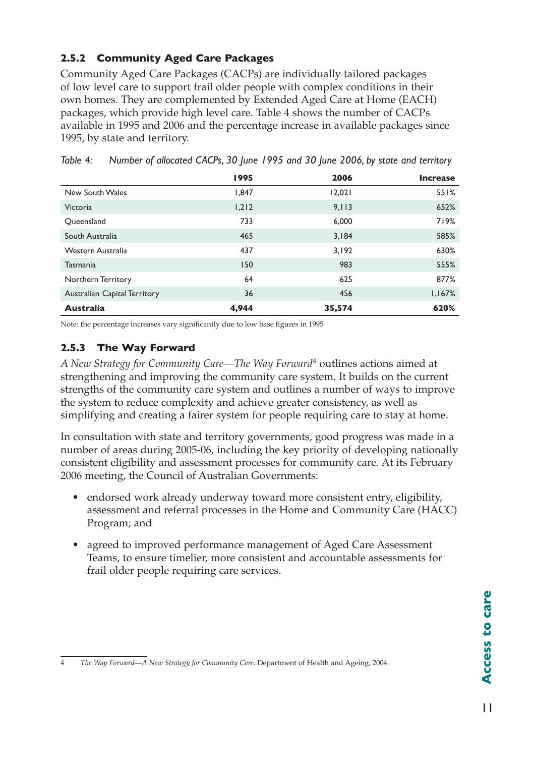### 2.5.2 Community Aged Care Packages

Community Aged Care Packages (CACPs) are individually tailored packages of low level care to support frail older people with complex conditions in their own homes. They are complemented by Extended Aged Care at Home (EACH) packages, which provide high level care. Table 4 shows the number of CACPs available in 1995 and 2006 and the percentage increase in available packages since 1995, by state and territory.

*Table 4: Number of allocated CACPs, 30 June 1995 and 30 June 2006, by state and territory*

| | 1995 | 2006 | Increase |
|---|---|---|---|
| New South Wales | 1,847 | 12,021 | 551% |
| Victoria | 1,212 | 9,113 | 652% |
| Queensland | 733 | 6,000 | 719% |
| South Australia | 465 | 3,184 | 585% |
| Western Australia | 437 | 3,192 | 630% |
| Tasmania | 150 | 983 | 555% |
| Northern Territory | 64 | 625 | 877% |
| Australian Capital Territory | 36 | 456 | 1,167% |
| **Australia** | **4,944** | **35,574** | **620%** |

Note: the percentage increases vary significantly due to low base figures in 1995

### 2.5.3 The Way Forward

*A New Strategy for Community Care—The Way Forward*[4] outlines actions aimed at strengthening and improving the community care system. It builds on the current strengths of the community care system and outlines a number of ways to improve the system to reduce complexity and achieve greater consistency, as well as simplifying and creating a fairer system for people requiring care to stay at home.

In consultation with state and territory governments, good progress was made in a number of areas during 2005-06, including the key priority of developing nationally consistent eligibility and assessment processes for community care. At its February 2006 meeting, the Council of Australian Governments:

- endorsed work already underway toward more consistent entry, eligibility, assessment and referral processes in the Home and Community Care (HACC) Program; and
- agreed to improved performance management of Aged Care Assessment Teams, to ensure timelier, more consistent and accountable assessments for frail older people requiring care services.

4 *The Way Forward—A New Strategy for Community Care.* Department of Health and Ageing, 2004.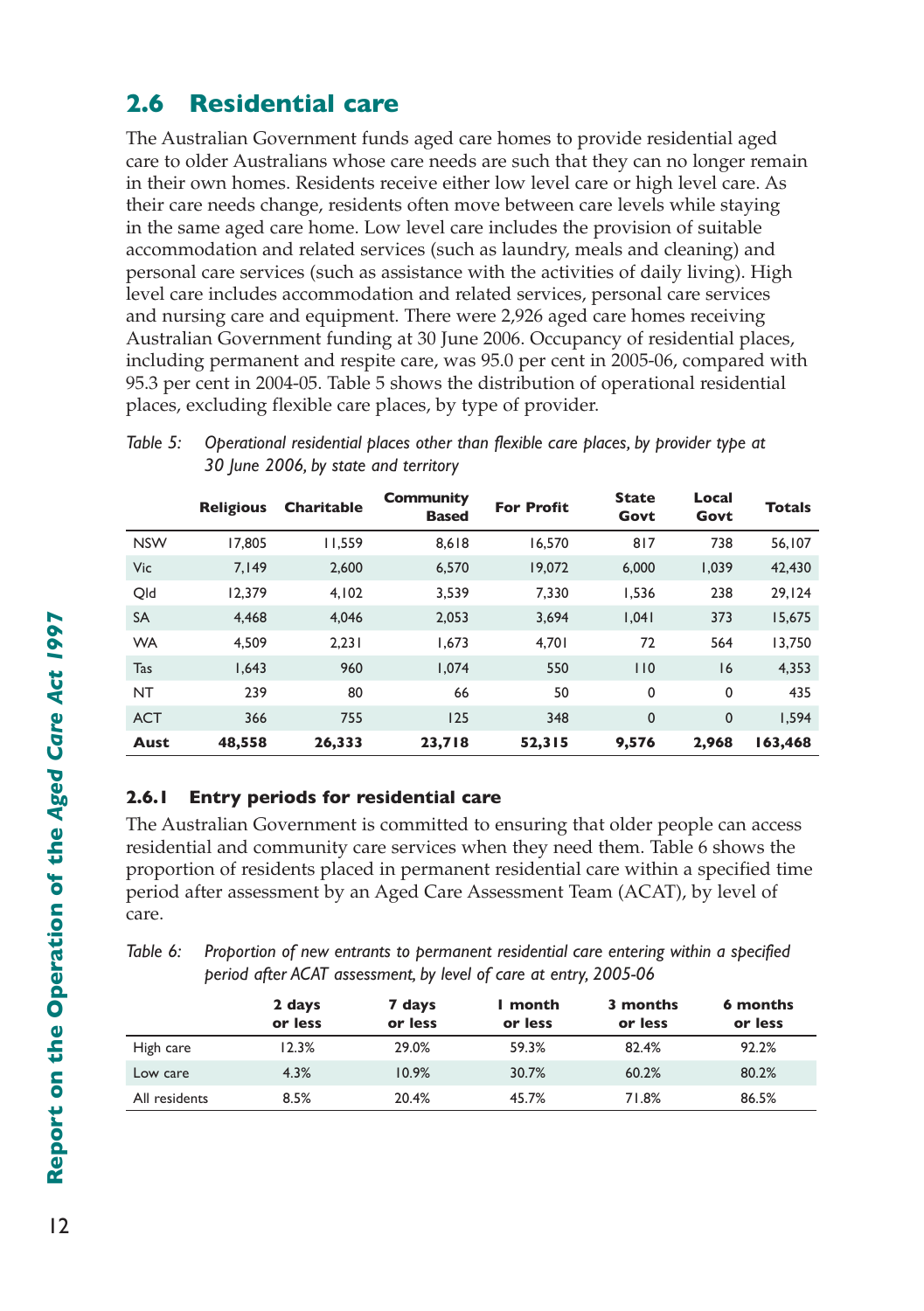## 2.6 Residential care

The Australian Government funds aged care homes to provide residential aged care to older Australians whose care needs are such that they can no longer remain in their own homes. Residents receive either low level care or high level care. As their care needs change, residents often move between care levels while staying in the same aged care home. Low level care includes the provision of suitable accommodation and related services (such as laundry, meals and cleaning) and personal care services (such as assistance with the activities of daily living). High level care includes accommodation and related services, personal care services and nursing care and equipment. There were 2,926 aged care homes receiving Australian Government funding at 30 June 2006. Occupancy of residential places, including permanent and respite care, was 95.0 per cent in 2005-06, compared with 95.3 per cent in 2004-05. Table 5 shows the distribution of operational residential places, excluding flexible care places, by type of provider.

*Table 5: Operational residential places other than flexible care places, by provider type at 30 June 2006, by state and territory*

| | Religious | Charitable | Community Based | For Profit | State Govt | Local Govt | Totals |
|---|---|---|---|---|---|---|---|
| NSW | 17,805 | 11,559 | 8,618 | 16,570 | 817 | 738 | 56,107 |
| Vic | 7,149 | 2,600 | 6,570 | 19,072 | 6,000 | 1,039 | 42,430 |
| Qld | 12,379 | 4,102 | 3,539 | 7,330 | 1,536 | 238 | 29,124 |
| SA | 4,468 | 4,046 | 2,053 | 3,694 | 1,041 | 373 | 15,675 |
| WA | 4,509 | 2,231 | 1,673 | 4,701 | 72 | 564 | 13,750 |
| Tas | 1,643 | 960 | 1,074 | 550 | 110 | 16 | 4,353 |
| NT | 239 | 80 | 66 | 50 | 0 | 0 | 435 |
| ACT | 366 | 755 | 125 | 348 | 0 | 0 | 1,594 |
| **Aust** | **48,558** | **26,333** | **23,718** | **52,315** | **9,576** | **2,968** | **163,468** |

### 2.6.1 Entry periods for residential care

The Australian Government is committed to ensuring that older people can access residential and community care services when they need them. Table 6 shows the proportion of residents placed in permanent residential care within a specified time period after assessment by an Aged Care Assessment Team (ACAT), by level of care.

*Table 6: Proportion of new entrants to permanent residential care entering within a specified period after ACAT assessment, by level of care at entry, 2005-06*

| | 2 days or less | 7 days or less | 1 month or less | 3 months or less | 6 months or less |
|---|---|---|---|---|---|
| High care | 12.3% | 29.0% | 59.3% | 82.4% | 92.2% |
| Low care | 4.3% | 10.9% | 30.7% | 60.2% | 80.2% |
| All residents | 8.5% | 20.4% | 45.7% | 71.8% | 86.5% |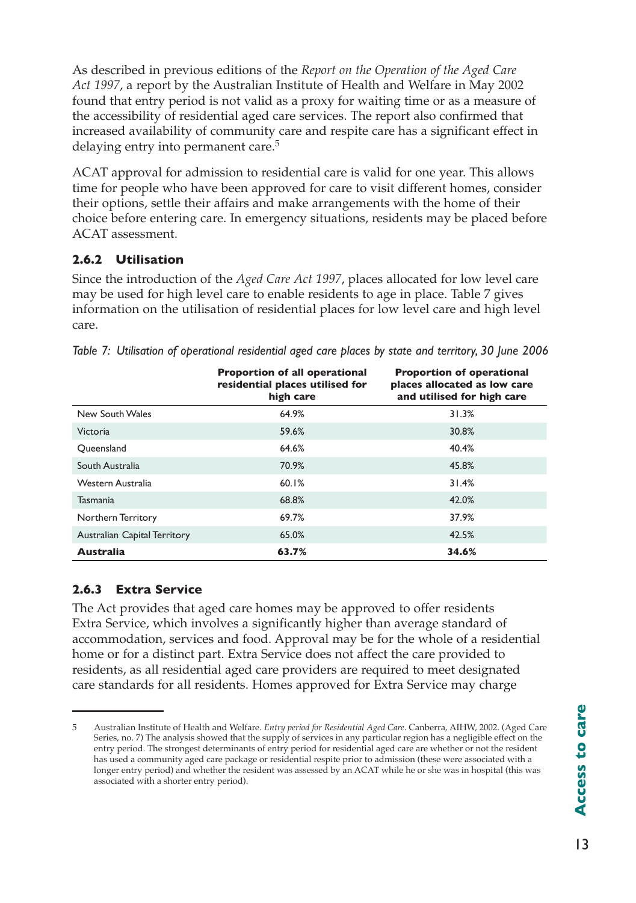As described in previous editions of the *Report on the Operation of the Aged Care Act 1997*, a report by the Australian Institute of Health and Welfare in May 2002 found that entry period is not valid as a proxy for waiting time or as a measure of the accessibility of residential aged care services. The report also confirmed that increased availability of community care and respite care has a significant effect in delaying entry into permanent care.[5]

ACAT approval for admission to residential care is valid for one year. This allows time for people who have been approved for care to visit different homes, consider their options, settle their affairs and make arrangements with the home of their choice before entering care. In emergency situations, residents may be placed before ACAT assessment.

### 2.6.2 Utilisation

Since the introduction of the *Aged Care Act 1997*, places allocated for low level care may be used for high level care to enable residents to age in place. Table 7 gives information on the utilisation of residential places for low level care and high level care.

*Table 7: Utilisation of operational residential aged care places by state and territory, 30 June 2006*

| | Proportion of all operational residential places utilised for high care | Proportion of operational places allocated as low care and utilised for high care |
|---|---|---|
| New South Wales | 64.9% | 31.3% |
| Victoria | 59.6% | 30.8% |
| Queensland | 64.6% | 40.4% |
| South Australia | 70.9% | 45.8% |
| Western Australia | 60.1% | 31.4% |
| Tasmania | 68.8% | 42.0% |
| Northern Territory | 69.7% | 37.9% |
| Australian Capital Territory | 65.0% | 42.5% |
| **Australia** | **63.7%** | **34.6%** |

### 2.6.3 Extra Service

The Act provides that aged care homes may be approved to offer residents Extra Service, which involves a significantly higher than average standard of accommodation, services and food. Approval may be for the whole of a residential home or for a distinct part. Extra Service does not affect the care provided to residents, as all residential aged care providers are required to meet designated care standards for all residents. Homes approved for Extra Service may charge

---

5 Australian Institute of Health and Welfare. *Entry period for Residential Aged Care*. Canberra, AIHW, 2002. (Aged Care Series, no. 7) The analysis showed that the supply of services in any particular region has a negligible effect on the entry period. The strongest determinants of entry period for residential aged care are whether or not the resident has used a community aged care package or residential respite prior to admission (these were associated with a longer entry period) and whether the resident was assessed by an ACAT while he or she was in hospital (this was associated with a shorter entry period).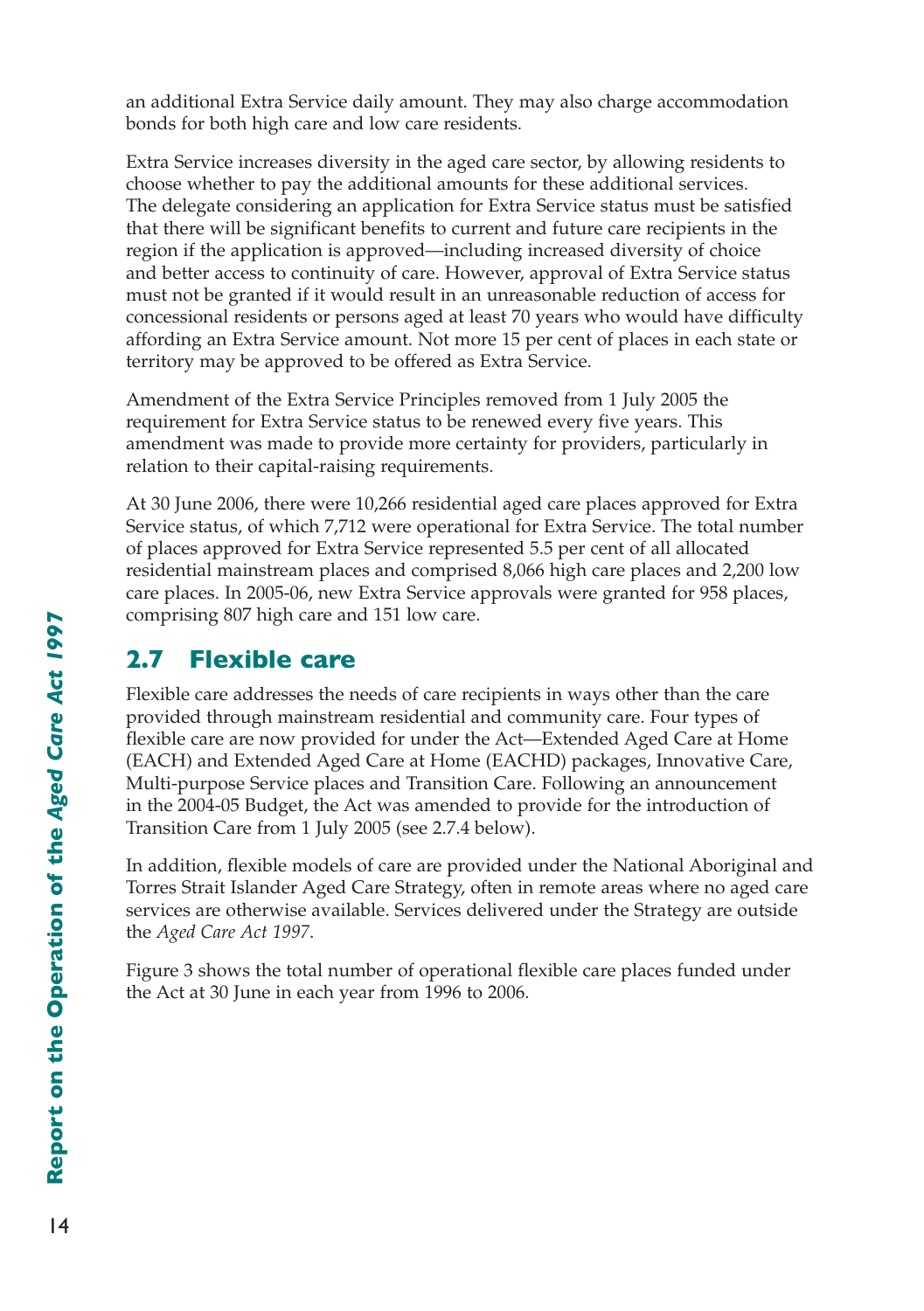an additional Extra Service daily amount. They may also charge accommodation bonds for both high care and low care residents.

Extra Service increases diversity in the aged care sector, by allowing residents to choose whether to pay the additional amounts for these additional services. The delegate considering an application for Extra Service status must be satisfied that there will be significant benefits to current and future care recipients in the region if the application is approved—including increased diversity of choice and better access to continuity of care. However, approval of Extra Service status must not be granted if it would result in an unreasonable reduction of access for concessional residents or persons aged at least 70 years who would have difficulty affording an Extra Service amount. Not more 15 per cent of places in each state or territory may be approved to be offered as Extra Service.

Amendment of the Extra Service Principles removed from 1 July 2005 the requirement for Extra Service status to be renewed every five years. This amendment was made to provide more certainty for providers, particularly in relation to their capital-raising requirements.

At 30 June 2006, there were 10,266 residential aged care places approved for Extra Service status, of which 7,712 were operational for Extra Service. The total number of places approved for Extra Service represented 5.5 per cent of all allocated residential mainstream places and comprised 8,066 high care places and 2,200 low care places. In 2005-06, new Extra Service approvals were granted for 958 places, comprising 807 high care and 151 low care.

## 2.7 Flexible care

Flexible care addresses the needs of care recipients in ways other than the care provided through mainstream residential and community care. Four types of flexible care are now provided for under the Act—Extended Aged Care at Home (EACH) and Extended Aged Care at Home (EACHD) packages, Innovative Care, Multi-purpose Service places and Transition Care. Following an announcement in the 2004-05 Budget, the Act was amended to provide for the introduction of Transition Care from 1 July 2005 (see 2.7.4 below).

In addition, flexible models of care are provided under the National Aboriginal and Torres Strait Islander Aged Care Strategy, often in remote areas where no aged care services are otherwise available. Services delivered under the Strategy are outside the *Aged Care Act 1997*.

Figure 3 shows the total number of operational flexible care places funded under the Act at 30 June in each year from 1996 to 2006.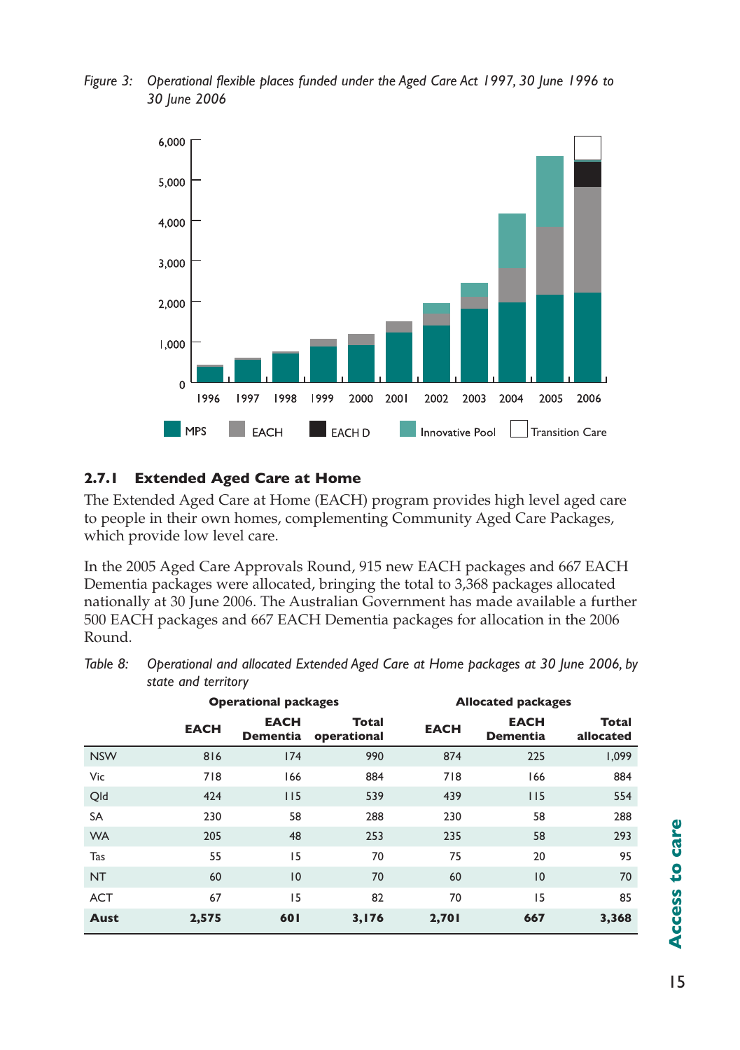*Figure 3: Operational flexible places funded under the Aged Care Act 1997, 30 June 1996 to 30 June 2006*

## 2.7.1 Extended Aged Care at Home

The Extended Aged Care at Home (EACH) program provides high level aged care to people in their own homes, complementing Community Aged Care Packages, which provide low level care.

In the 2005 Aged Care Approvals Round, 915 new EACH packages and 667 EACH Dementia packages were allocated, bringing the total to 3,368 packages allocated nationally at 30 June 2006. The Australian Government has made available a further 500 EACH packages and 667 EACH Dementia packages for allocation in the 2006 Round.

*Table 8: Operational and allocated Extended Aged Care at Home packages at 30 June 2006, by state and territory*

| | Operational packages | | | Allocated packages | | |
|---|---|---|---|---|---|---|
| | **EACH** | **EACH Dementia** | **Total operational** | **EACH** | **EACH Dementia** | **Total allocated** |
| NSW | 816 | 174 | 990 | 874 | 225 | 1,099 |
| Vic | 718 | 166 | 884 | 718 | 166 | 884 |
| Qld | 424 | 115 | 539 | 439 | 115 | 554 |
| SA | 230 | 58 | 288 | 230 | 58 | 288 |
| WA | 205 | 48 | 253 | 235 | 58 | 293 |
| Tas | 55 | 15 | 70 | 75 | 20 | 95 |
| NT | 60 | 10 | 70 | 60 | 10 | 70 |
| ACT | 67 | 15 | 82 | 70 | 15 | 85 |
| **Aust** | **2,575** | **601** | **3,176** | **2,701** | **667** | **3,368** |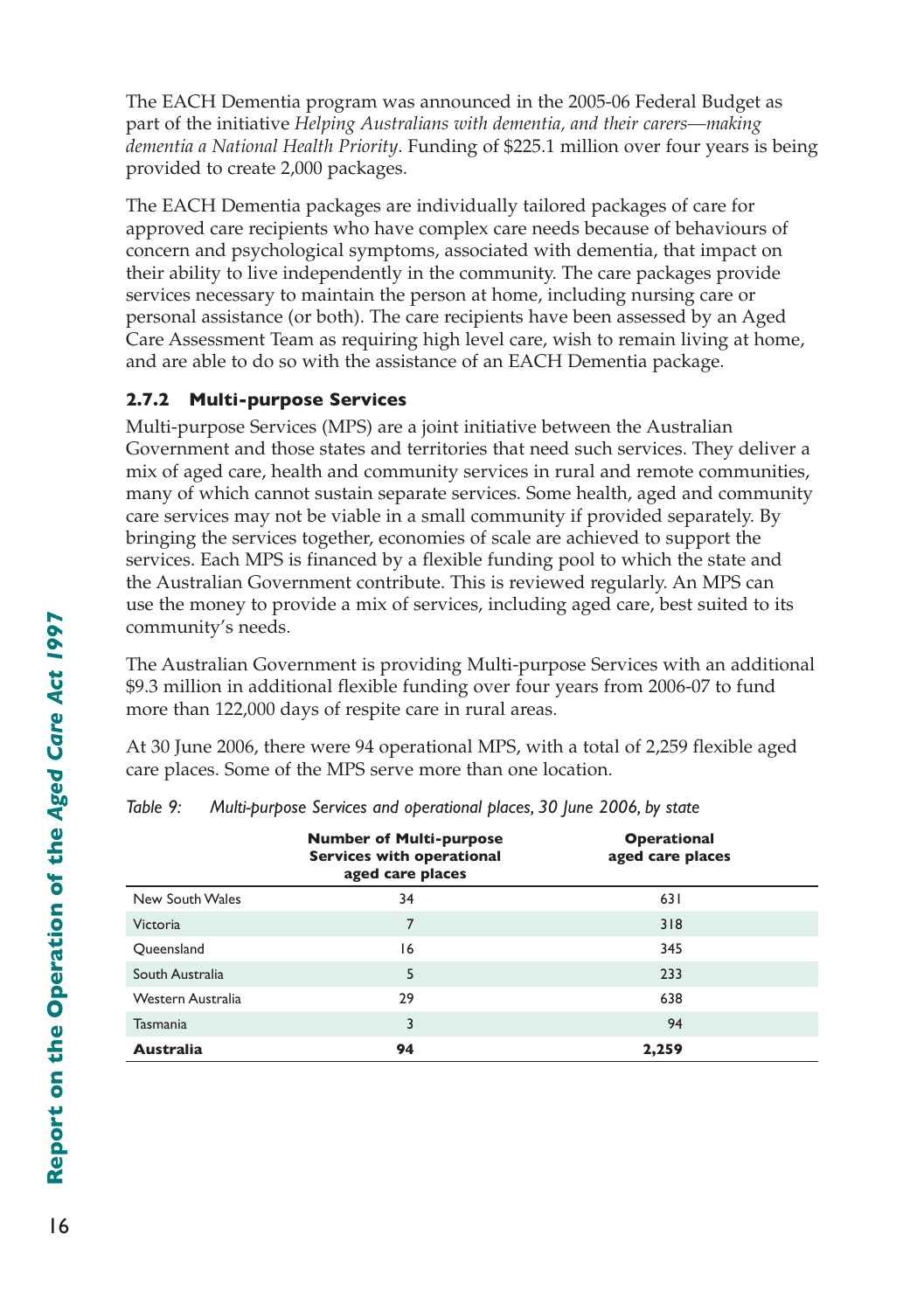The EACH Dementia program was announced in the 2005-06 Federal Budget as part of the initiative *Helping Australians with dementia, and their carers—making dementia a National Health Priority*. Funding of $225.1 million over four years is being provided to create 2,000 packages.

The EACH Dementia packages are individually tailored packages of care for approved care recipients who have complex care needs because of behaviours of concern and psychological symptoms, associated with dementia, that impact on their ability to live independently in the community. The care packages provide services necessary to maintain the person at home, including nursing care or personal assistance (or both). The care recipients have been assessed by an Aged Care Assessment Team as requiring high level care, wish to remain living at home, and are able to do so with the assistance of an EACH Dementia package.

### 2.7.2 Multi-purpose Services

Multi-purpose Services (MPS) are a joint initiative between the Australian Government and those states and territories that need such services. They deliver a mix of aged care, health and community services in rural and remote communities, many of which cannot sustain separate services. Some health, aged and community care services may not be viable in a small community if provided separately. By bringing the services together, economies of scale are achieved to support the services. Each MPS is financed by a flexible funding pool to which the state and the Australian Government contribute. This is reviewed regularly. An MPS can use the money to provide a mix of services, including aged care, best suited to its community's needs.

The Australian Government is providing Multi-purpose Services with an additional $9.3 million in additional flexible funding over four years from 2006-07 to fund more than 122,000 days of respite care in rural areas.

At 30 June 2006, there were 94 operational MPS, with a total of 2,259 flexible aged care places. Some of the MPS serve more than one location.

*Table 9: Multi-purpose Services and operational places, 30 June 2006, by state*

| | Number of Multi-purpose Services with operational aged care places | Operational aged care places |
|---|---|---|
| New South Wales | 34 | 631 |
| Victoria | 7 | 318 |
| Queensland | 16 | 345 |
| South Australia | 5 | 233 |
| Western Australia | 29 | 638 |
| Tasmania | 3 | 94 |
| **Australia** | **94** | **2,259** |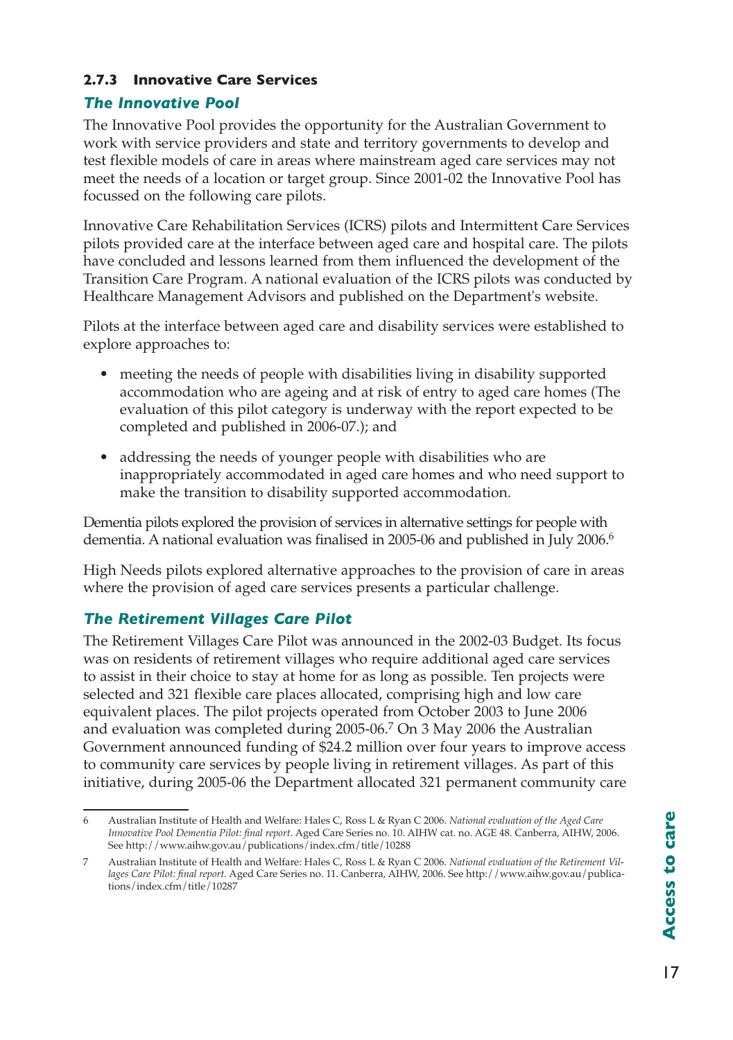### 2.7.3 Innovative Care Services

#### *The Innovative Pool*

The Innovative Pool provides the opportunity for the Australian Government to work with service providers and state and territory governments to develop and test flexible models of care in areas where mainstream aged care services may not meet the needs of a location or target group. Since 2001-02 the Innovative Pool has focussed on the following care pilots.

Innovative Care Rehabilitation Services (ICRS) pilots and Intermittent Care Services pilots provided care at the interface between aged care and hospital care. The pilots have concluded and lessons learned from them influenced the development of the Transition Care Program. A national evaluation of the ICRS pilots was conducted by Healthcare Management Advisors and published on the Department's website.

Pilots at the interface between aged care and disability services were established to explore approaches to:

- meeting the needs of people with disabilities living in disability supported accommodation who are ageing and at risk of entry to aged care homes (The evaluation of this pilot category is underway with the report expected to be completed and published in 2006-07.); and
- addressing the needs of younger people with disabilities who are inappropriately accommodated in aged care homes and who need support to make the transition to disability supported accommodation.

Dementia pilots explored the provision of services in alternative settings for people with dementia. A national evaluation was finalised in 2005-06 and published in July 2006.[6]

High Needs pilots explored alternative approaches to the provision of care in areas where the provision of aged care services presents a particular challenge.

#### *The Retirement Villages Care Pilot*

The Retirement Villages Care Pilot was announced in the 2002-03 Budget. Its focus was on residents of retirement villages who require additional aged care services to assist in their choice to stay at home for as long as possible. Ten projects were selected and 321 flexible care places allocated, comprising high and low care equivalent places. The pilot projects operated from October 2003 to June 2006 and evaluation was completed during 2005-06.[7] On 3 May 2006 the Australian Government announced funding of $24.2 million over four years to improve access to community care services by people living in retirement villages. As part of this initiative, during 2005-06 the Department allocated 321 permanent community care

---

6 Australian Institute of Health and Welfare: Hales C, Ross L & Ryan C 2006. *National evaluation of the Aged Care Innovative Pool Dementia Pilot: final report*. Aged Care Series no. 10. AIHW cat. no. AGE 48. Canberra, AIHW, 2006. See http://www.aihw.gov.au/publications/index.cfm/title/10288

7 Australian Institute of Health and Welfare: Hales C, Ross L & Ryan C 2006. *National evaluation of the Retirement Villages Care Pilot: final report*. Aged Care Series no. 11. Canberra, AIHW, 2006. See http://www.aihw.gov.au/publications/index.cfm/title/10287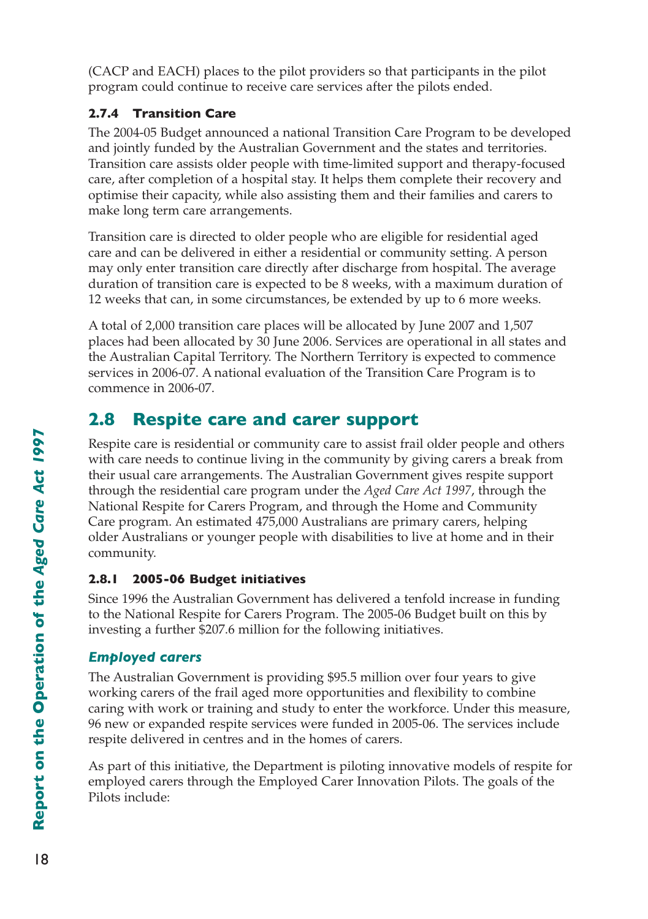(CACP and EACH) places to the pilot providers so that participants in the pilot program could continue to receive care services after the pilots ended.

### 2.7.4 Transition Care

The 2004-05 Budget announced a national Transition Care Program to be developed and jointly funded by the Australian Government and the states and territories. Transition care assists older people with time-limited support and therapy-focused care, after completion of a hospital stay. It helps them complete their recovery and optimise their capacity, while also assisting them and their families and carers to make long term care arrangements.

Transition care is directed to older people who are eligible for residential aged care and can be delivered in either a residential or community setting. A person may only enter transition care directly after discharge from hospital. The average duration of transition care is expected to be 8 weeks, with a maximum duration of 12 weeks that can, in some circumstances, be extended by up to 6 more weeks.

A total of 2,000 transition care places will be allocated by June 2007 and 1,507 places had been allocated by 30 June 2006. Services are operational in all states and the Australian Capital Territory. The Northern Territory is expected to commence services in 2006-07. A national evaluation of the Transition Care Program is to commence in 2006-07.

## 2.8 Respite care and carer support

Respite care is residential or community care to assist frail older people and others with care needs to continue living in the community by giving carers a break from their usual care arrangements. The Australian Government gives respite support through the residential care program under the *Aged Care Act 1997*, through the National Respite for Carers Program, and through the Home and Community Care program. An estimated 475,000 Australians are primary carers, helping older Australians or younger people with disabilities to live at home and in their community.

### 2.8.1 2005-06 Budget initiatives

Since 1996 the Australian Government has delivered a tenfold increase in funding to the National Respite for Carers Program. The 2005-06 Budget built on this by investing a further $207.6 million for the following initiatives.

#### *Employed carers*

The Australian Government is providing $95.5 million over four years to give working carers of the frail aged more opportunities and flexibility to combine caring with work or training and study to enter the workforce. Under this measure, 96 new or expanded respite services were funded in 2005-06. The services include respite delivered in centres and in the homes of carers.

As part of this initiative, the Department is piloting innovative models of respite for employed carers through the Employed Carer Innovation Pilots. The goals of the Pilots include: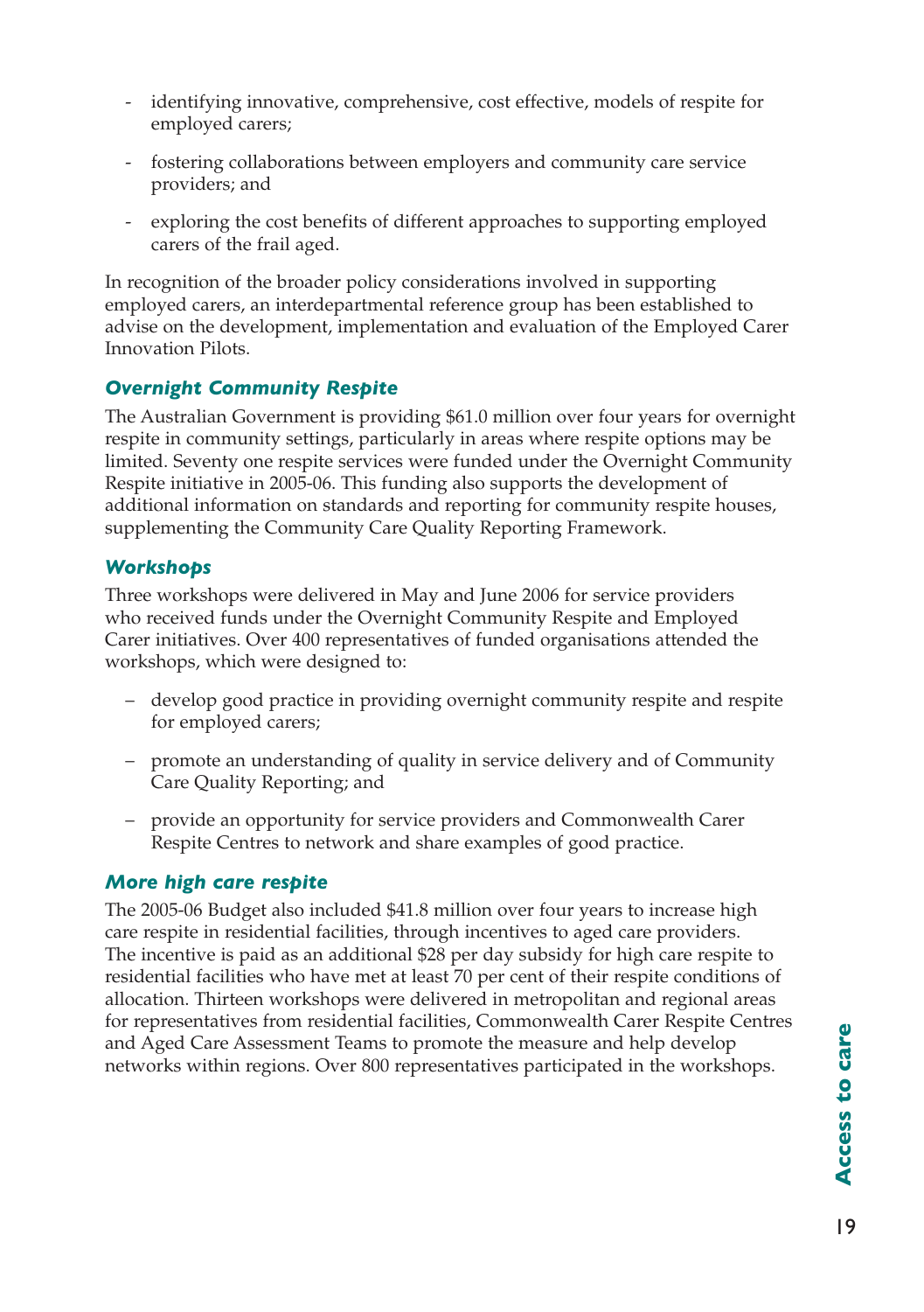- identifying innovative, comprehensive, cost effective, models of respite for employed carers;
- fostering collaborations between employers and community care service providers; and
- exploring the cost benefits of different approaches to supporting employed carers of the frail aged.

In recognition of the broader policy considerations involved in supporting employed carers, an interdepartmental reference group has been established to advise on the development, implementation and evaluation of the Employed Carer Innovation Pilots.

### *Overnight Community Respite*

The Australian Government is providing $61.0 million over four years for overnight respite in community settings, particularly in areas where respite options may be limited. Seventy one respite services were funded under the Overnight Community Respite initiative in 2005-06. This funding also supports the development of additional information on standards and reporting for community respite houses, supplementing the Community Care Quality Reporting Framework.

### *Workshops*

Three workshops were delivered in May and June 2006 for service providers who received funds under the Overnight Community Respite and Employed Carer initiatives. Over 400 representatives of funded organisations attended the workshops, which were designed to:

- develop good practice in providing overnight community respite and respite for employed carers;
- promote an understanding of quality in service delivery and of Community Care Quality Reporting; and
- provide an opportunity for service providers and Commonwealth Carer Respite Centres to network and share examples of good practice.

### *More high care respite*

The 2005-06 Budget also included $41.8 million over four years to increase high care respite in residential facilities, through incentives to aged care providers. The incentive is paid as an additional $28 per day subsidy for high care respite to residential facilities who have met at least 70 per cent of their respite conditions of allocation. Thirteen workshops were delivered in metropolitan and regional areas for representatives from residential facilities, Commonwealth Carer Respite Centres and Aged Care Assessment Teams to promote the measure and help develop networks within regions. Over 800 representatives participated in the workshops.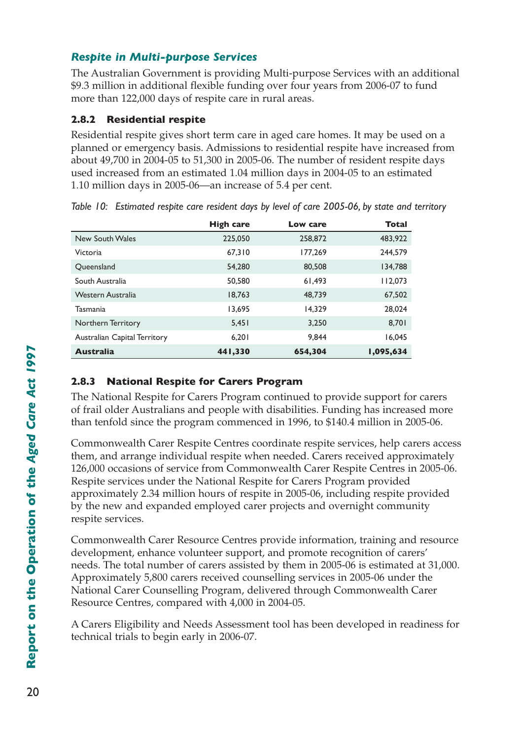### *Respite in Multi-purpose Services*

The Australian Government is providing Multi-purpose Services with an additional $9.3 million in additional flexible funding over four years from 2006-07 to fund more than 122,000 days of respite care in rural areas.

### 2.8.2 Residential respite

Residential respite gives short term care in aged care homes. It may be used on a planned or emergency basis. Admissions to residential respite have increased from about 49,700 in 2004-05 to 51,300 in 2005-06. The number of resident respite days used increased from an estimated 1.04 million days in 2004-05 to an estimated 1.10 million days in 2005-06—an increase of 5.4 per cent.

*Table 10: Estimated respite care resident days by level of care 2005-06, by state and territory*

| | High care | Low care | Total |
|---|---|---|---|
| New South Wales | 225,050 | 258,872 | 483,922 |
| Victoria | 67,310 | 177,269 | 244,579 |
| Queensland | 54,280 | 80,508 | 134,788 |
| South Australia | 50,580 | 61,493 | 112,073 |
| Western Australia | 18,763 | 48,739 | 67,502 |
| Tasmania | 13,695 | 14,329 | 28,024 |
| Northern Territory | 5,451 | 3,250 | 8,701 |
| Australian Capital Territory | 6,201 | 9,844 | 16,045 |
| **Australia** | **441,330** | **654,304** | **1,095,634** |

### 2.8.3 National Respite for Carers Program

The National Respite for Carers Program continued to provide support for carers of frail older Australians and people with disabilities. Funding has increased more than tenfold since the program commenced in 1996, to $140.4 million in 2005-06.

Commonwealth Carer Respite Centres coordinate respite services, help carers access them, and arrange individual respite when needed. Carers received approximately 126,000 occasions of service from Commonwealth Carer Respite Centres in 2005-06. Respite services under the National Respite for Carers Program provided approximately 2.34 million hours of respite in 2005-06, including respite provided by the new and expanded employed carer projects and overnight community respite services.

Commonwealth Carer Resource Centres provide information, training and resource development, enhance volunteer support, and promote recognition of carers' needs. The total number of carers assisted by them in 2005-06 is estimated at 31,000. Approximately 5,800 carers received counselling services in 2005-06 under the National Carer Counselling Program, delivered through Commonwealth Carer Resource Centres, compared with 4,000 in 2004-05.

A Carers Eligibility and Needs Assessment tool has been developed in readiness for technical trials to begin early in 2006-07.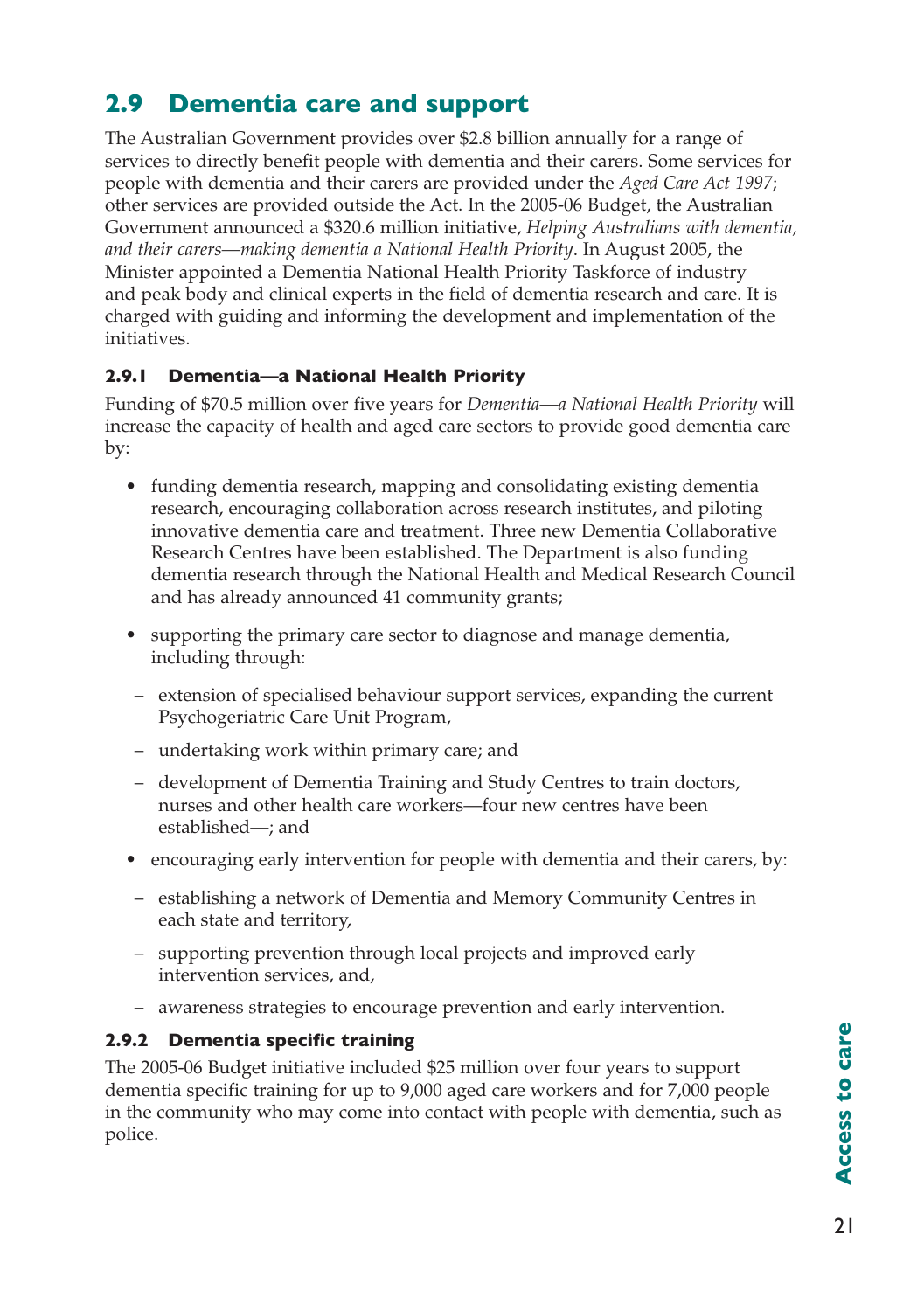## 2.9 Dementia care and support

The Australian Government provides over $2.8 billion annually for a range of services to directly benefit people with dementia and their carers. Some services for people with dementia and their carers are provided under the *Aged Care Act 1997*; other services are provided outside the Act. In the 2005-06 Budget, the Australian Government announced a $320.6 million initiative, *Helping Australians with dementia, and their carers—making dementia a National Health Priority*. In August 2005, the Minister appointed a Dementia National Health Priority Taskforce of industry and peak body and clinical experts in the field of dementia research and care. It is charged with guiding and informing the development and implementation of the initiatives.

### 2.9.1 Dementia—a National Health Priority

Funding of $70.5 million over five years for *Dementia—a National Health Priority* will increase the capacity of health and aged care sectors to provide good dementia care by:

- funding dementia research, mapping and consolidating existing dementia research, encouraging collaboration across research institutes, and piloting innovative dementia care and treatment. Three new Dementia Collaborative Research Centres have been established. The Department is also funding dementia research through the National Health and Medical Research Council and has already announced 41 community grants;
- supporting the primary care sector to diagnose and manage dementia, including through:
  - extension of specialised behaviour support services, expanding the current Psychogeriatric Care Unit Program,
  - undertaking work within primary care; and
  - development of Dementia Training and Study Centres to train doctors, nurses and other health care workers—four new centres have been established—; and
- encouraging early intervention for people with dementia and their carers, by:
  - establishing a network of Dementia and Memory Community Centres in each state and territory,
  - supporting prevention through local projects and improved early intervention services, and,
  - awareness strategies to encourage prevention and early intervention.

### 2.9.2 Dementia specific training

The 2005-06 Budget initiative included $25 million over four years to support dementia specific training for up to 9,000 aged care workers and for 7,000 people in the community who may come into contact with people with dementia, such as police.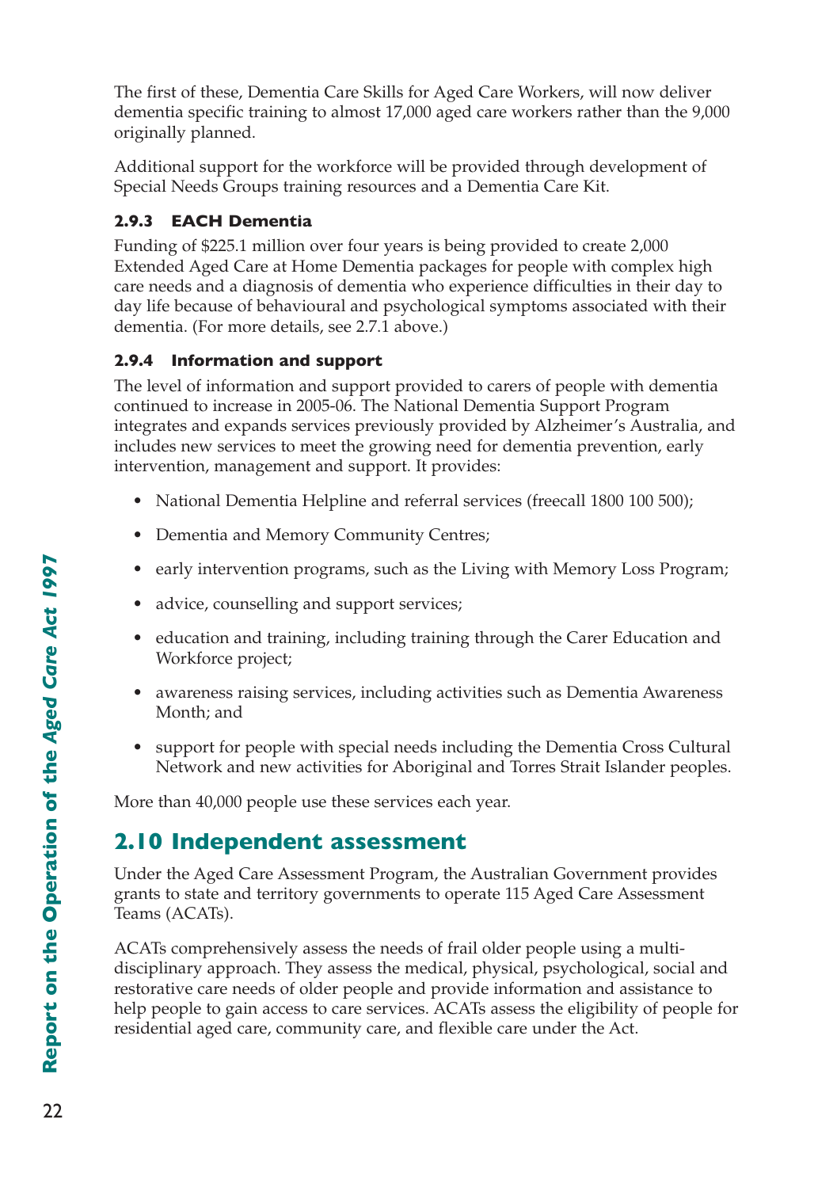The first of these, Dementia Care Skills for Aged Care Workers, will now deliver dementia specific training to almost 17,000 aged care workers rather than the 9,000 originally planned.

Additional support for the workforce will be provided through development of Special Needs Groups training resources and a Dementia Care Kit.

### 2.9.3 EACH Dementia

Funding of $225.1 million over four years is being provided to create 2,000 Extended Aged Care at Home Dementia packages for people with complex high care needs and a diagnosis of dementia who experience difficulties in their day to day life because of behavioural and psychological symptoms associated with their dementia. (For more details, see 2.7.1 above.)

### 2.9.4 Information and support

The level of information and support provided to carers of people with dementia continued to increase in 2005-06. The National Dementia Support Program integrates and expands services previously provided by Alzheimer's Australia, and includes new services to meet the growing need for dementia prevention, early intervention, management and support. It provides:

- National Dementia Helpline and referral services (freecall 1800 100 500);
- Dementia and Memory Community Centres;
- early intervention programs, such as the Living with Memory Loss Program;
- advice, counselling and support services;
- education and training, including training through the Carer Education and Workforce project;
- awareness raising services, including activities such as Dementia Awareness Month; and
- support for people with special needs including the Dementia Cross Cultural Network and new activities for Aboriginal and Torres Strait Islander peoples.

More than 40,000 people use these services each year.

## 2.10 Independent assessment

Under the Aged Care Assessment Program, the Australian Government provides grants to state and territory governments to operate 115 Aged Care Assessment Teams (ACATs).

ACATs comprehensively assess the needs of frail older people using a multi-disciplinary approach. They assess the medical, physical, psychological, social and restorative care needs of older people and provide information and assistance to help people to gain access to care services. ACATs assess the eligibility of people for residential aged care, community care, and flexible care under the Act.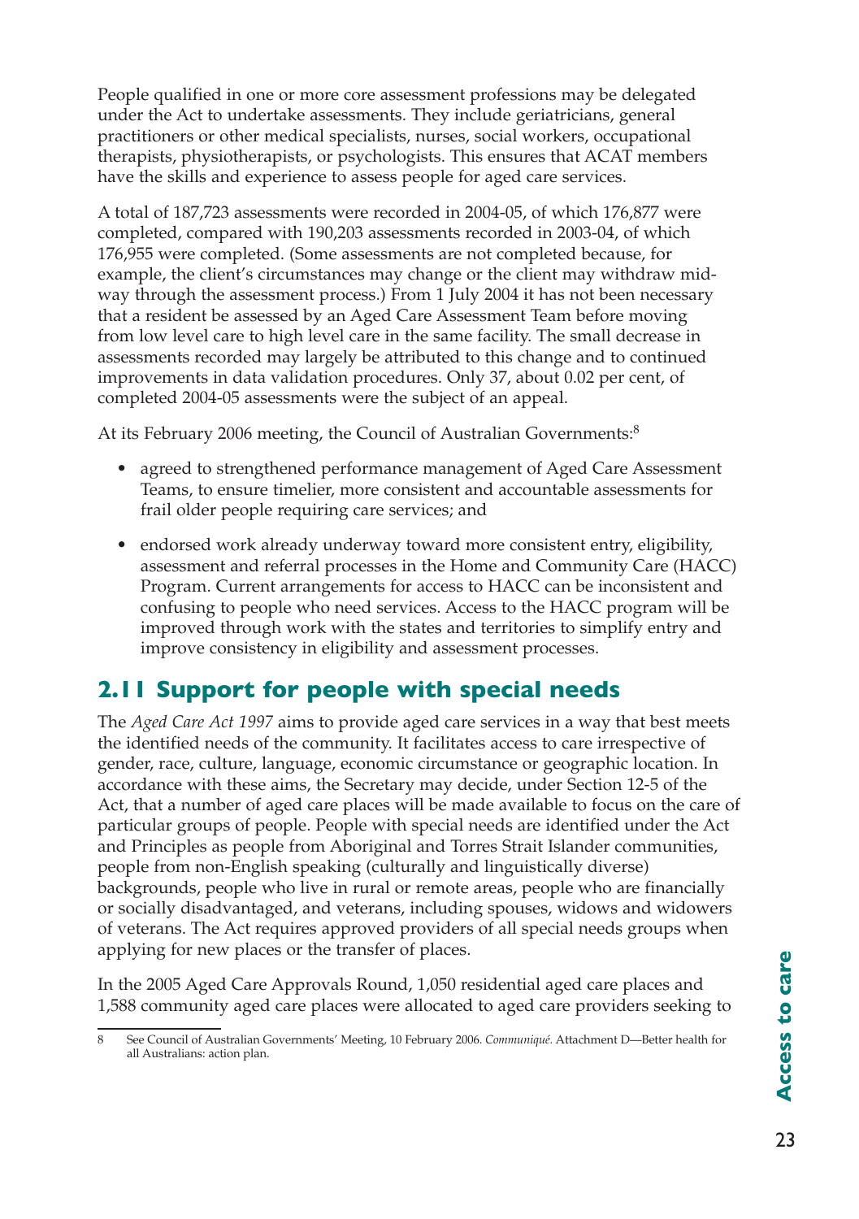People qualified in one or more core assessment professions may be delegated under the Act to undertake assessments. They include geriatricians, general practitioners or other medical specialists, nurses, social workers, occupational therapists, physiotherapists, or psychologists. This ensures that ACAT members have the skills and experience to assess people for aged care services.

A total of 187,723 assessments were recorded in 2004-05, of which 176,877 were completed, compared with 190,203 assessments recorded in 2003-04, of which 176,955 were completed. (Some assessments are not completed because, for example, the client's circumstances may change or the client may withdraw mid-way through the assessment process.) From 1 July 2004 it has not been necessary that a resident be assessed by an Aged Care Assessment Team before moving from low level care to high level care in the same facility. The small decrease in assessments recorded may largely be attributed to this change and to continued improvements in data validation procedures. Only 37, about 0.02 per cent, of completed 2004-05 assessments were the subject of an appeal.

At its February 2006 meeting, the Council of Australian Governments:[8]

- agreed to strengthened performance management of Aged Care Assessment Teams, to ensure timelier, more consistent and accountable assessments for frail older people requiring care services; and
- endorsed work already underway toward more consistent entry, eligibility, assessment and referral processes in the Home and Community Care (HACC) Program. Current arrangements for access to HACC can be inconsistent and confusing to people who need services. Access to the HACC program will be improved through work with the states and territories to simplify entry and improve consistency in eligibility and assessment processes.

## 2.11 Support for people with special needs

The *Aged Care Act 1997* aims to provide aged care services in a way that best meets the identified needs of the community. It facilitates access to care irrespective of gender, race, culture, language, economic circumstance or geographic location. In accordance with these aims, the Secretary may decide, under Section 12-5 of the Act, that a number of aged care places will be made available to focus on the care of particular groups of people. People with special needs are identified under the Act and Principles as people from Aboriginal and Torres Strait Islander communities, people from non-English speaking (culturally and linguistically diverse) backgrounds, people who live in rural or remote areas, people who are financially or socially disadvantaged, and veterans, including spouses, widows and widowers of veterans. The Act requires approved providers of all special needs groups when applying for new places or the transfer of places.

In the 2005 Aged Care Approvals Round, 1,050 residential aged care places and 1,588 community aged care places were allocated to aged care providers seeking to

8 See Council of Australian Governments' Meeting, 10 February 2006. *Communiqué*. Attachment D—Better health for all Australians: action plan.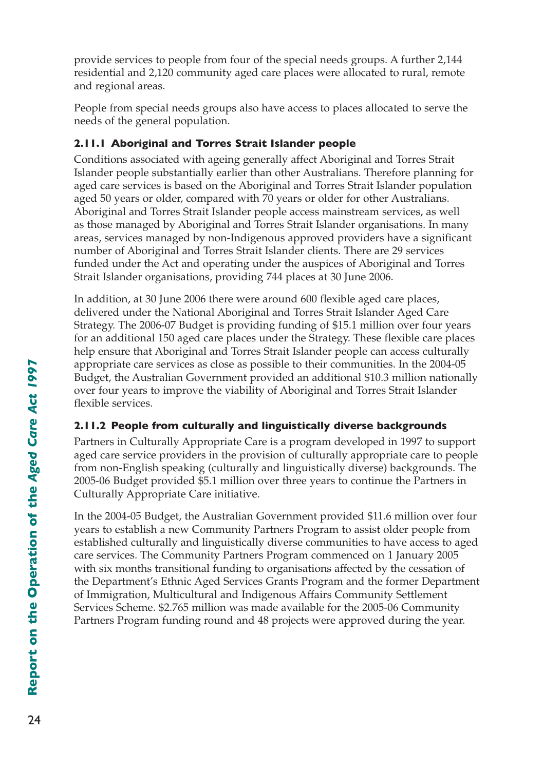provide services to people from four of the special needs groups. A further 2,144 residential and 2,120 community aged care places were allocated to rural, remote and regional areas.

People from special needs groups also have access to places allocated to serve the needs of the general population.

### 2.11.1 Aboriginal and Torres Strait Islander people

Conditions associated with ageing generally affect Aboriginal and Torres Strait Islander people substantially earlier than other Australians. Therefore planning for aged care services is based on the Aboriginal and Torres Strait Islander population aged 50 years or older, compared with 70 years or older for other Australians. Aboriginal and Torres Strait Islander people access mainstream services, as well as those managed by Aboriginal and Torres Strait Islander organisations. In many areas, services managed by non-Indigenous approved providers have a significant number of Aboriginal and Torres Strait Islander clients. There are 29 services funded under the Act and operating under the auspices of Aboriginal and Torres Strait Islander organisations, providing 744 places at 30 June 2006.

In addition, at 30 June 2006 there were around 600 flexible aged care places, delivered under the National Aboriginal and Torres Strait Islander Aged Care Strategy. The 2006-07 Budget is providing funding of $15.1 million over four years for an additional 150 aged care places under the Strategy. These flexible care places help ensure that Aboriginal and Torres Strait Islander people can access culturally appropriate care services as close as possible to their communities. In the 2004-05 Budget, the Australian Government provided an additional $10.3 million nationally over four years to improve the viability of Aboriginal and Torres Strait Islander flexible services.

### 2.11.2 People from culturally and linguistically diverse backgrounds

Partners in Culturally Appropriate Care is a program developed in 1997 to support aged care service providers in the provision of culturally appropriate care to people from non-English speaking (culturally and linguistically diverse) backgrounds. The 2005-06 Budget provided $5.1 million over three years to continue the Partners in Culturally Appropriate Care initiative.

In the 2004-05 Budget, the Australian Government provided $11.6 million over four years to establish a new Community Partners Program to assist older people from established culturally and linguistically diverse communities to have access to aged care services. The Community Partners Program commenced on 1 January 2005 with six months transitional funding to organisations affected by the cessation of the Department's Ethnic Aged Services Grants Program and the former Department of Immigration, Multicultural and Indigenous Affairs Community Settlement Services Scheme. $2.765 million was made available for the 2005-06 Community Partners Program funding round and 48 projects were approved during the year.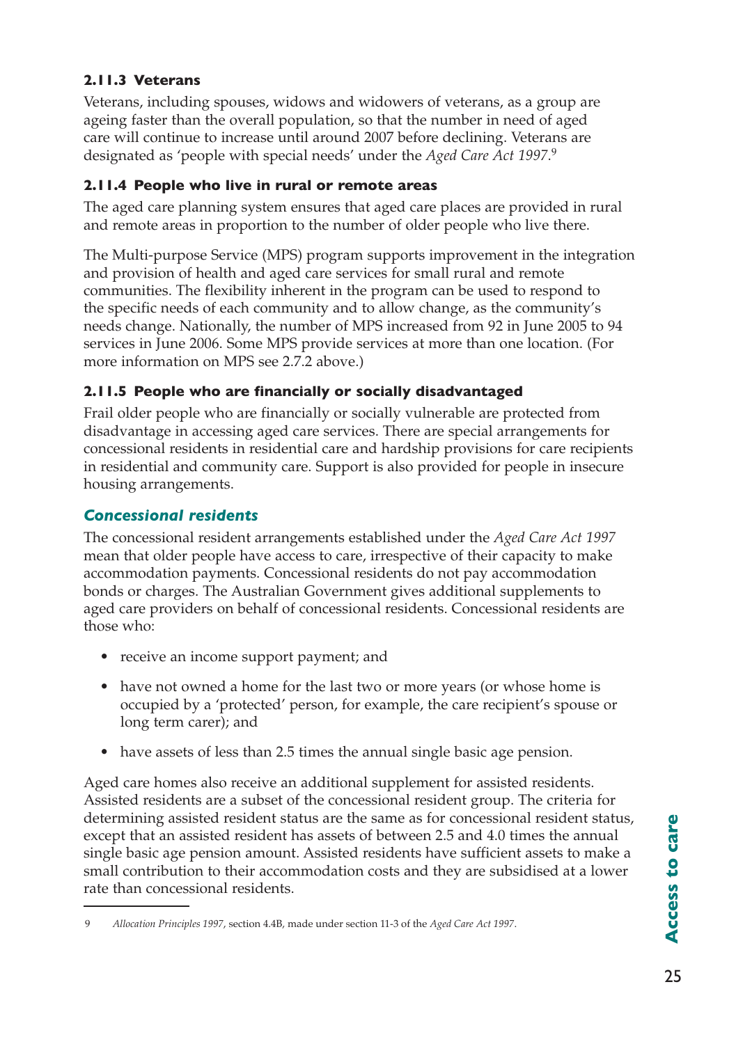### 2.11.3 Veterans

Veterans, including spouses, widows and widowers of veterans, as a group are ageing faster than the overall population, so that the number in need of aged care will continue to increase until around 2007 before declining. Veterans are designated as 'people with special needs' under the *Aged Care Act 1997*.[9]

### 2.11.4 People who live in rural or remote areas

The aged care planning system ensures that aged care places are provided in rural and remote areas in proportion to the number of older people who live there.

The Multi-purpose Service (MPS) program supports improvement in the integration and provision of health and aged care services for small rural and remote communities. The flexibility inherent in the program can be used to respond to the specific needs of each community and to allow change, as the community's needs change. Nationally, the number of MPS increased from 92 in June 2005 to 94 services in June 2006. Some MPS provide services at more than one location. (For more information on MPS see 2.7.2 above.)

### 2.11.5 People who are financially or socially disadvantaged

Frail older people who are financially or socially vulnerable are protected from disadvantage in accessing aged care services. There are special arrangements for concessional residents in residential care and hardship provisions for care recipients in residential and community care. Support is also provided for people in insecure housing arrangements.

#### *Concessional residents*

The concessional resident arrangements established under the *Aged Care Act 1997* mean that older people have access to care, irrespective of their capacity to make accommodation payments. Concessional residents do not pay accommodation bonds or charges. The Australian Government gives additional supplements to aged care providers on behalf of concessional residents. Concessional residents are those who:

- receive an income support payment; and
- have not owned a home for the last two or more years (or whose home is occupied by a 'protected' person, for example, the care recipient's spouse or long term carer); and
- have assets of less than 2.5 times the annual single basic age pension.

Aged care homes also receive an additional supplement for assisted residents. Assisted residents are a subset of the concessional resident group. The criteria for determining assisted resident status are the same as for concessional resident status, except that an assisted resident has assets of between 2.5 and 4.0 times the annual single basic age pension amount. Assisted residents have sufficient assets to make a small contribution to their accommodation costs and they are subsidised at a lower rate than concessional residents.

---

9 *Allocation Principles 1997*, section 4.4B, made under section 11-3 of the *Aged Care Act 1997*.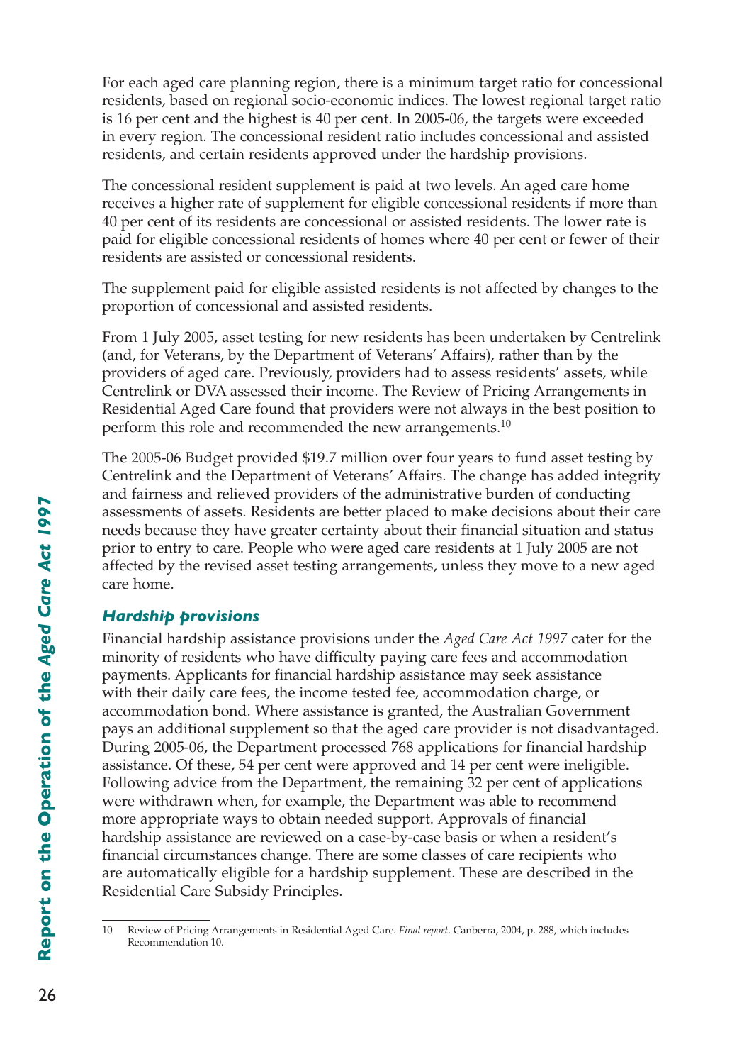For each aged care planning region, there is a minimum target ratio for concessional residents, based on regional socio-economic indices. The lowest regional target ratio is 16 per cent and the highest is 40 per cent. In 2005-06, the targets were exceeded in every region. The concessional resident ratio includes concessional and assisted residents, and certain residents approved under the hardship provisions.

The concessional resident supplement is paid at two levels. An aged care home receives a higher rate of supplement for eligible concessional residents if more than 40 per cent of its residents are concessional or assisted residents. The lower rate is paid for eligible concessional residents of homes where 40 per cent or fewer of their residents are assisted or concessional residents.

The supplement paid for eligible assisted residents is not affected by changes to the proportion of concessional and assisted residents.

From 1 July 2005, asset testing for new residents has been undertaken by Centrelink (and, for Veterans, by the Department of Veterans' Affairs), rather than by the providers of aged care. Previously, providers had to assess residents' assets, while Centrelink or DVA assessed their income. The Review of Pricing Arrangements in Residential Aged Care found that providers were not always in the best position to perform this role and recommended the new arrangements.[10]

The 2005-06 Budget provided $19.7 million over four years to fund asset testing by Centrelink and the Department of Veterans' Affairs. The change has added integrity and fairness and relieved providers of the administrative burden of conducting assessments of assets. Residents are better placed to make decisions about their care needs because they have greater certainty about their financial situation and status prior to entry to care. People who were aged care residents at 1 July 2005 are not affected by the revised asset testing arrangements, unless they move to a new aged care home.

### *Hardship provisions*

Financial hardship assistance provisions under the *Aged Care Act 1997* cater for the minority of residents who have difficulty paying care fees and accommodation payments. Applicants for financial hardship assistance may seek assistance with their daily care fees, the income tested fee, accommodation charge, or accommodation bond. Where assistance is granted, the Australian Government pays an additional supplement so that the aged care provider is not disadvantaged. During 2005-06, the Department processed 768 applications for financial hardship assistance. Of these, 54 per cent were approved and 14 per cent were ineligible. Following advice from the Department, the remaining 32 per cent of applications were withdrawn when, for example, the Department was able to recommend more appropriate ways to obtain needed support. Approvals of financial hardship assistance are reviewed on a case-by-case basis or when a resident's financial circumstances change. There are some classes of care recipients who are automatically eligible for a hardship supplement. These are described in the Residential Care Subsidy Principles.

---

10 Review of Pricing Arrangements in Residential Aged Care. *Final report*. Canberra, 2004, p. 288, which includes Recommendation 10.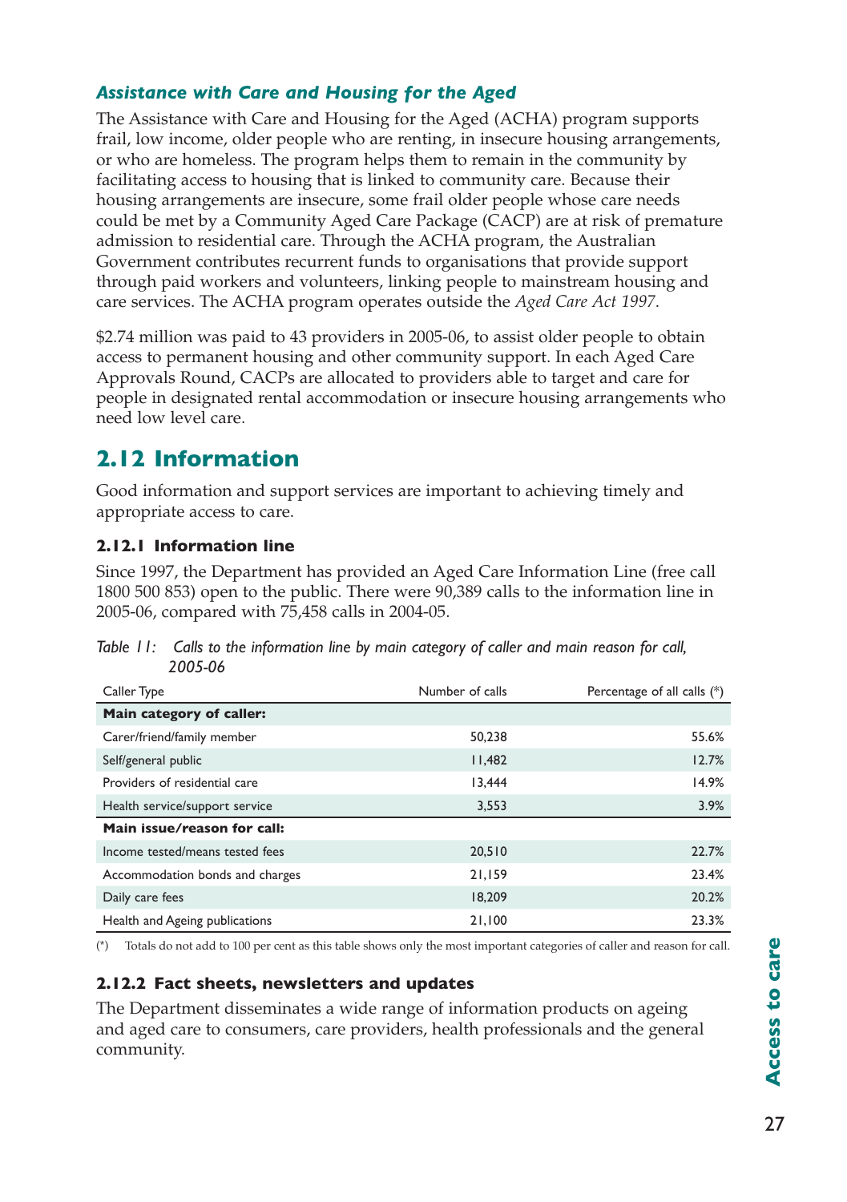### *Assistance with Care and Housing for the Aged*

The Assistance with Care and Housing for the Aged (ACHA) program supports frail, low income, older people who are renting, in insecure housing arrangements, or who are homeless. The program helps them to remain in the community by facilitating access to housing that is linked to community care. Because their housing arrangements are insecure, some frail older people whose care needs could be met by a Community Aged Care Package (CACP) are at risk of premature admission to residential care. Through the ACHA program, the Australian Government contributes recurrent funds to organisations that provide support through paid workers and volunteers, linking people to mainstream housing and care services. The ACHA program operates outside the *Aged Care Act 1997*.

$2.74 million was paid to 43 providers in 2005-06, to assist older people to obtain access to permanent housing and other community support. In each Aged Care Approvals Round, CACPs are allocated to providers able to target and care for people in designated rental accommodation or insecure housing arrangements who need low level care.

## 2.12 Information

Good information and support services are important to achieving timely and appropriate access to care.

### 2.12.1 Information line

Since 1997, the Department has provided an Aged Care Information Line (free call 1800 500 853) open to the public. There were 90,389 calls to the information line in 2005-06, compared with 75,458 calls in 2004-05.

*Table 11: Calls to the information line by main category of caller and main reason for call, 2005-06*

| Caller Type | Number of calls | Percentage of all calls (*) |
|---|---|---|
| **Main category of caller:** | | |
| Carer/friend/family member | 50,238 | 55.6% |
| Self/general public | 11,482 | 12.7% |
| Providers of residential care | 13,444 | 14.9% |
| Health service/support service | 3,553 | 3.9% |
| **Main issue/reason for call:** | | |
| Income tested/means tested fees | 20,510 | 22.7% |
| Accommodation bonds and charges | 21,159 | 23.4% |
| Daily care fees | 18,209 | 20.2% |
| Health and Ageing publications | 21,100 | 23.3% |

(*) Totals do not add to 100 per cent as this table shows only the most important categories of caller and reason for call.

### 2.12.2 Fact sheets, newsletters and updates

The Department disseminates a wide range of information products on ageing and aged care to consumers, care providers, health professionals and the general community.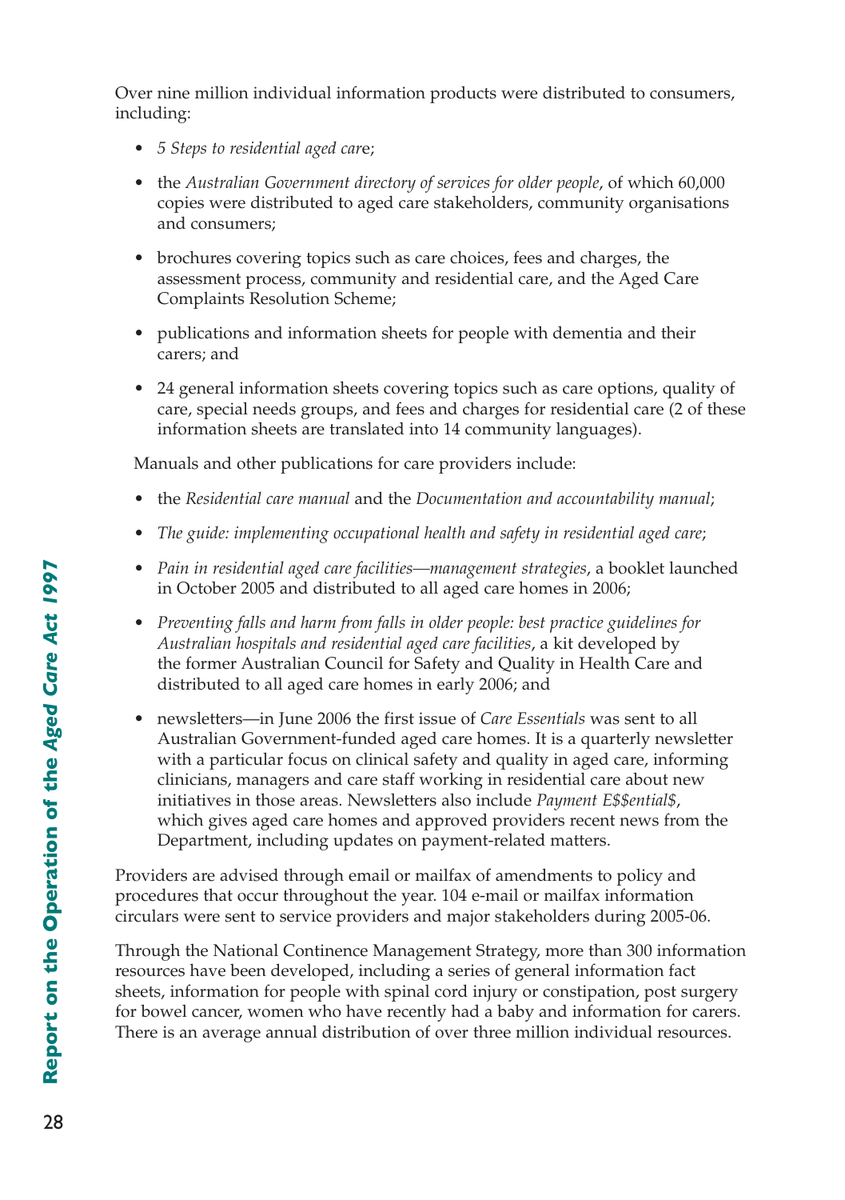Over nine million individual information products were distributed to consumers, including:

- *5 Steps to residential aged care*;
- the *Australian Government directory of services for older people*, of which 60,000 copies were distributed to aged care stakeholders, community organisations and consumers;
- brochures covering topics such as care choices, fees and charges, the assessment process, community and residential care, and the Aged Care Complaints Resolution Scheme;
- publications and information sheets for people with dementia and their carers; and
- 24 general information sheets covering topics such as care options, quality of care, special needs groups, and fees and charges for residential care (2 of these information sheets are translated into 14 community languages).

Manuals and other publications for care providers include:

- the *Residential care manual* and the *Documentation and accountability manual*;
- *The guide: implementing occupational health and safety in residential aged care*;
- *Pain in residential aged care facilities—management strategies*, a booklet launched in October 2005 and distributed to all aged care homes in 2006;
- *Preventing falls and harm from falls in older people: best practice guidelines for Australian hospitals and residential aged care facilities*, a kit developed by the former Australian Council for Safety and Quality in Health Care and distributed to all aged care homes in early 2006; and
- newsletters—in June 2006 the first issue of *Care Essentials* was sent to all Australian Government-funded aged care homes. It is a quarterly newsletter with a particular focus on clinical safety and quality in aged care, informing clinicians, managers and care staff working in residential care about new initiatives in those areas. Newsletters also include *Payment E$$ential$*, which gives aged care homes and approved providers recent news from the Department, including updates on payment-related matters.

Providers are advised through email or mailfax of amendments to policy and procedures that occur throughout the year. 104 e-mail or mailfax information circulars were sent to service providers and major stakeholders during 2005-06.

Through the National Continence Management Strategy, more than 300 information resources have been developed, including a series of general information fact sheets, information for people with spinal cord injury or constipation, post surgery for bowel cancer, women who have recently had a baby and information for carers. There is an average annual distribution of over three million individual resources.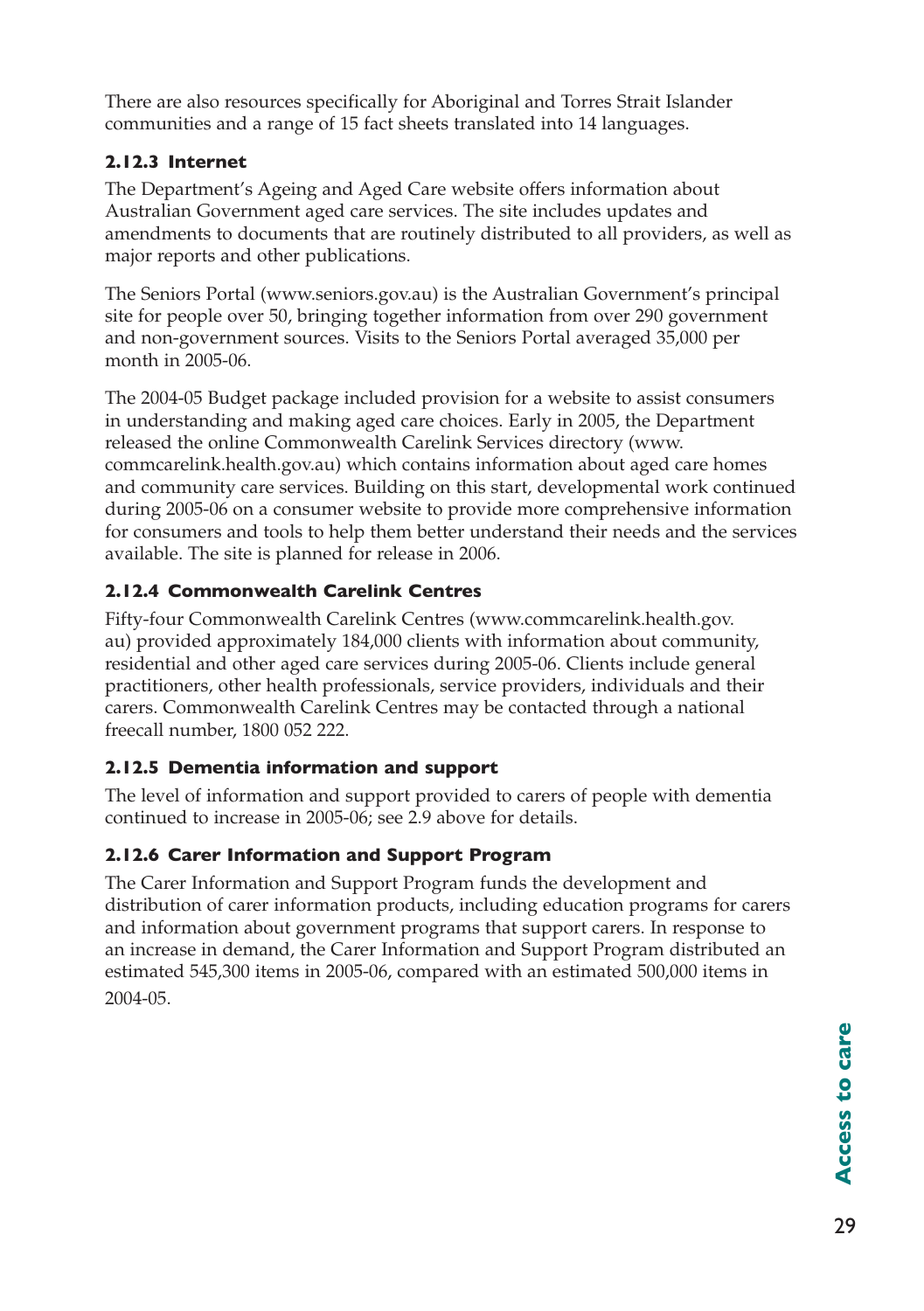There are also resources specifically for Aboriginal and Torres Strait Islander communities and a range of 15 fact sheets translated into 14 languages.

### 2.12.3 Internet

The Department's Ageing and Aged Care website offers information about Australian Government aged care services. The site includes updates and amendments to documents that are routinely distributed to all providers, as well as major reports and other publications.

The Seniors Portal (www.seniors.gov.au) is the Australian Government's principal site for people over 50, bringing together information from over 290 government and non-government sources. Visits to the Seniors Portal averaged 35,000 per month in 2005-06.

The 2004-05 Budget package included provision for a website to assist consumers in understanding and making aged care choices. Early in 2005, the Department released the online Commonwealth Carelink Services directory (www.commcarelink.health.gov.au) which contains information about aged care homes and community care services. Building on this start, developmental work continued during 2005-06 on a consumer website to provide more comprehensive information for consumers and tools to help them better understand their needs and the services available. The site is planned for release in 2006.

### 2.12.4 Commonwealth Carelink Centres

Fifty-four Commonwealth Carelink Centres (www.commcarelink.health.gov.au) provided approximately 184,000 clients with information about community, residential and other aged care services during 2005-06. Clients include general practitioners, other health professionals, service providers, individuals and their carers. Commonwealth Carelink Centres may be contacted through a national freecall number, 1800 052 222.

### 2.12.5 Dementia information and support

The level of information and support provided to carers of people with dementia continued to increase in 2005-06; see 2.9 above for details.

### 2.12.6 Carer Information and Support Program

The Carer Information and Support Program funds the development and distribution of carer information products, including education programs for carers and information about government programs that support carers. In response to an increase in demand, the Carer Information and Support Program distributed an estimated 545,300 items in 2005-06, compared with an estimated 500,000 items in 2004-05.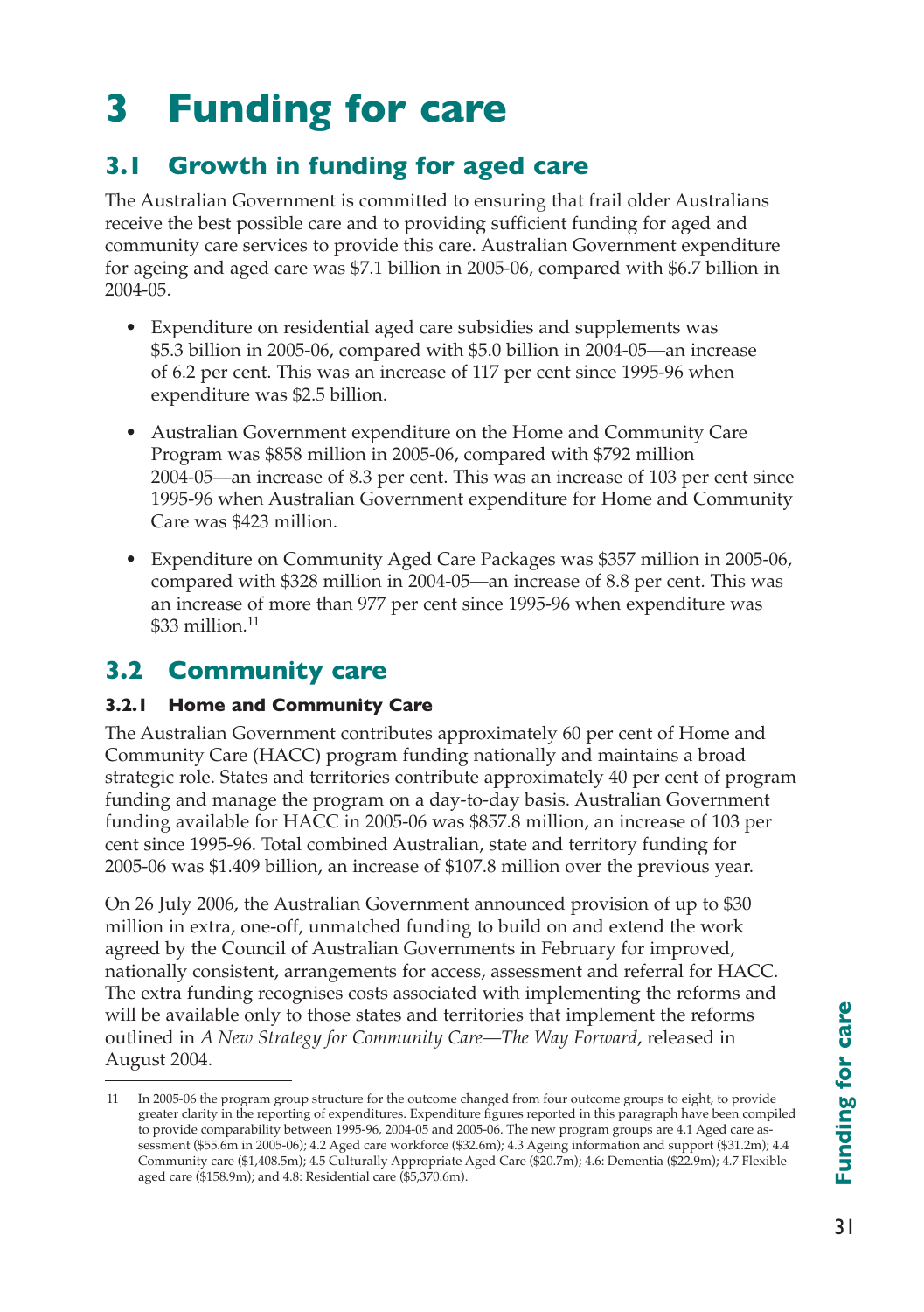# 3 Funding for care

## 3.1 Growth in funding for aged care

The Australian Government is committed to ensuring that frail older Australians receive the best possible care and to providing sufficient funding for aged and community care services to provide this care. Australian Government expenditure for ageing and aged care was $7.1 billion in 2005-06, compared with $6.7 billion in 2004-05.

- Expenditure on residential aged care subsidies and supplements was $5.3 billion in 2005-06, compared with $5.0 billion in 2004-05—an increase of 6.2 per cent. This was an increase of 117 per cent since 1995-96 when expenditure was $2.5 billion.
- Australian Government expenditure on the Home and Community Care Program was $858 million in 2005-06, compared with $792 million 2004-05—an increase of 8.3 per cent. This was an increase of 103 per cent since 1995-96 when Australian Government expenditure for Home and Community Care was $423 million.
- Expenditure on Community Aged Care Packages was $357 million in 2005-06, compared with $328 million in 2004-05—an increase of 8.8 per cent. This was an increase of more than 977 per cent since 1995-96 when expenditure was $33 million.[11]

## 3.2 Community care

### 3.2.1 Home and Community Care

The Australian Government contributes approximately 60 per cent of Home and Community Care (HACC) program funding nationally and maintains a broad strategic role. States and territories contribute approximately 40 per cent of program funding and manage the program on a day-to-day basis. Australian Government funding available for HACC in 2005-06 was $857.8 million, an increase of 103 per cent since 1995-96. Total combined Australian, state and territory funding for 2005-06 was $1.409 billion, an increase of $107.8 million over the previous year.

On 26 July 2006, the Australian Government announced provision of up to $30 million in extra, one-off, unmatched funding to build on and extend the work agreed by the Council of Australian Governments in February for improved, nationally consistent, arrangements for access, assessment and referral for HACC. The extra funding recognises costs associated with implementing the reforms and will be available only to those states and territories that implement the reforms outlined in *A New Strategy for Community Care—The Way Forward*, released in August 2004.

---

11 In 2005-06 the program group structure for the outcome changed from four outcome groups to eight, to provide greater clarity in the reporting of expenditures. Expenditure figures reported in this paragraph have been compiled to provide comparability between 1995-96, 2004-05 and 2005-06. The new program groups are 4.1 Aged care assessment ($55.6m in 2005-06); 4.2 Aged care workforce ($32.6m); 4.3 Ageing information and support ($31.2m); 4.4 Community care ($1,408.5m); 4.5 Culturally Appropriate Aged Care ($20.7m); 4.6: Dementia ($22.9m); 4.7 Flexible aged care ($158.9m); and 4.8: Residential care ($5,370.6m).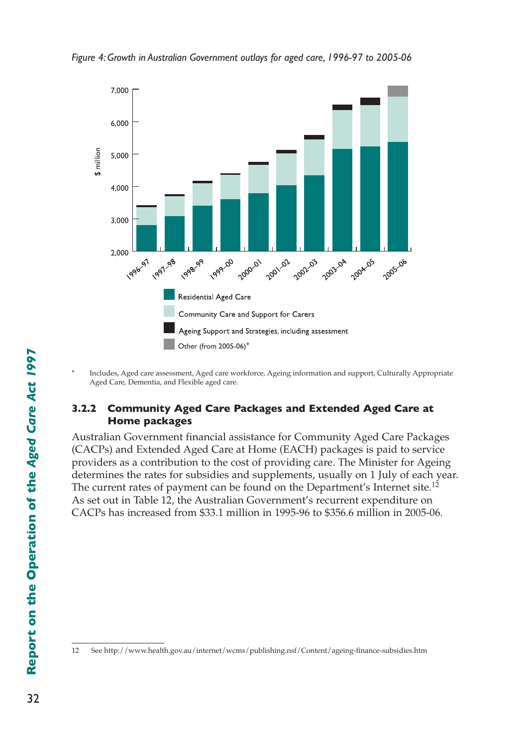*Figure 4: Growth in Australian Government outlays for aged care, 1996-97 to 2005-06*

\* Includes, Aged care assessment, Aged care workforce, Ageing information and support, Culturally Appropriate Aged Care, Dementia, and Flexible aged care.

### 3.2.2 Community Aged Care Packages and Extended Aged Care at Home packages

Australian Government financial assistance for Community Aged Care Packages (CACPs) and Extended Aged Care at Home (EACH) packages is paid to service providers as a contribution to the cost of providing care. The Minister for Ageing determines the rates for subsidies and supplements, usually on 1 July of each year. The current rates of payment can be found on the Department's Internet site.[12] As set out in Table 12, the Australian Government's recurrent expenditure on CACPs has increased from $33.1 million in 1995-96 to $356.6 million in 2005-06.

12 See http://www.health.gov.au/internet/wcms/publishing.nsf/Content/ageing-finance-subsidies.htm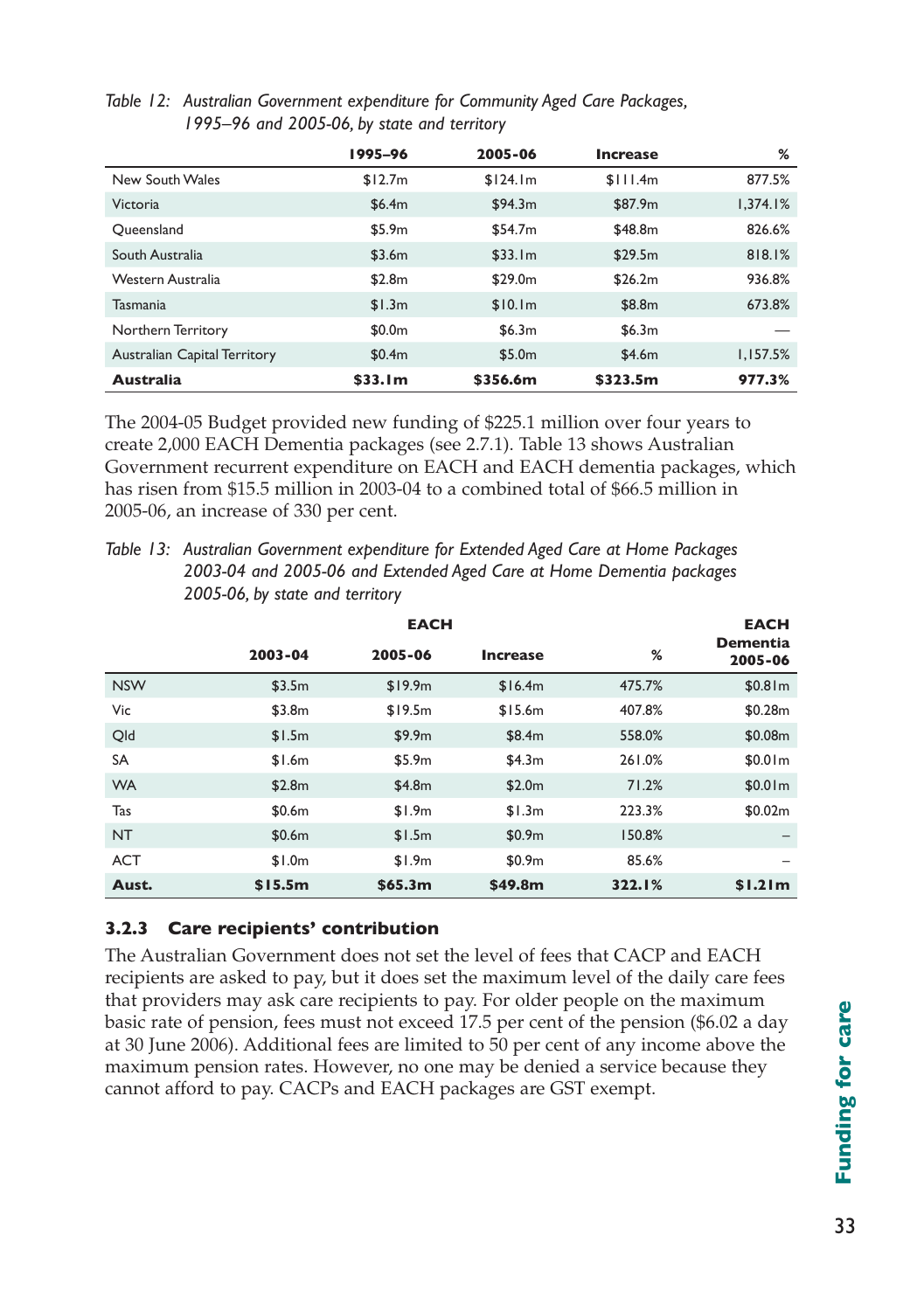*Table 12: Australian Government expenditure for Community Aged Care Packages, 1995–96 and 2005-06, by state and territory*

| | 1995–96 | 2005-06 | Increase | % |
|---|---|---|---|---|
| New South Wales | $12.7m | $124.1m | $111.4m | 877.5% |
| Victoria | $6.4m | $94.3m | $87.9m | 1,374.1% |
| Queensland | $5.9m | $54.7m | $48.8m | 826.6% |
| South Australia | $3.6m | $33.1m | $29.5m | 818.1% |
| Western Australia | $2.8m | $29.0m | $26.2m | 936.8% |
| Tasmania | $1.3m | $10.1m | $8.8m | 673.8% |
| Northern Territory | $0.0m | $6.3m | $6.3m | — |
| Australian Capital Territory | $0.4m | $5.0m | $4.6m | 1,157.5% |
| **Australia** | **$33.1m** | **$356.6m** | **$323.5m** | **977.3%** |

The 2004-05 Budget provided new funding of $225.1 million over four years to create 2,000 EACH Dementia packages (see 2.7.1). Table 13 shows Australian Government recurrent expenditure on EACH and EACH dementia packages, which has risen from $15.5 million in 2003-04 to a combined total of $66.5 million in 2005-06, an increase of 330 per cent.

*Table 13: Australian Government expenditure for Extended Aged Care at Home Packages 2003-04 and 2005-06 and Extended Aged Care at Home Dementia packages 2005-06, by state and territory*

| | EACH | | | | EACH |
|---|---|---|---|---|---|
| | 2003-04 | 2005-06 | Increase | % | Dementia 2005-06 |
| NSW | $3.5m | $19.9m | $16.4m | 475.7% | $0.81m |
| Vic | $3.8m | $19.5m | $15.6m | 407.8% | $0.28m |
| Qld | $1.5m | $9.9m | $8.4m | 558.0% | $0.08m |
| SA | $1.6m | $5.9m | $4.3m | 261.0% | $0.01m |
| WA | $2.8m | $4.8m | $2.0m | 71.2% | $0.01m |
| Tas | $0.6m | $1.9m | $1.3m | 223.3% | $0.02m |
| NT | $0.6m | $1.5m | $0.9m | 150.8% | – |
| ACT | $1.0m | $1.9m | $0.9m | 85.6% | – |
| **Aust.** | **$15.5m** | **$65.3m** | **$49.8m** | **322.1%** | **$1.21m** |

### 3.2.3 Care recipients' contribution

The Australian Government does not set the level of fees that CACP and EACH recipients are asked to pay, but it does set the maximum level of the daily care fees that providers may ask care recipients to pay. For older people on the maximum basic rate of pension, fees must not exceed 17.5 per cent of the pension ($6.02 a day at 30 June 2006). Additional fees are limited to 50 per cent of any income above the maximum pension rates. However, no one may be denied a service because they cannot afford to pay. CACPs and EACH packages are GST exempt.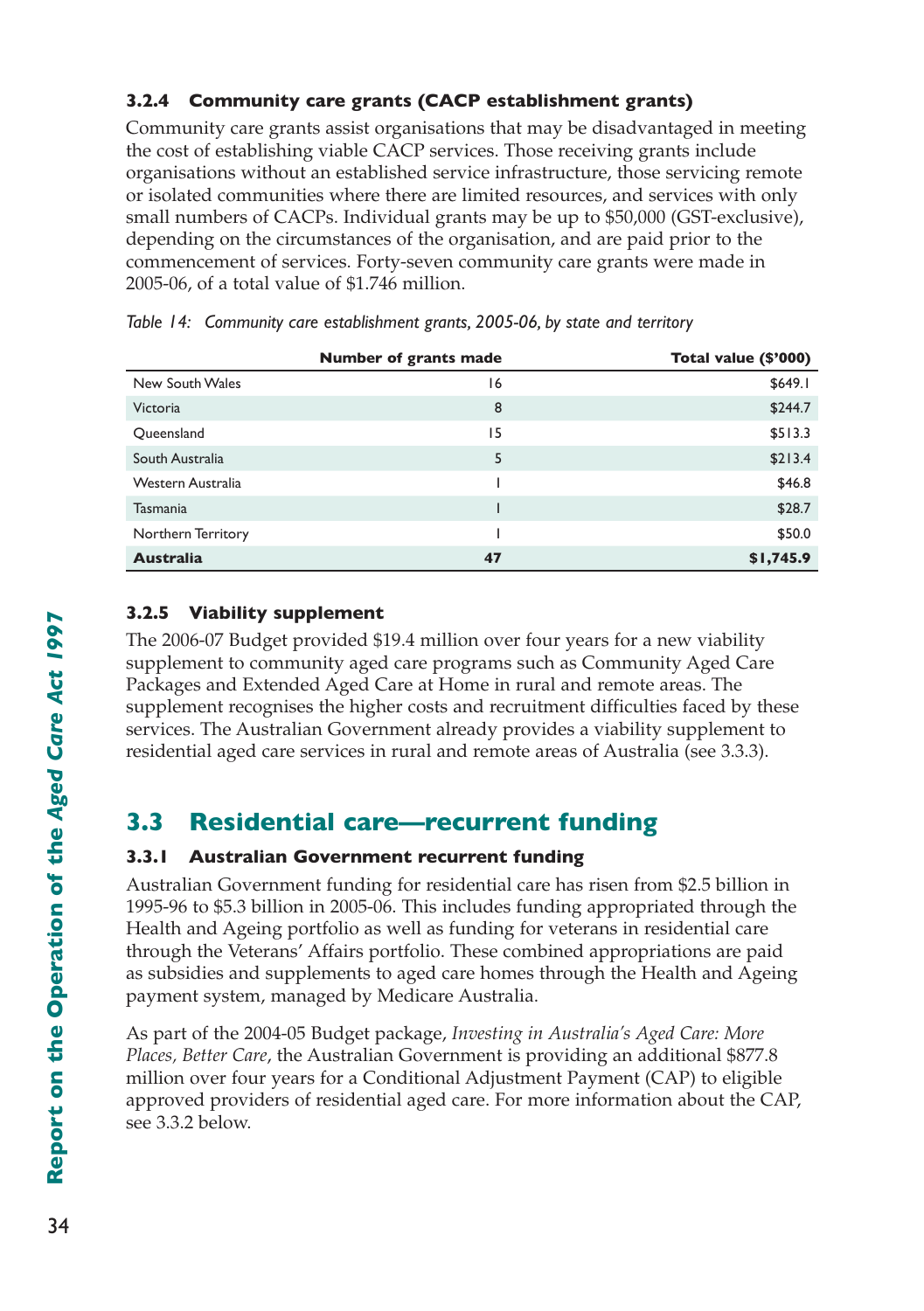### 3.2.4 Community care grants (CACP establishment grants)

Community care grants assist organisations that may be disadvantaged in meeting the cost of establishing viable CACP services. Those receiving grants include organisations without an established service infrastructure, those servicing remote or isolated communities where there are limited resources, and services with only small numbers of CACPs. Individual grants may be up to $50,000 (GST-exclusive), depending on the circumstances of the organisation, and are paid prior to the commencement of services. Forty-seven community care grants were made in 2005-06, of a total value of $1.746 million.

*Table 14: Community care establishment grants, 2005-06, by state and territory*

| | Number of grants made | Total value ($'000) |
|---|---|---|
| New South Wales | 16 | $649.1 |
| Victoria | 8 | $244.7 |
| Queensland | 15 | $513.3 |
| South Australia | 5 | $213.4 |
| Western Australia | 1 | $46.8 |
| Tasmania | 1 | $28.7 |
| Northern Territory | 1 | $50.0 |
| **Australia** | **47** | **$1,745.9** |

### 3.2.5 Viability supplement

The 2006-07 Budget provided $19.4 million over four years for a new viability supplement to community aged care programs such as Community Aged Care Packages and Extended Aged Care at Home in rural and remote areas. The supplement recognises the higher costs and recruitment difficulties faced by these services. The Australian Government already provides a viability supplement to residential aged care services in rural and remote areas of Australia (see 3.3.3).

## 3.3 Residential care—recurrent funding

### 3.3.1 Australian Government recurrent funding

Australian Government funding for residential care has risen from $2.5 billion in 1995-96 to $5.3 billion in 2005-06. This includes funding appropriated through the Health and Ageing portfolio as well as funding for veterans in residential care through the Veterans' Affairs portfolio. These combined appropriations are paid as subsidies and supplements to aged care homes through the Health and Ageing payment system, managed by Medicare Australia.

As part of the 2004-05 Budget package, *Investing in Australia's Aged Care: More Places, Better Care*, the Australian Government is providing an additional $877.8 million over four years for a Conditional Adjustment Payment (CAP) to eligible approved providers of residential aged care. For more information about the CAP, see 3.3.2 below.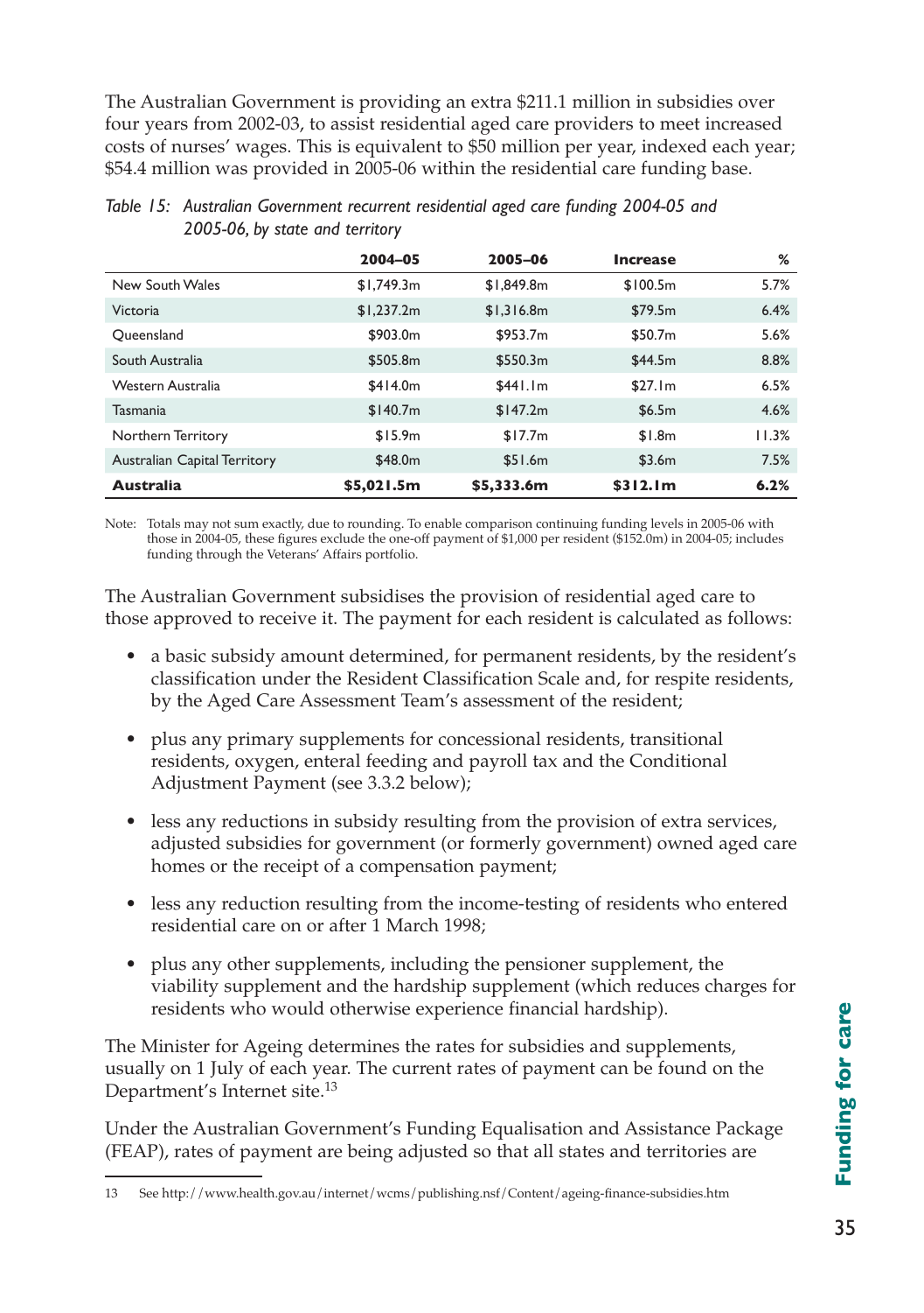The Australian Government is providing an extra $211.1 million in subsidies over four years from 2002-03, to assist residential aged care providers to meet increased costs of nurses' wages. This is equivalent to $50 million per year, indexed each year; $54.4 million was provided in 2005-06 within the residential care funding base.

*Table 15: Australian Government recurrent residential aged care funding 2004-05 and 2005-06, by state and territory*

| | 2004–05 | 2005–06 | Increase | % |
|---|---|---|---|---|
| New South Wales | $1,749.3m | $1,849.8m | $100.5m | 5.7% |
| Victoria | $1,237.2m | $1,316.8m | $79.5m | 6.4% |
| Queensland | $903.0m | $953.7m | $50.7m | 5.6% |
| South Australia | $505.8m | $550.3m | $44.5m | 8.8% |
| Western Australia | $414.0m | $441.1m | $27.1m | 6.5% |
| Tasmania | $140.7m | $147.2m | $6.5m | 4.6% |
| Northern Territory | $15.9m | $17.7m | $1.8m | 11.3% |
| Australian Capital Territory | $48.0m | $51.6m | $3.6m | 7.5% |
| **Australia** | **$5,021.5m** | **$5,333.6m** | **$312.1m** | **6.2%** |

Note: Totals may not sum exactly, due to rounding. To enable comparison continuing funding levels in 2005-06 with those in 2004-05, these figures exclude the one-off payment of $1,000 per resident ($152.0m) in 2004-05; includes funding through the Veterans' Affairs portfolio.

The Australian Government subsidises the provision of residential aged care to those approved to receive it. The payment for each resident is calculated as follows:

- a basic subsidy amount determined, for permanent residents, by the resident's classification under the Resident Classification Scale and, for respite residents, by the Aged Care Assessment Team's assessment of the resident;
- plus any primary supplements for concessional residents, transitional residents, oxygen, enteral feeding and payroll tax and the Conditional Adjustment Payment (see 3.3.2 below);
- less any reductions in subsidy resulting from the provision of extra services, adjusted subsidies for government (or formerly government) owned aged care homes or the receipt of a compensation payment;
- less any reduction resulting from the income-testing of residents who entered residential care on or after 1 March 1998;
- plus any other supplements, including the pensioner supplement, the viability supplement and the hardship supplement (which reduces charges for residents who would otherwise experience financial hardship).

The Minister for Ageing determines the rates for subsidies and supplements, usually on 1 July of each year. The current rates of payment can be found on the Department's Internet site.[13]

Under the Australian Government's Funding Equalisation and Assistance Package (FEAP), rates of payment are being adjusted so that all states and territories are

13 See http://www.health.gov.au/internet/wcms/publishing.nsf/Content/ageing-finance-subsidies.htm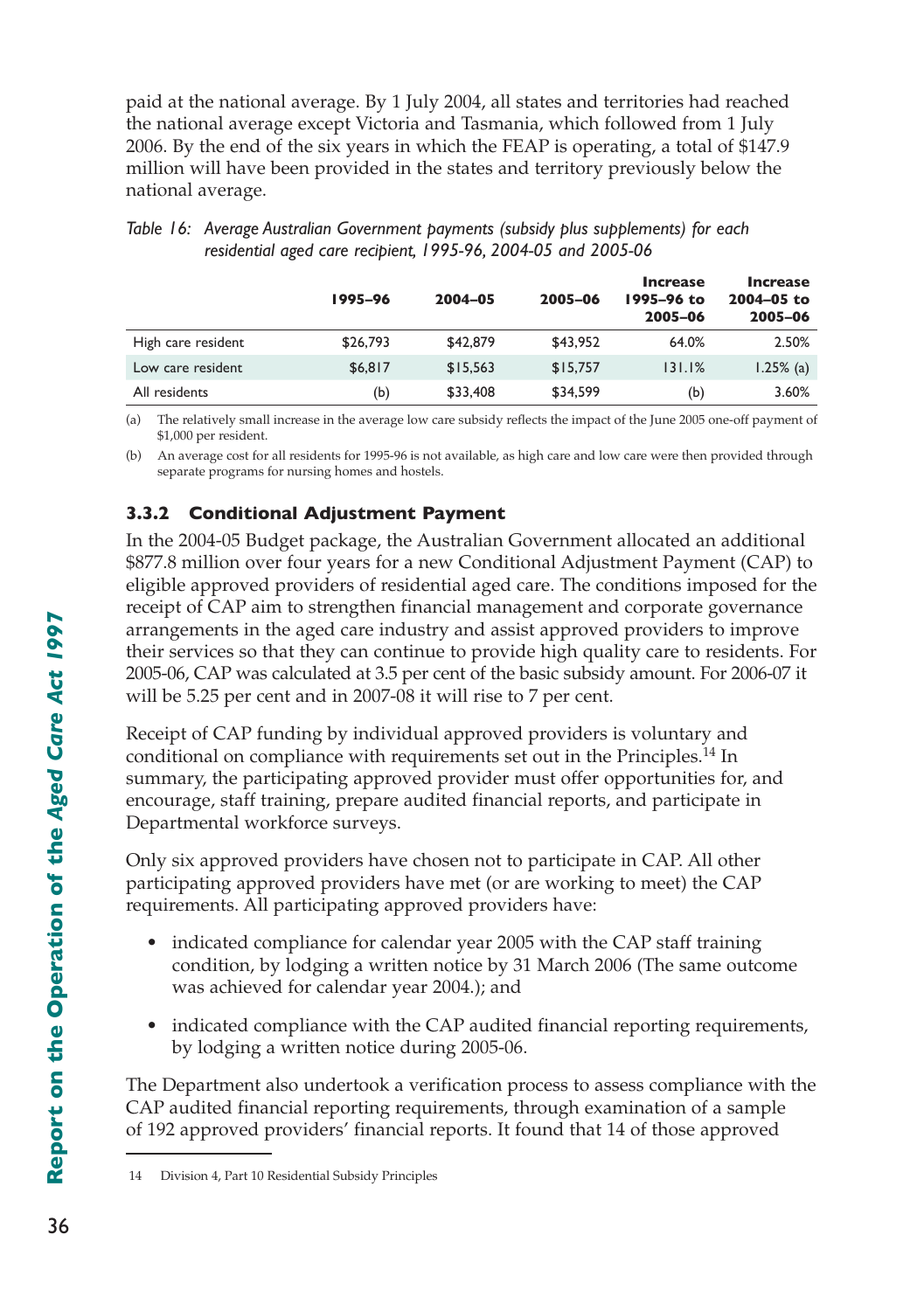paid at the national average. By 1 July 2004, all states and territories had reached the national average except Victoria and Tasmania, which followed from 1 July 2006. By the end of the six years in which the FEAP is operating, a total of $147.9 million will have been provided in the states and territory previously below the national average.

*Table 16: Average Australian Government payments (subsidy plus supplements) for each residential aged care recipient, 1995-96, 2004-05 and 2005-06*

| | 1995–96 | 2004–05 | 2005–06 | Increase 1995–96 to 2005–06 | Increase 2004–05 to 2005–06 |
|---|---|---|---|---|---|
| High care resident | $26,793 | $42,879 | $43,952 | 64.0% | 2.50% |
| Low care resident | $6,817 | $15,563 | $15,757 | 131.1% | 1.25% (a) |
| All residents | (b) | $33,408 | $34,599 | (b) | 3.60% |

(a) The relatively small increase in the average low care subsidy reflects the impact of the June 2005 one-off payment of $1,000 per resident.

(b) An average cost for all residents for 1995-96 is not available, as high care and low care were then provided through separate programs for nursing homes and hostels.

### 3.3.2 Conditional Adjustment Payment

In the 2004-05 Budget package, the Australian Government allocated an additional $877.8 million over four years for a new Conditional Adjustment Payment (CAP) to eligible approved providers of residential aged care. The conditions imposed for the receipt of CAP aim to strengthen financial management and corporate governance arrangements in the aged care industry and assist approved providers to improve their services so that they can continue to provide high quality care to residents. For 2005-06, CAP was calculated at 3.5 per cent of the basic subsidy amount. For 2006-07 it will be 5.25 per cent and in 2007-08 it will rise to 7 per cent.

Receipt of CAP funding by individual approved providers is voluntary and conditional on compliance with requirements set out in the Principles.[14] In summary, the participating approved provider must offer opportunities for, and encourage, staff training, prepare audited financial reports, and participate in Departmental workforce surveys.

Only six approved providers have chosen not to participate in CAP. All other participating approved providers have met (or are working to meet) the CAP requirements. All participating approved providers have:

- indicated compliance for calendar year 2005 with the CAP staff training condition, by lodging a written notice by 31 March 2006 (The same outcome was achieved for calendar year 2004.); and
- indicated compliance with the CAP audited financial reporting requirements, by lodging a written notice during 2005-06.

The Department also undertook a verification process to assess compliance with the CAP audited financial reporting requirements, through examination of a sample of 192 approved providers' financial reports. It found that 14 of those approved

14 Division 4, Part 10 Residential Subsidy Principles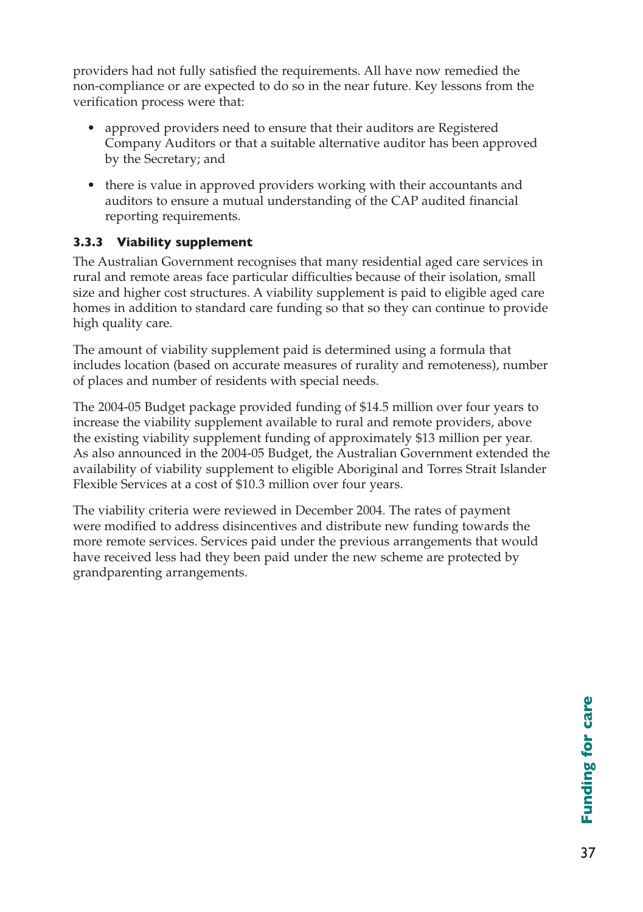providers had not fully satisfied the requirements. All have now remedied the non-compliance or are expected to do so in the near future. Key lessons from the verification process were that:

- approved providers need to ensure that their auditors are Registered Company Auditors or that a suitable alternative auditor has been approved by the Secretary; and
- there is value in approved providers working with their accountants and auditors to ensure a mutual understanding of the CAP audited financial reporting requirements.

### 3.3.3 Viability supplement

The Australian Government recognises that many residential aged care services in rural and remote areas face particular difficulties because of their isolation, small size and higher cost structures. A viability supplement is paid to eligible aged care homes in addition to standard care funding so that so they can continue to provide high quality care.

The amount of viability supplement paid is determined using a formula that includes location (based on accurate measures of rurality and remoteness), number of places and number of residents with special needs.

The 2004-05 Budget package provided funding of $14.5 million over four years to increase the viability supplement available to rural and remote providers, above the existing viability supplement funding of approximately $13 million per year. As also announced in the 2004-05 Budget, the Australian Government extended the availability of viability supplement to eligible Aboriginal and Torres Strait Islander Flexible Services at a cost of $10.3 million over four years.

The viability criteria were reviewed in December 2004. The rates of payment were modified to address disincentives and distribute new funding towards the more remote services. Services paid under the previous arrangements that would have received less had they been paid under the new scheme are protected by grandparenting arrangements.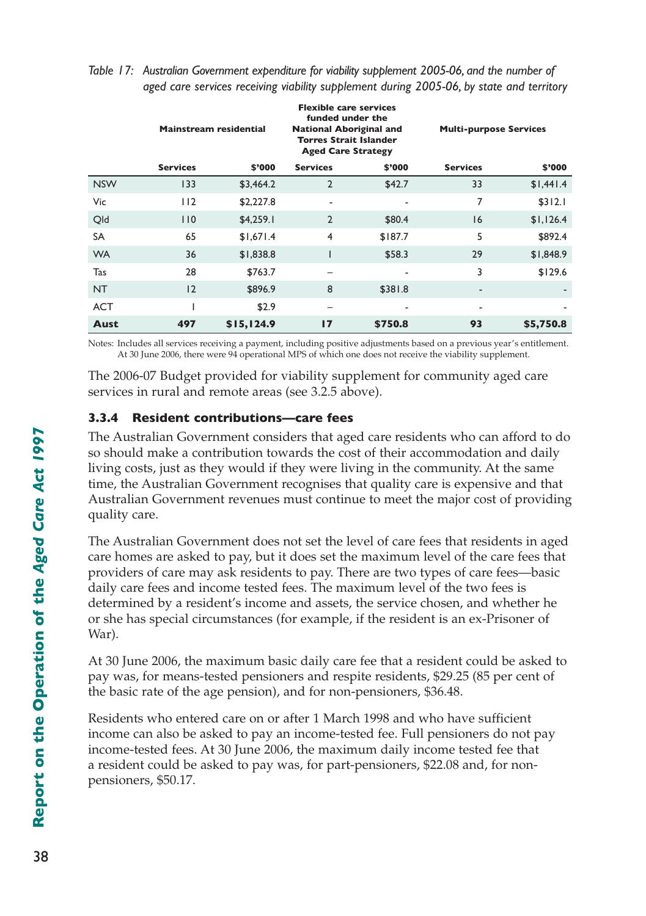*Table 17: Australian Government expenditure for viability supplement 2005-06, and the number of aged care services receiving viability supplement during 2005-06, by state and territory*

| | Mainstream residential | | Flexible care services funded under the National Aboriginal and Torres Strait Islander Aged Care Strategy | | Multi-purpose Services | |
|---|---|---|---|---|---|---|
| | **Services** | **$'000** | **Services** | **$'000** | **Services** | **$'000** |
| NSW | 133 | $3,464.2 | 2 | $42.7 | 33 | $1,441.4 |
| Vic | 112 | $2,227.8 | - | - | 7 | $312.1 |
| Qld | 110 | $4,259.1 | 2 | $80.4 | 16 | $1,126.4 |
| SA | 65 | $1,671.4 | 4 | $187.7 | 5 | $892.4 |
| WA | 36 | $1,838.8 | 1 | $58.3 | 29 | $1,848.9 |
| Tas | 28 | $763.7 | – | - | 3 | $129.6 |
| NT | 12 | $896.9 | 8 | $381.8 | - | - |
| ACT | 1 | $2.9 | – | - | - | - |
| **Aust** | **497** | **$15,124.9** | **17** | **$750.8** | **93** | **$5,750.8** |

Notes: Includes all services receiving a payment, including positive adjustments based on a previous year's entitlement. At 30 June 2006, there were 94 operational MPS of which one does not receive the viability supplement.

The 2006-07 Budget provided for viability supplement for community aged care services in rural and remote areas (see 3.2.5 above).

### 3.3.4 Resident contributions—care fees

The Australian Government considers that aged care residents who can afford to do so should make a contribution towards the cost of their accommodation and daily living costs, just as they would if they were living in the community. At the same time, the Australian Government recognises that quality care is expensive and that Australian Government revenues must continue to meet the major cost of providing quality care.

The Australian Government does not set the level of care fees that residents in aged care homes are asked to pay, but it does set the maximum level of the care fees that providers of care may ask residents to pay. There are two types of care fees—basic daily care fees and income tested fees. The maximum level of the two fees is determined by a resident's income and assets, the service chosen, and whether he or she has special circumstances (for example, if the resident is an ex-Prisoner of War).

At 30 June 2006, the maximum basic daily care fee that a resident could be asked to pay was, for means-tested pensioners and respite residents, $29.25 (85 per cent of the basic rate of the age pension), and for non-pensioners, $36.48.

Residents who entered care on or after 1 March 1998 and who have sufficient income can also be asked to pay an income-tested fee. Full pensioners do not pay income-tested fees. At 30 June 2006, the maximum daily income tested fee that a resident could be asked to pay was, for part-pensioners, $22.08 and, for non-pensioners, $50.17.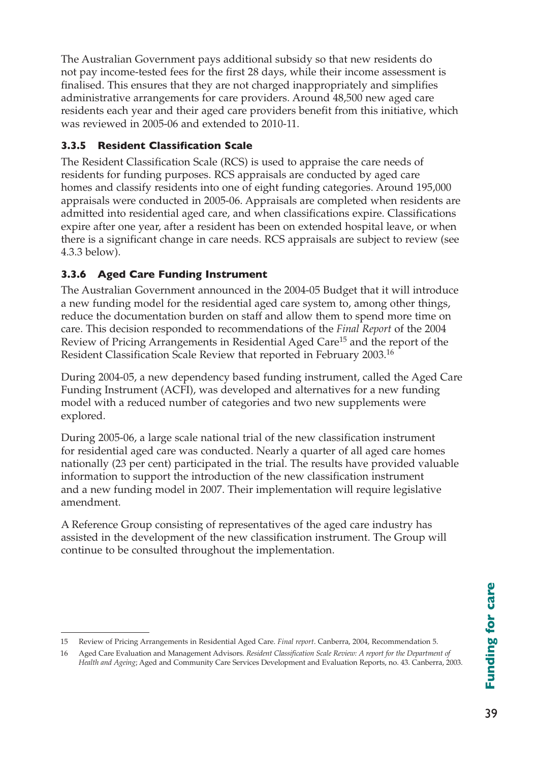The Australian Government pays additional subsidy so that new residents do not pay income-tested fees for the first 28 days, while their income assessment is finalised. This ensures that they are not charged inappropriately and simplifies administrative arrangements for care providers. Around 48,500 new aged care residents each year and their aged care providers benefit from this initiative, which was reviewed in 2005-06 and extended to 2010-11.

### 3.3.5 Resident Classification Scale

The Resident Classification Scale (RCS) is used to appraise the care needs of residents for funding purposes. RCS appraisals are conducted by aged care homes and classify residents into one of eight funding categories. Around 195,000 appraisals were conducted in 2005-06. Appraisals are completed when residents are admitted into residential aged care, and when classifications expire. Classifications expire after one year, after a resident has been on extended hospital leave, or when there is a significant change in care needs. RCS appraisals are subject to review (see 4.3.3 below).

### 3.3.6 Aged Care Funding Instrument

The Australian Government announced in the 2004-05 Budget that it will introduce a new funding model for the residential aged care system to, among other things, reduce the documentation burden on staff and allow them to spend more time on care. This decision responded to recommendations of the *Final Report* of the 2004 Review of Pricing Arrangements in Residential Aged Care[15] and the report of the Resident Classification Scale Review that reported in February 2003.[16]

During 2004-05, a new dependency based funding instrument, called the Aged Care Funding Instrument (ACFI), was developed and alternatives for a new funding model with a reduced number of categories and two new supplements were explored.

During 2005-06, a large scale national trial of the new classification instrument for residential aged care was conducted. Nearly a quarter of all aged care homes nationally (23 per cent) participated in the trial. The results have provided valuable information to support the introduction of the new classification instrument and a new funding model in 2007. Their implementation will require legislative amendment.

A Reference Group consisting of representatives of the aged care industry has assisted in the development of the new classification instrument. The Group will continue to be consulted throughout the implementation.

---

15 Review of Pricing Arrangements in Residential Aged Care. *Final report*. Canberra, 2004, Recommendation 5.

16 Aged Care Evaluation and Management Advisors. *Resident Classification Scale Review: A report for the Department of Health and Ageing*; Aged and Community Care Services Development and Evaluation Reports, no. 43. Canberra, 2003.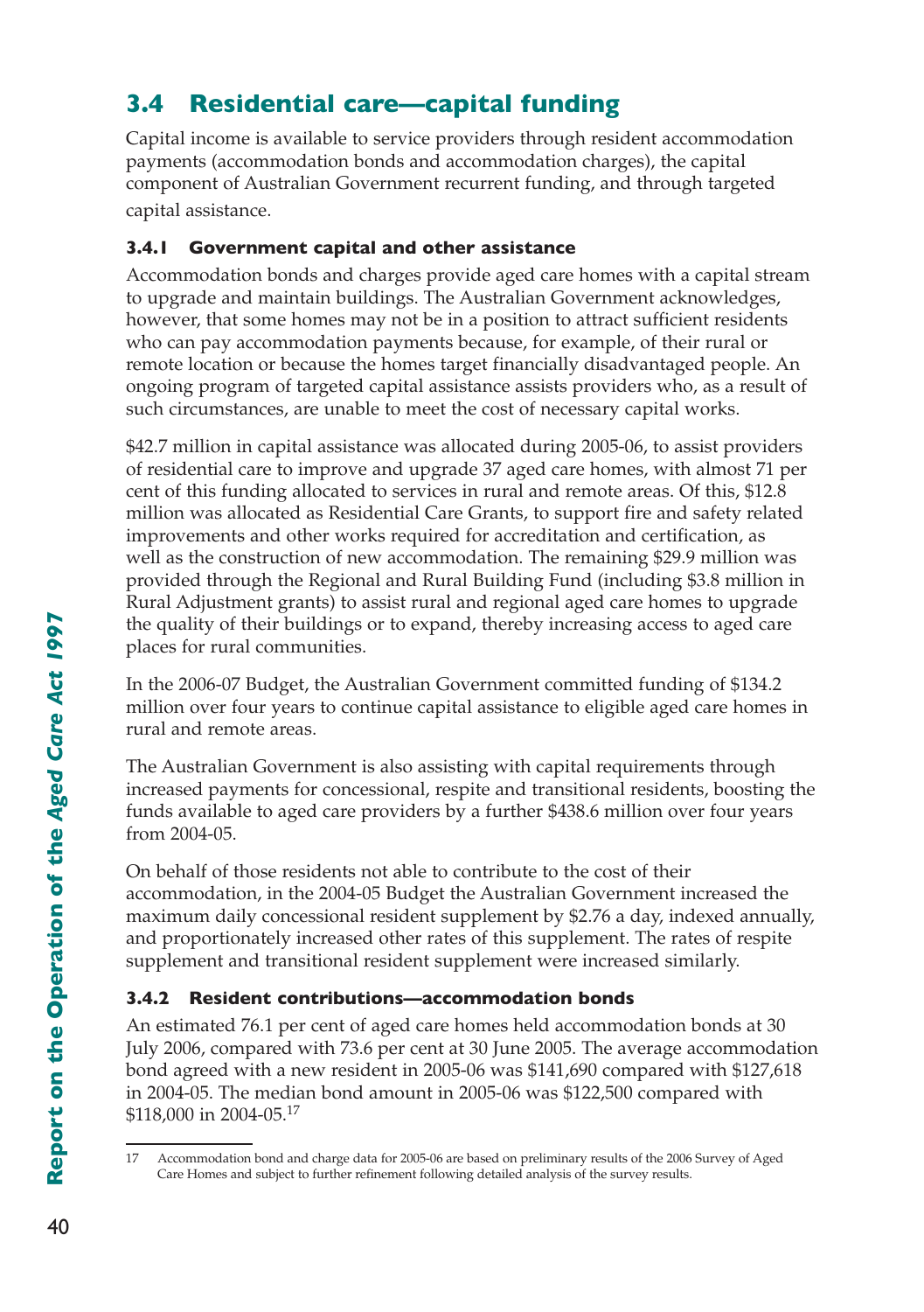## 3.4 Residential care—capital funding

Capital income is available to service providers through resident accommodation payments (accommodation bonds and accommodation charges), the capital component of Australian Government recurrent funding, and through targeted capital assistance.

### 3.4.1 Government capital and other assistance

Accommodation bonds and charges provide aged care homes with a capital stream to upgrade and maintain buildings. The Australian Government acknowledges, however, that some homes may not be in a position to attract sufficient residents who can pay accommodation payments because, for example, of their rural or remote location or because the homes target financially disadvantaged people. An ongoing program of targeted capital assistance assists providers who, as a result of such circumstances, are unable to meet the cost of necessary capital works.

$42.7 million in capital assistance was allocated during 2005-06, to assist providers of residential care to improve and upgrade 37 aged care homes, with almost 71 per cent of this funding allocated to services in rural and remote areas. Of this, $12.8 million was allocated as Residential Care Grants, to support fire and safety related improvements and other works required for accreditation and certification, as well as the construction of new accommodation. The remaining $29.9 million was provided through the Regional and Rural Building Fund (including $3.8 million in Rural Adjustment grants) to assist rural and regional aged care homes to upgrade the quality of their buildings or to expand, thereby increasing access to aged care places for rural communities.

In the 2006-07 Budget, the Australian Government committed funding of $134.2 million over four years to continue capital assistance to eligible aged care homes in rural and remote areas.

The Australian Government is also assisting with capital requirements through increased payments for concessional, respite and transitional residents, boosting the funds available to aged care providers by a further $438.6 million over four years from 2004-05.

On behalf of those residents not able to contribute to the cost of their accommodation, in the 2004-05 Budget the Australian Government increased the maximum daily concessional resident supplement by $2.76 a day, indexed annually, and proportionately increased other rates of this supplement. The rates of respite supplement and transitional resident supplement were increased similarly.

### 3.4.2 Resident contributions—accommodation bonds

An estimated 76.1 per cent of aged care homes held accommodation bonds at 30 July 2006, compared with 73.6 per cent at 30 June 2005. The average accommodation bond agreed with a new resident in 2005-06 was $141,690 compared with $127,618 in 2004-05. The median bond amount in 2005-06 was $122,500 compared with $118,000 in 2004-05.[17]

---

17 Accommodation bond and charge data for 2005-06 are based on preliminary results of the 2006 Survey of Aged Care Homes and subject to further refinement following detailed analysis of the survey results.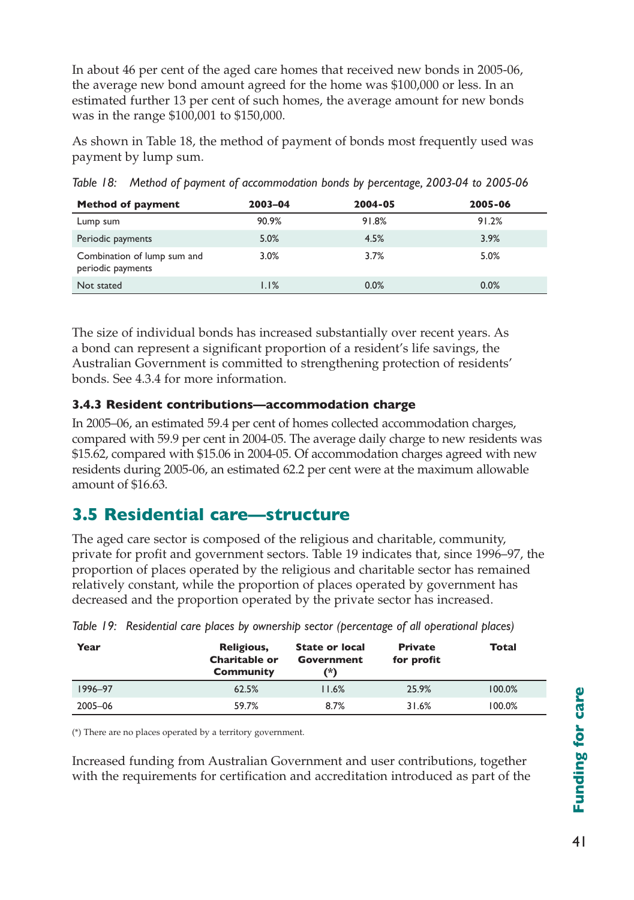In about 46 per cent of the aged care homes that received new bonds in 2005-06, the average new bond amount agreed for the home was $100,000 or less. In an estimated further 13 per cent of such homes, the average amount for new bonds was in the range $100,001 to $150,000.

As shown in Table 18, the method of payment of bonds most frequently used was payment by lump sum.

*Table 18: Method of payment of accommodation bonds by percentage, 2003-04 to 2005-06*

| Method of payment | 2003–04 | 2004-05 | 2005-06 |
|---|---|---|---|
| Lump sum | 90.9% | 91.8% | 91.2% |
| Periodic payments | 5.0% | 4.5% | 3.9% |
| Combination of lump sum and periodic payments | 3.0% | 3.7% | 5.0% |
| Not stated | 1.1% | 0.0% | 0.0% |

The size of individual bonds has increased substantially over recent years. As a bond can represent a significant proportion of a resident's life savings, the Australian Government is committed to strengthening protection of residents' bonds. See 4.3.4 for more information.

### 3.4.3 Resident contributions—accommodation charge

In 2005–06, an estimated 59.4 per cent of homes collected accommodation charges, compared with 59.9 per cent in 2004-05. The average daily charge to new residents was $15.62, compared with $15.06 in 2004-05. Of accommodation charges agreed with new residents during 2005-06, an estimated 62.2 per cent were at the maximum allowable amount of $16.63.

## 3.5 Residential care—structure

The aged care sector is composed of the religious and charitable, community, private for profit and government sectors. Table 19 indicates that, since 1996–97, the proportion of places operated by the religious and charitable sector has remained relatively constant, while the proportion of places operated by government has decreased and the proportion operated by the private sector has increased.

*Table 19: Residential care places by ownership sector (percentage of all operational places)*

| Year | Religious, Charitable or Community | State or local Government (*) | Private for profit | Total |
|---|---|---|---|---|
| 1996–97 | 62.5% | 11.6% | 25.9% | 100.0% |
| 2005–06 | 59.7% | 8.7% | 31.6% | 100.0% |

(*) There are no places operated by a territory government.

Increased funding from Australian Government and user contributions, together with the requirements for certification and accreditation introduced as part of the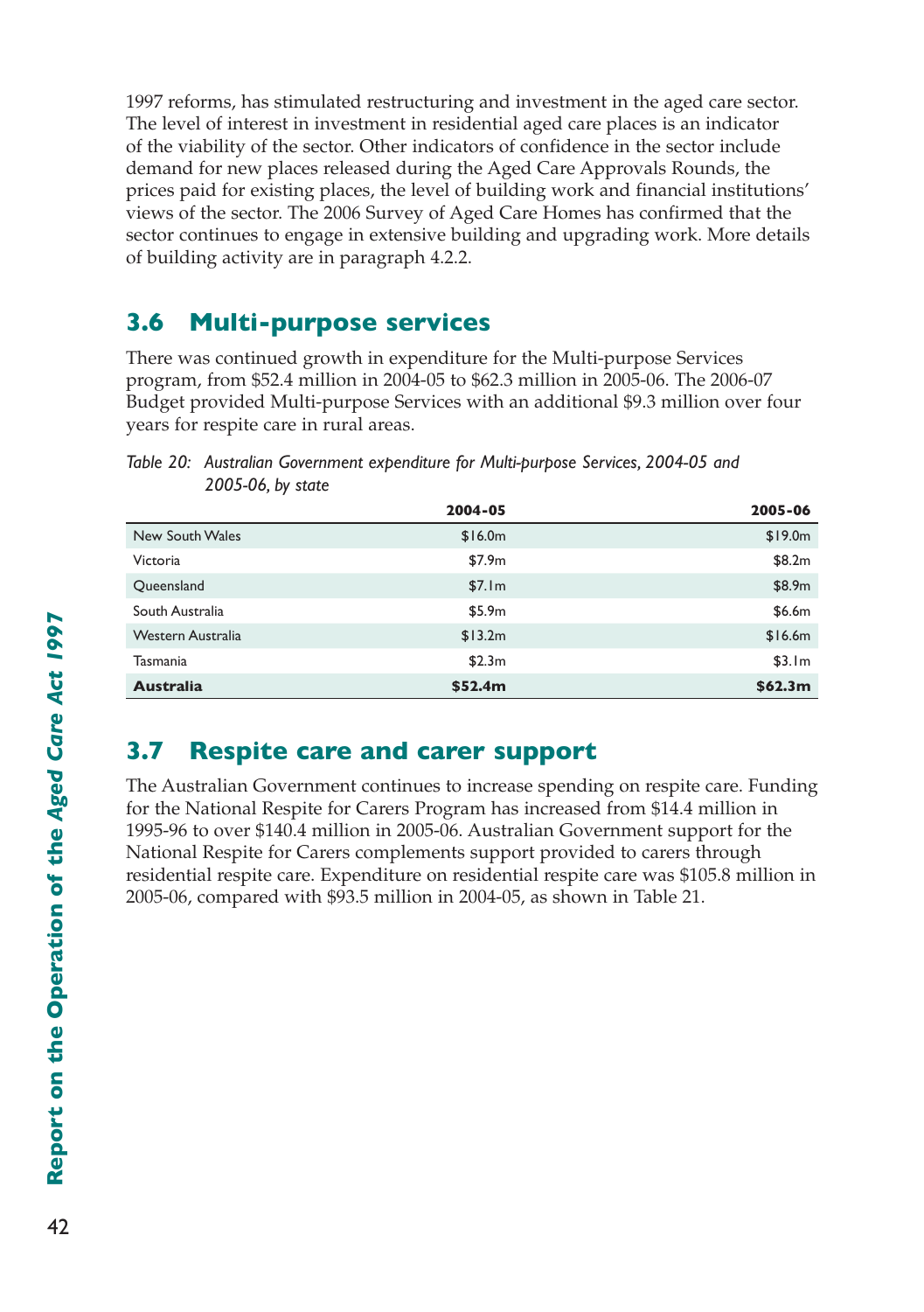1997 reforms, has stimulated restructuring and investment in the aged care sector. The level of interest in investment in residential aged care places is an indicator of the viability of the sector. Other indicators of confidence in the sector include demand for new places released during the Aged Care Approvals Rounds, the prices paid for existing places, the level of building work and financial institutions' views of the sector. The 2006 Survey of Aged Care Homes has confirmed that the sector continues to engage in extensive building and upgrading work. More details of building activity are in paragraph 4.2.2.

## 3.6 Multi-purpose services

There was continued growth in expenditure for the Multi-purpose Services program, from $52.4 million in 2004-05 to $62.3 million in 2005-06. The 2006-07 Budget provided Multi-purpose Services with an additional $9.3 million over four years for respite care in rural areas.

*Table 20: Australian Government expenditure for Multi-purpose Services, 2004-05 and 2005-06, by state*

| | 2004-05 | 2005-06 |
|---|---|---|
| New South Wales | $16.0m | $19.0m |
| Victoria | $7.9m | $8.2m |
| Queensland | $7.1m | $8.9m |
| South Australia | $5.9m | $6.6m |
| Western Australia | $13.2m | $16.6m |
| Tasmania | $2.3m | $3.1m |
| **Australia** | **$52.4m** | **$62.3m** |

## 3.7 Respite care and carer support

The Australian Government continues to increase spending on respite care. Funding for the National Respite for Carers Program has increased from $14.4 million in 1995-96 to over $140.4 million in 2005-06. Australian Government support for the National Respite for Carers complements support provided to carers through residential respite care. Expenditure on residential respite care was $105.8 million in 2005-06, compared with $93.5 million in 2004-05, as shown in Table 21.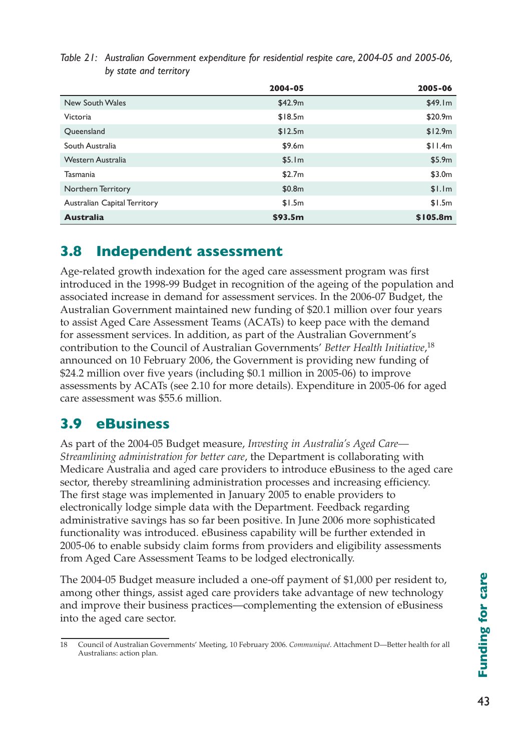*Table 21: Australian Government expenditure for residential respite care, 2004-05 and 2005-06, by state and territory*

| | 2004-05 | 2005-06 |
|---|---|---|
| New South Wales | $42.9m | $49.1m |
| Victoria | $18.5m | $20.9m |
| Queensland | $12.5m | $12.9m |
| South Australia | $9.6m | $11.4m |
| Western Australia | $5.1m | $5.9m |
| Tasmania | $2.7m | $3.0m |
| Northern Territory | $0.8m | $1.1m |
| Australian Capital Territory | $1.5m | $1.5m |
| **Australia** | **$93.5m** | **$105.8m** |

## 3.8 Independent assessment

Age-related growth indexation for the aged care assessment program was first introduced in the 1998-99 Budget in recognition of the ageing of the population and associated increase in demand for assessment services. In the 2006-07 Budget, the Australian Government maintained new funding of $20.1 million over four years to assist Aged Care Assessment Teams (ACATs) to keep pace with the demand for assessment services. In addition, as part of the Australian Government's contribution to the Council of Australian Governments' *Better Health Initiative*,[18] announced on 10 February 2006, the Government is providing new funding of $24.2 million over five years (including $0.1 million in 2005-06) to improve assessments by ACATs (see 2.10 for more details). Expenditure in 2005-06 for aged care assessment was $55.6 million.

## 3.9 eBusiness

As part of the 2004-05 Budget measure, *Investing in Australia's Aged Care—Streamlining administration for better care*, the Department is collaborating with Medicare Australia and aged care providers to introduce eBusiness to the aged care sector, thereby streamlining administration processes and increasing efficiency. The first stage was implemented in January 2005 to enable providers to electronically lodge simple data with the Department. Feedback regarding administrative savings has so far been positive. In June 2006 more sophisticated functionality was introduced. eBusiness capability will be further extended in 2005-06 to enable subsidy claim forms from providers and eligibility assessments from Aged Care Assessment Teams to be lodged electronically.

The 2004-05 Budget measure included a one-off payment of $1,000 per resident to, among other things, assist aged care providers take advantage of new technology and improve their business practices—complementing the extension of eBusiness into the aged care sector.

18 Council of Australian Governments' Meeting, 10 February 2006. *Communiqué*. Attachment D—Better health for all Australians: action plan.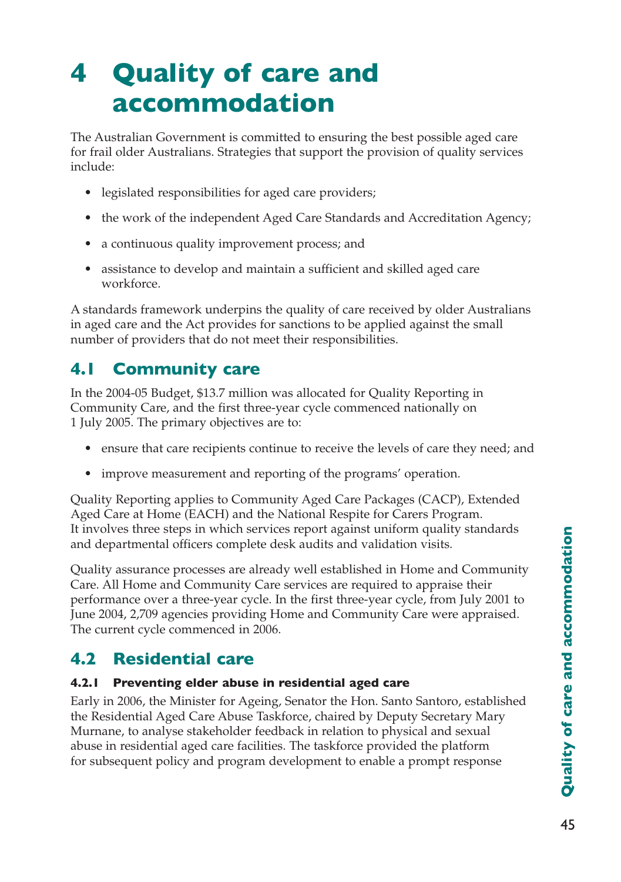# 4 Quality of care and accommodation

The Australian Government is committed to ensuring the best possible aged care for frail older Australians. Strategies that support the provision of quality services include:

- legislated responsibilities for aged care providers;
- the work of the independent Aged Care Standards and Accreditation Agency;
- a continuous quality improvement process; and
- assistance to develop and maintain a sufficient and skilled aged care workforce.

A standards framework underpins the quality of care received by older Australians in aged care and the Act provides for sanctions to be applied against the small number of providers that do not meet their responsibilities.

## 4.1 Community care

In the 2004-05 Budget, $13.7 million was allocated for Quality Reporting in Community Care, and the first three-year cycle commenced nationally on 1 July 2005. The primary objectives are to:

- ensure that care recipients continue to receive the levels of care they need; and
- improve measurement and reporting of the programs' operation.

Quality Reporting applies to Community Aged Care Packages (CACP), Extended Aged Care at Home (EACH) and the National Respite for Carers Program. It involves three steps in which services report against uniform quality standards and departmental officers complete desk audits and validation visits.

Quality assurance processes are already well established in Home and Community Care. All Home and Community Care services are required to appraise their performance over a three-year cycle. In the first three-year cycle, from July 2001 to June 2004, 2,709 agencies providing Home and Community Care were appraised. The current cycle commenced in 2006.

## 4.2 Residential care

### 4.2.1 Preventing elder abuse in residential aged care

Early in 2006, the Minister for Ageing, Senator the Hon. Santo Santoro, established the Residential Aged Care Abuse Taskforce, chaired by Deputy Secretary Mary Murnane, to analyse stakeholder feedback in relation to physical and sexual abuse in residential aged care facilities. The taskforce provided the platform for subsequent policy and program development to enable a prompt response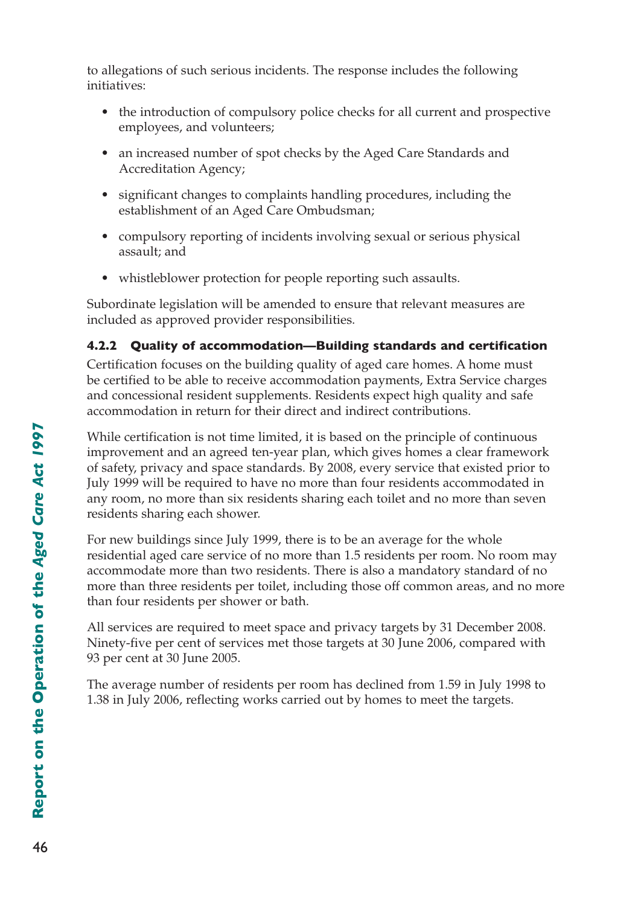to allegations of such serious incidents. The response includes the following initiatives:

- the introduction of compulsory police checks for all current and prospective employees, and volunteers;
- an increased number of spot checks by the Aged Care Standards and Accreditation Agency;
- significant changes to complaints handling procedures, including the establishment of an Aged Care Ombudsman;
- compulsory reporting of incidents involving sexual or serious physical assault; and
- whistleblower protection for people reporting such assaults.

Subordinate legislation will be amended to ensure that relevant measures are included as approved provider responsibilities.

### 4.2.2 Quality of accommodation—Building standards and certification

Certification focuses on the building quality of aged care homes. A home must be certified to be able to receive accommodation payments, Extra Service charges and concessional resident supplements. Residents expect high quality and safe accommodation in return for their direct and indirect contributions.

While certification is not time limited, it is based on the principle of continuous improvement and an agreed ten-year plan, which gives homes a clear framework of safety, privacy and space standards. By 2008, every service that existed prior to July 1999 will be required to have no more than four residents accommodated in any room, no more than six residents sharing each toilet and no more than seven residents sharing each shower.

For new buildings since July 1999, there is to be an average for the whole residential aged care service of no more than 1.5 residents per room. No room may accommodate more than two residents. There is also a mandatory standard of no more than three residents per toilet, including those off common areas, and no more than four residents per shower or bath.

All services are required to meet space and privacy targets by 31 December 2008. Ninety-five per cent of services met those targets at 30 June 2006, compared with 93 per cent at 30 June 2005.

The average number of residents per room has declined from 1.59 in July 1998 to 1.38 in July 2006, reflecting works carried out by homes to meet the targets.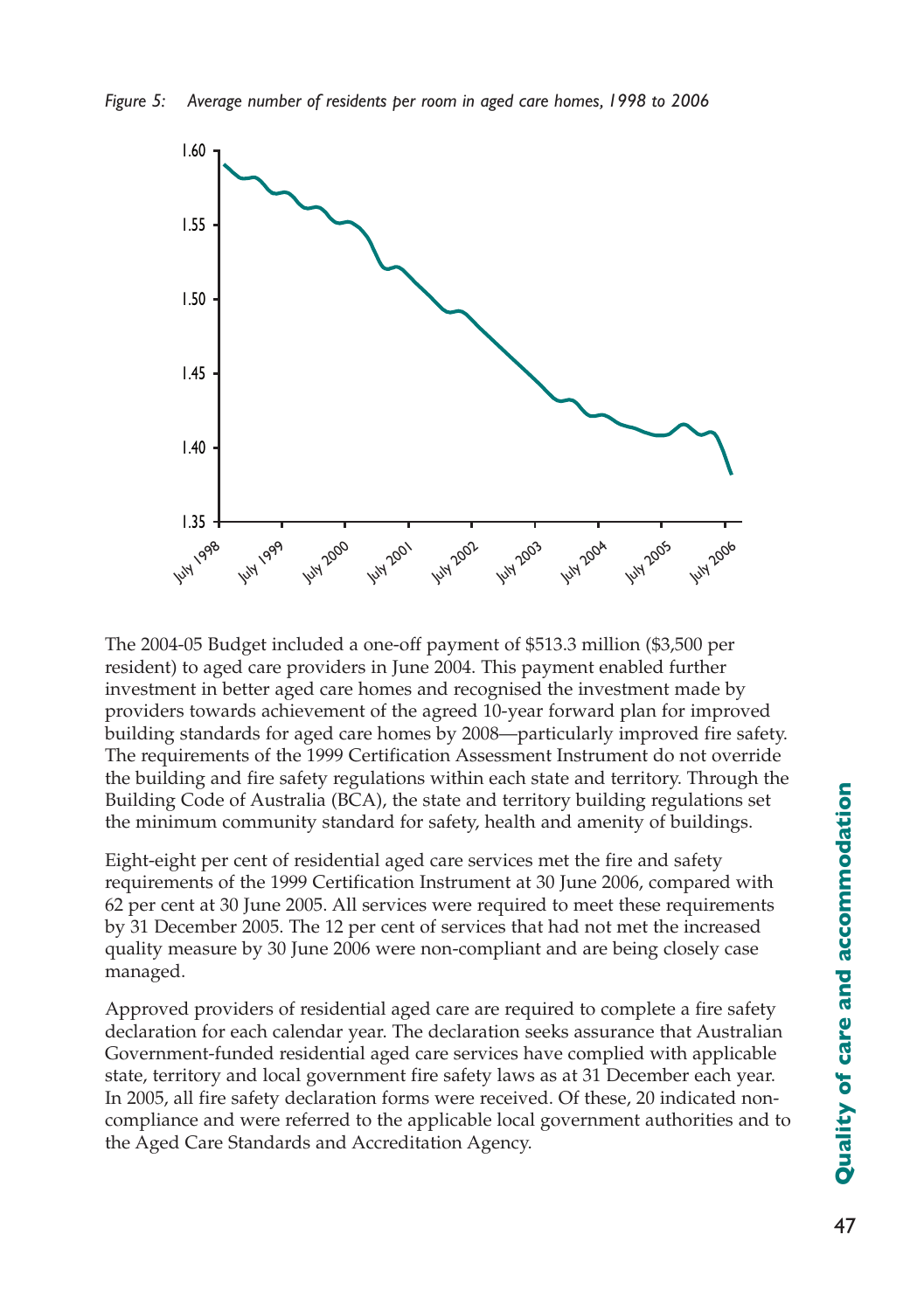*Figure 5: Average number of residents per room in aged care homes, 1998 to 2006*

The 2004-05 Budget included a one-off payment of $513.3 million ($3,500 per resident) to aged care providers in June 2004. This payment enabled further investment in better aged care homes and recognised the investment made by providers towards achievement of the agreed 10-year forward plan for improved building standards for aged care homes by 2008—particularly improved fire safety. The requirements of the 1999 Certification Assessment Instrument do not override the building and fire safety regulations within each state and territory. Through the Building Code of Australia (BCA), the state and territory building regulations set the minimum community standard for safety, health and amenity of buildings.

Eight-eight per cent of residential aged care services met the fire and safety requirements of the 1999 Certification Instrument at 30 June 2006, compared with 62 per cent at 30 June 2005. All services were required to meet these requirements by 31 December 2005. The 12 per cent of services that had not met the increased quality measure by 30 June 2006 were non-compliant and are being closely case managed.

Approved providers of residential aged care are required to complete a fire safety declaration for each calendar year. The declaration seeks assurance that Australian Government-funded residential aged care services have complied with applicable state, territory and local government fire safety laws as at 31 December each year. In 2005, all fire safety declaration forms were received. Of these, 20 indicated non-compliance and were referred to the applicable local government authorities and to the Aged Care Standards and Accreditation Agency.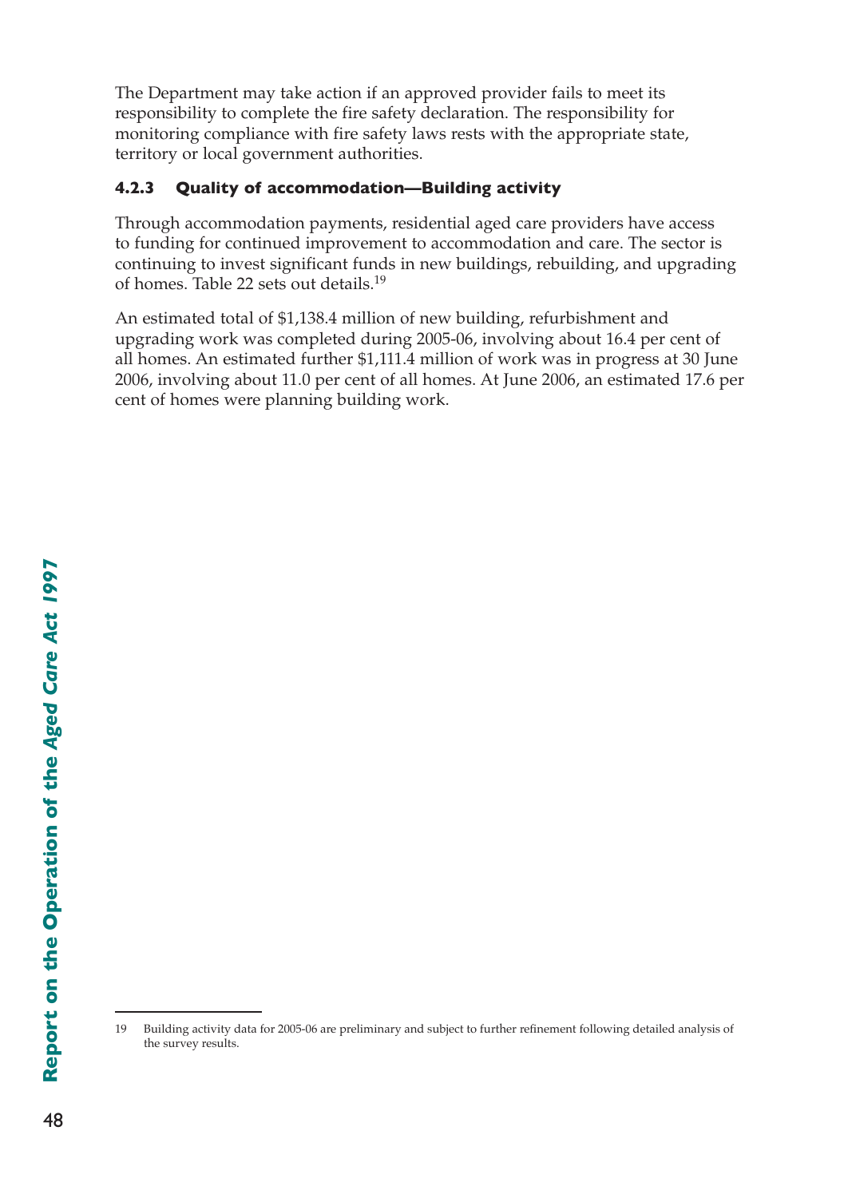The Department may take action if an approved provider fails to meet its responsibility to complete the fire safety declaration. The responsibility for monitoring compliance with fire safety laws rests with the appropriate state, territory or local government authorities.

### 4.2.3 Quality of accommodation—Building activity

Through accommodation payments, residential aged care providers have access to funding for continued improvement to accommodation and care. The sector is continuing to invest significant funds in new buildings, rebuilding, and upgrading of homes. Table 22 sets out details.[19]

An estimated total of $1,138.4 million of new building, refurbishment and upgrading work was completed during 2005-06, involving about 16.4 per cent of all homes. An estimated further $1,111.4 million of work was in progress at 30 June 2006, involving about 11.0 per cent of all homes. At June 2006, an estimated 17.6 per cent of homes were planning building work.

---

19 Building activity data for 2005-06 are preliminary and subject to further refinement following detailed analysis of the survey results.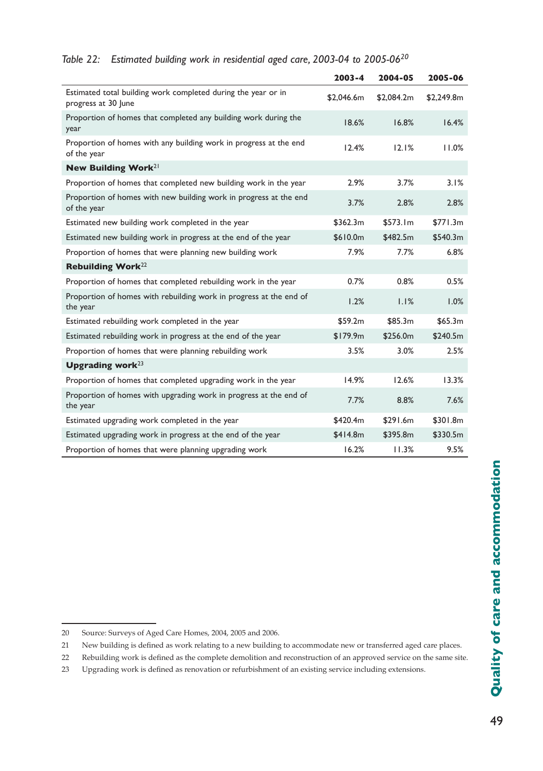*Table 22: Estimated building work in residential aged care, 2003-04 to 2005-06*[20]

| | 2003-4 | 2004-05 | 2005-06 |
|---|---|---|---|
| Estimated total building work completed during the year or in progress at 30 June | $2,046.6m | $2,084.2m | $2,249.8m |
| Proportion of homes that completed any building work during the year | 18.6% | 16.8% | 16.4% |
| Proportion of homes with any building work in progress at the end of the year | 12.4% | 12.1% | 11.0% |
| **New Building Work**[21] | | | |
| Proportion of homes that completed new building work in the year | 2.9% | 3.7% | 3.1% |
| Proportion of homes with new building work in progress at the end of the year | 3.7% | 2.8% | 2.8% |
| Estimated new building work completed in the year | $362.3m | $573.1m | $771.3m |
| Estimated new building work in progress at the end of the year | $610.0m | $482.5m | $540.3m |
| Proportion of homes that were planning new building work | 7.9% | 7.7% | 6.8% |
| **Rebuilding Work**[22] | | | |
| Proportion of homes that completed rebuilding work in the year | 0.7% | 0.8% | 0.5% |
| Proportion of homes with rebuilding work in progress at the end of the year | 1.2% | 1.1% | 1.0% |
| Estimated rebuilding work completed in the year | $59.2m | $85.3m | $65.3m |
| Estimated rebuilding work in progress at the end of the year | $179.9m | $256.0m | $240.5m |
| Proportion of homes that were planning rebuilding work | 3.5% | 3.0% | 2.5% |
| **Upgrading work**[23] | | | |
| Proportion of homes that completed upgrading work in the year | 14.9% | 12.6% | 13.3% |
| Proportion of homes with upgrading work in progress at the end of the year | 7.7% | 8.8% | 7.6% |
| Estimated upgrading work completed in the year | $420.4m | $291.6m | $301.8m |
| Estimated upgrading work in progress at the end of the year | $414.8m | $395.8m | $330.5m |
| Proportion of homes that were planning upgrading work | 16.2% | 11.3% | 9.5% |

20 Source: Surveys of Aged Care Homes, 2004, 2005 and 2006.

21 New building is defined as work relating to a new building to accommodate new or transferred aged care places.

22 Rebuilding work is defined as the complete demolition and reconstruction of an approved service on the same site.

23 Upgrading work is defined as renovation or refurbishment of an existing service including extensions.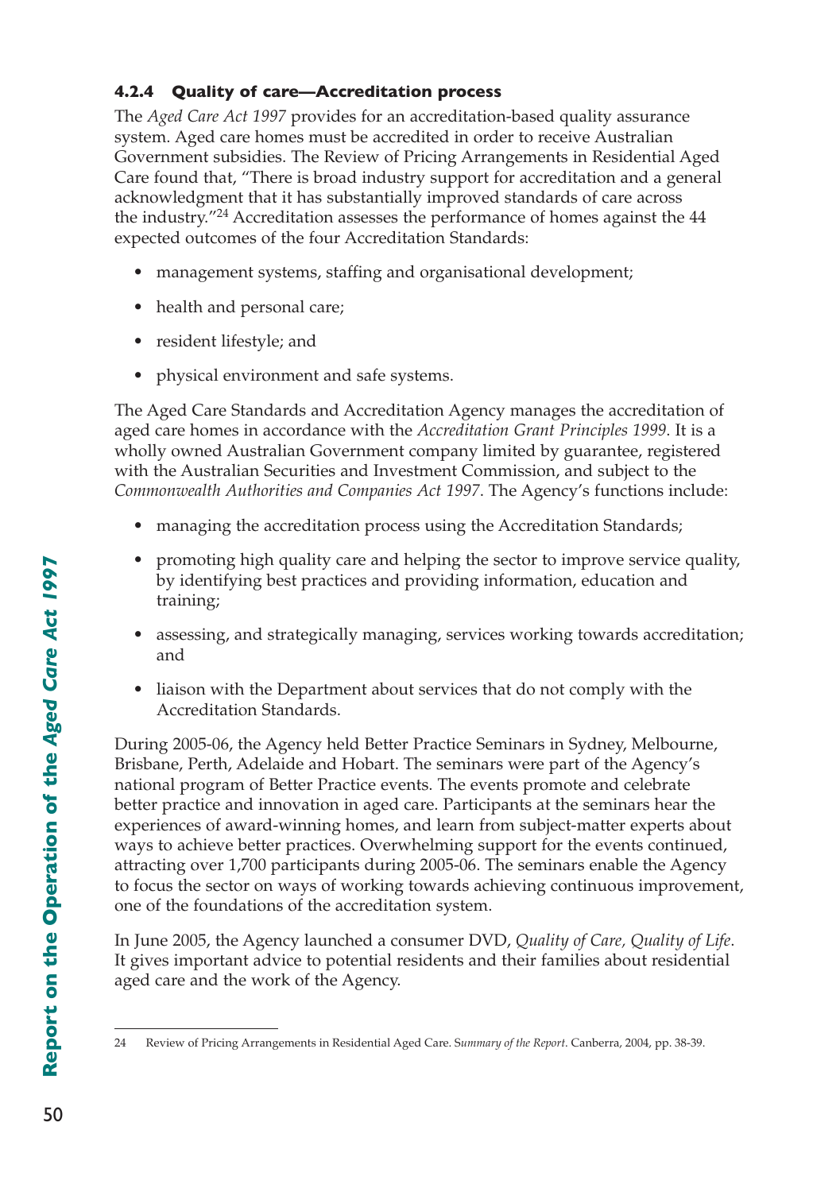### 4.2.4 Quality of care—Accreditation process

The *Aged Care Act 1997* provides for an accreditation-based quality assurance system. Aged care homes must be accredited in order to receive Australian Government subsidies. The Review of Pricing Arrangements in Residential Aged Care found that, "There is broad industry support for accreditation and a general acknowledgment that it has substantially improved standards of care across the industry."[24] Accreditation assesses the performance of homes against the 44 expected outcomes of the four Accreditation Standards:

- management systems, staffing and organisational development;
- health and personal care;
- resident lifestyle; and
- physical environment and safe systems.

The Aged Care Standards and Accreditation Agency manages the accreditation of aged care homes in accordance with the *Accreditation Grant Principles 1999*. It is a wholly owned Australian Government company limited by guarantee, registered with the Australian Securities and Investment Commission, and subject to the *Commonwealth Authorities and Companies Act 1997*. The Agency's functions include:

- managing the accreditation process using the Accreditation Standards;
- promoting high quality care and helping the sector to improve service quality, by identifying best practices and providing information, education and training;
- assessing, and strategically managing, services working towards accreditation; and
- liaison with the Department about services that do not comply with the Accreditation Standards.

During 2005-06, the Agency held Better Practice Seminars in Sydney, Melbourne, Brisbane, Perth, Adelaide and Hobart. The seminars were part of the Agency's national program of Better Practice events. The events promote and celebrate better practice and innovation in aged care. Participants at the seminars hear the experiences of award-winning homes, and learn from subject-matter experts about ways to achieve better practices. Overwhelming support for the events continued, attracting over 1,700 participants during 2005-06. The seminars enable the Agency to focus the sector on ways of working towards achieving continuous improvement, one of the foundations of the accreditation system.

In June 2005, the Agency launched a consumer DVD, *Quality of Care, Quality of Life*. It gives important advice to potential residents and their families about residential aged care and the work of the Agency.

---

24 Review of Pricing Arrangements in Residential Aged Care. S*ummary of the Report*. Canberra, 2004, pp. 38-39.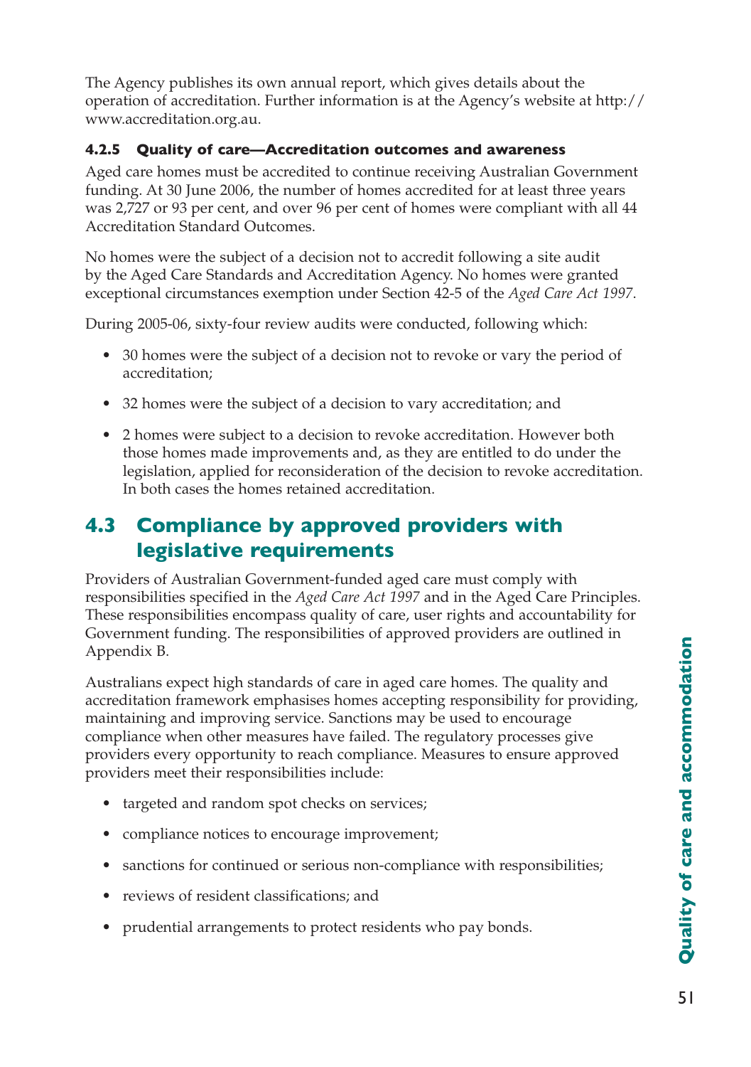The Agency publishes its own annual report, which gives details about the operation of accreditation. Further information is at the Agency's website at http://www.accreditation.org.au.

#### 4.2.5 Quality of care—Accreditation outcomes and awareness

Aged care homes must be accredited to continue receiving Australian Government funding. At 30 June 2006, the number of homes accredited for at least three years was 2,727 or 93 per cent, and over 96 per cent of homes were compliant with all 44 Accreditation Standard Outcomes.

No homes were the subject of a decision not to accredit following a site audit by the Aged Care Standards and Accreditation Agency. No homes were granted exceptional circumstances exemption under Section 42-5 of the *Aged Care Act 1997*.

During 2005-06, sixty-four review audits were conducted, following which:

- 30 homes were the subject of a decision not to revoke or vary the period of accreditation;
- 32 homes were the subject of a decision to vary accreditation; and
- 2 homes were subject to a decision to revoke accreditation. However both those homes made improvements and, as they are entitled to do under the legislation, applied for reconsideration of the decision to revoke accreditation. In both cases the homes retained accreditation.

## 4.3 Compliance by approved providers with legislative requirements

Providers of Australian Government-funded aged care must comply with responsibilities specified in the *Aged Care Act 1997* and in the Aged Care Principles. These responsibilities encompass quality of care, user rights and accountability for Government funding. The responsibilities of approved providers are outlined in Appendix B.

Australians expect high standards of care in aged care homes. The quality and accreditation framework emphasises homes accepting responsibility for providing, maintaining and improving service. Sanctions may be used to encourage compliance when other measures have failed. The regulatory processes give providers every opportunity to reach compliance. Measures to ensure approved providers meet their responsibilities include:

- targeted and random spot checks on services;
- compliance notices to encourage improvement;
- sanctions for continued or serious non-compliance with responsibilities;
- reviews of resident classifications; and
- prudential arrangements to protect residents who pay bonds.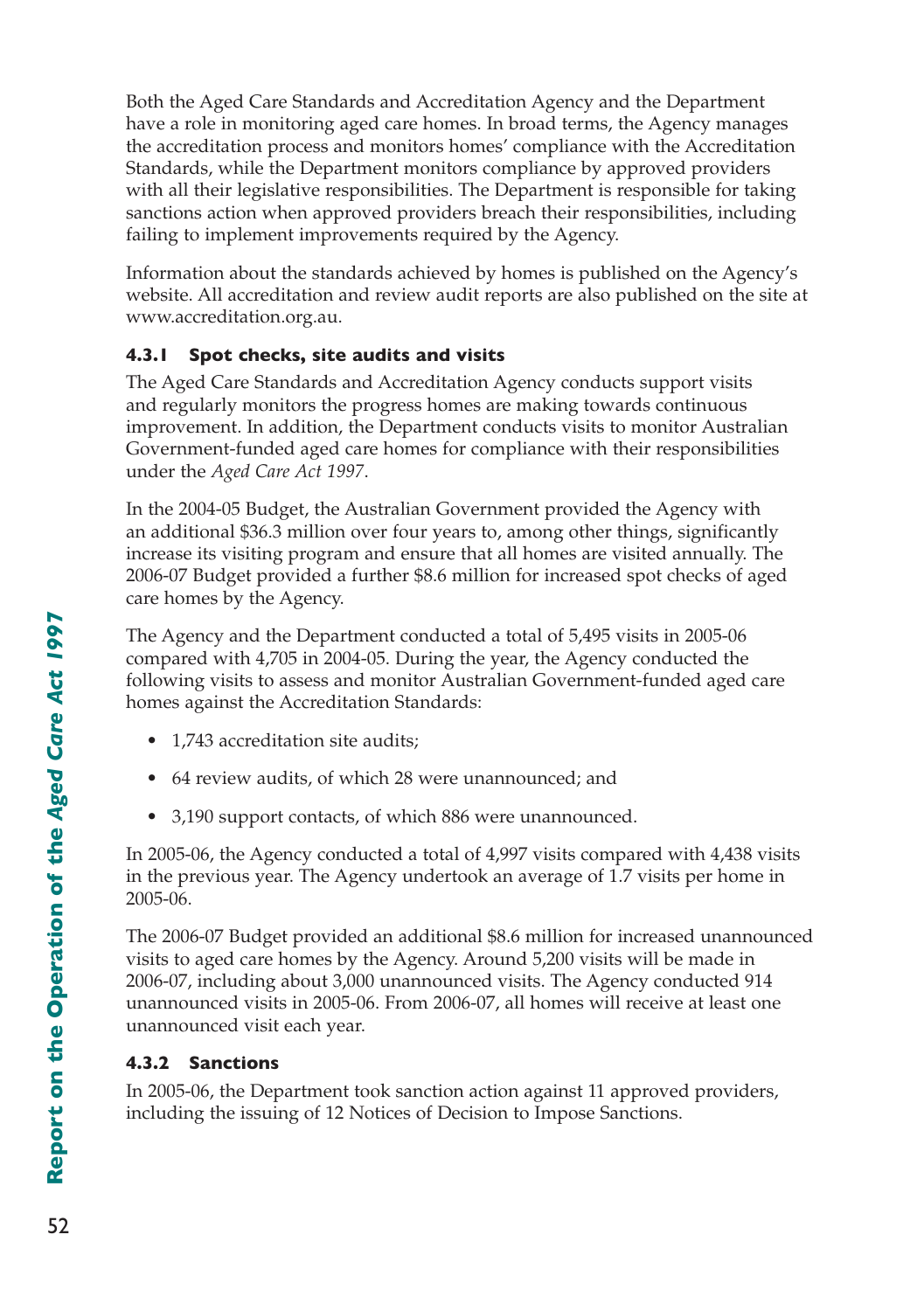Both the Aged Care Standards and Accreditation Agency and the Department have a role in monitoring aged care homes. In broad terms, the Agency manages the accreditation process and monitors homes' compliance with the Accreditation Standards, while the Department monitors compliance by approved providers with all their legislative responsibilities. The Department is responsible for taking sanctions action when approved providers breach their responsibilities, including failing to implement improvements required by the Agency.

Information about the standards achieved by homes is published on the Agency's website. All accreditation and review audit reports are also published on the site at www.accreditation.org.au.

#### 4.3.1 Spot checks, site audits and visits

The Aged Care Standards and Accreditation Agency conducts support visits and regularly monitors the progress homes are making towards continuous improvement. In addition, the Department conducts visits to monitor Australian Government-funded aged care homes for compliance with their responsibilities under the *Aged Care Act 1997*.

In the 2004-05 Budget, the Australian Government provided the Agency with an additional $36.3 million over four years to, among other things, significantly increase its visiting program and ensure that all homes are visited annually. The 2006-07 Budget provided a further $8.6 million for increased spot checks of aged care homes by the Agency.

The Agency and the Department conducted a total of 5,495 visits in 2005-06 compared with 4,705 in 2004-05. During the year, the Agency conducted the following visits to assess and monitor Australian Government-funded aged care homes against the Accreditation Standards:

- 1,743 accreditation site audits;
- 64 review audits, of which 28 were unannounced; and
- 3,190 support contacts, of which 886 were unannounced.

In 2005-06, the Agency conducted a total of 4,997 visits compared with 4,438 visits in the previous year. The Agency undertook an average of 1.7 visits per home in 2005-06.

The 2006-07 Budget provided an additional $8.6 million for increased unannounced visits to aged care homes by the Agency. Around 5,200 visits will be made in 2006-07, including about 3,000 unannounced visits. The Agency conducted 914 unannounced visits in 2005-06. From 2006-07, all homes will receive at least one unannounced visit each year.

#### 4.3.2 Sanctions

In 2005-06, the Department took sanction action against 11 approved providers, including the issuing of 12 Notices of Decision to Impose Sanctions.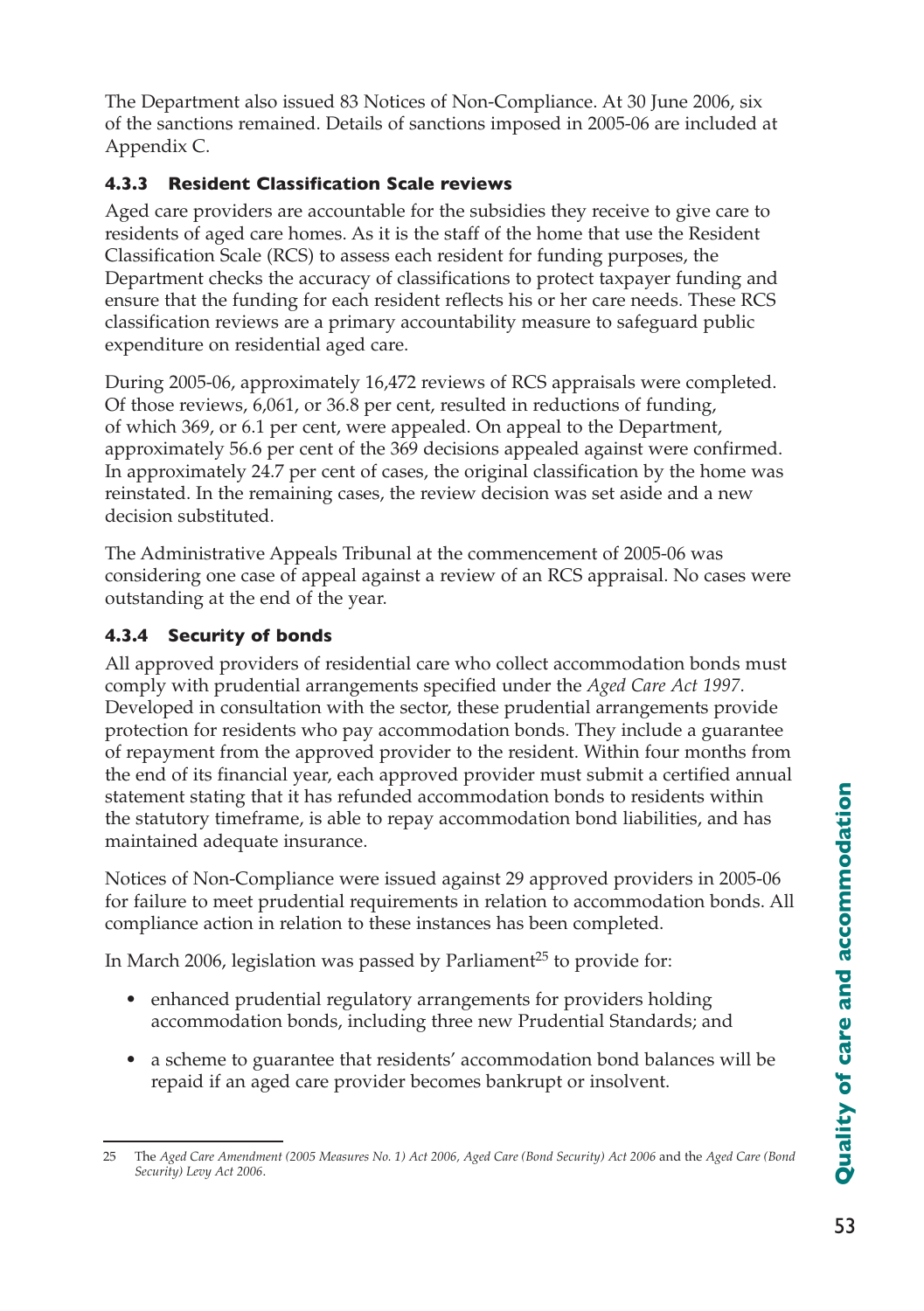The Department also issued 83 Notices of Non-Compliance. At 30 June 2006, six of the sanctions remained. Details of sanctions imposed in 2005-06 are included at Appendix C.

### 4.3.3 Resident Classification Scale reviews

Aged care providers are accountable for the subsidies they receive to give care to residents of aged care homes. As it is the staff of the home that use the Resident Classification Scale (RCS) to assess each resident for funding purposes, the Department checks the accuracy of classifications to protect taxpayer funding and ensure that the funding for each resident reflects his or her care needs. These RCS classification reviews are a primary accountability measure to safeguard public expenditure on residential aged care.

During 2005-06, approximately 16,472 reviews of RCS appraisals were completed. Of those reviews, 6,061, or 36.8 per cent, resulted in reductions of funding, of which 369, or 6.1 per cent, were appealed. On appeal to the Department, approximately 56.6 per cent of the 369 decisions appealed against were confirmed. In approximately 24.7 per cent of cases, the original classification by the home was reinstated. In the remaining cases, the review decision was set aside and a new decision substituted.

The Administrative Appeals Tribunal at the commencement of 2005-06 was considering one case of appeal against a review of an RCS appraisal. No cases were outstanding at the end of the year.

### 4.3.4 Security of bonds

All approved providers of residential care who collect accommodation bonds must comply with prudential arrangements specified under the *Aged Care Act 1997*. Developed in consultation with the sector, these prudential arrangements provide protection for residents who pay accommodation bonds. They include a guarantee of repayment from the approved provider to the resident. Within four months from the end of its financial year, each approved provider must submit a certified annual statement stating that it has refunded accommodation bonds to residents within the statutory timeframe, is able to repay accommodation bond liabilities, and has maintained adequate insurance.

Notices of Non-Compliance were issued against 29 approved providers in 2005-06 for failure to meet prudential requirements in relation to accommodation bonds. All compliance action in relation to these instances has been completed.

In March 2006, legislation was passed by Parliament[25] to provide for:

- enhanced prudential regulatory arrangements for providers holding accommodation bonds, including three new Prudential Standards; and
- a scheme to guarantee that residents' accommodation bond balances will be repaid if an aged care provider becomes bankrupt or insolvent.

---

25 The *Aged Care Amendment (2005 Measures No. 1) Act 2006*, *Aged Care (Bond Security) Act 2006* and the *Aged Care (Bond Security) Levy Act 2006*.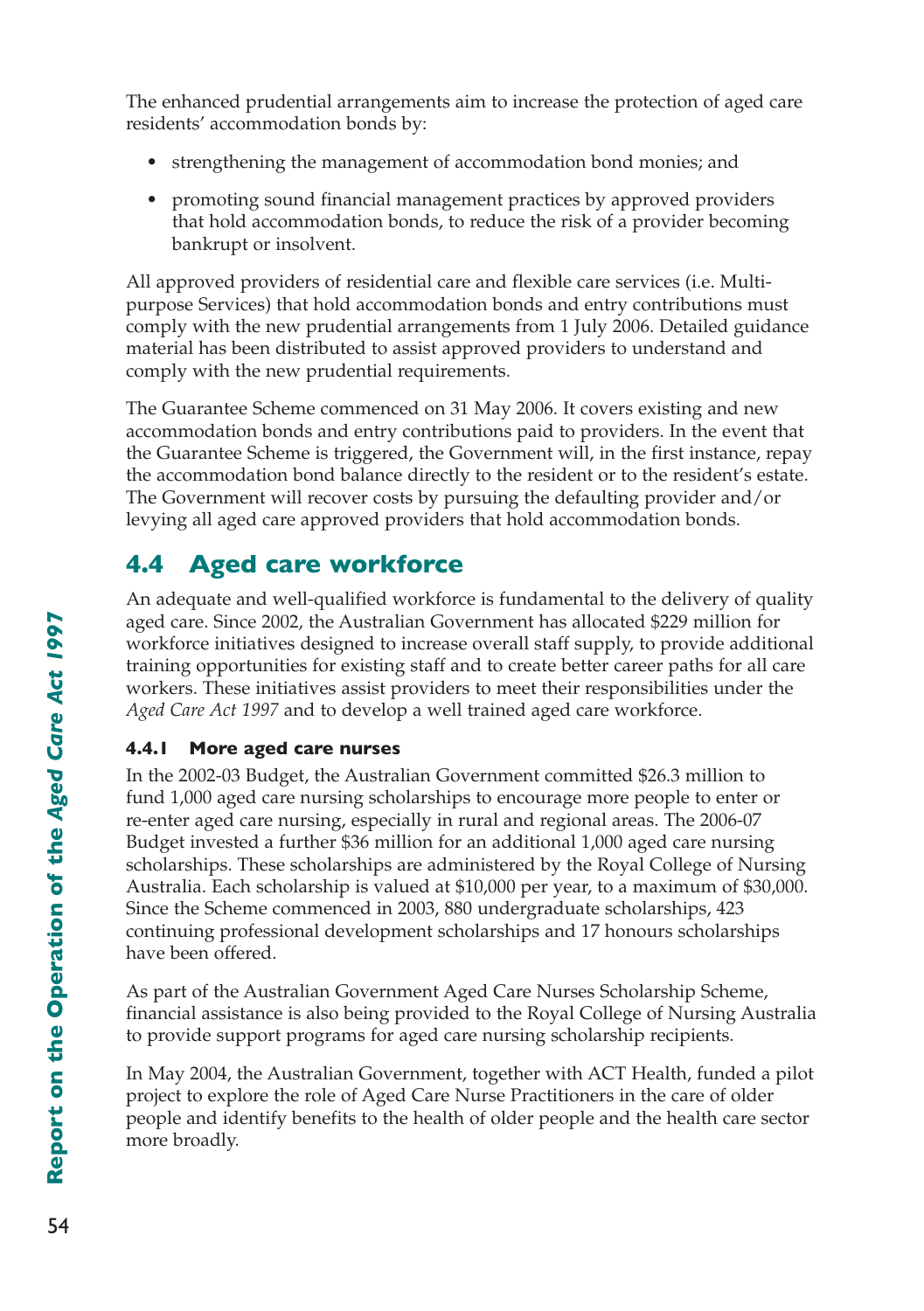The enhanced prudential arrangements aim to increase the protection of aged care residents' accommodation bonds by:

- strengthening the management of accommodation bond monies; and
- promoting sound financial management practices by approved providers that hold accommodation bonds, to reduce the risk of a provider becoming bankrupt or insolvent.

All approved providers of residential care and flexible care services (i.e. Multi-purpose Services) that hold accommodation bonds and entry contributions must comply with the new prudential arrangements from 1 July 2006. Detailed guidance material has been distributed to assist approved providers to understand and comply with the new prudential requirements.

The Guarantee Scheme commenced on 31 May 2006. It covers existing and new accommodation bonds and entry contributions paid to providers. In the event that the Guarantee Scheme is triggered, the Government will, in the first instance, repay the accommodation bond balance directly to the resident or to the resident's estate. The Government will recover costs by pursuing the defaulting provider and/or levying all aged care approved providers that hold accommodation bonds.

## 4.4 Aged care workforce

An adequate and well-qualified workforce is fundamental to the delivery of quality aged care. Since 2002, the Australian Government has allocated $229 million for workforce initiatives designed to increase overall staff supply, to provide additional training opportunities for existing staff and to create better career paths for all care workers. These initiatives assist providers to meet their responsibilities under the *Aged Care Act 1997* and to develop a well trained aged care workforce.

### 4.4.1 More aged care nurses

In the 2002-03 Budget, the Australian Government committed $26.3 million to fund 1,000 aged care nursing scholarships to encourage more people to enter or re-enter aged care nursing, especially in rural and regional areas. The 2006-07 Budget invested a further $36 million for an additional 1,000 aged care nursing scholarships. These scholarships are administered by the Royal College of Nursing Australia. Each scholarship is valued at $10,000 per year, to a maximum of $30,000. Since the Scheme commenced in 2003, 880 undergraduate scholarships, 423 continuing professional development scholarships and 17 honours scholarships have been offered.

As part of the Australian Government Aged Care Nurses Scholarship Scheme, financial assistance is also being provided to the Royal College of Nursing Australia to provide support programs for aged care nursing scholarship recipients.

In May 2004, the Australian Government, together with ACT Health, funded a pilot project to explore the role of Aged Care Nurse Practitioners in the care of older people and identify benefits to the health of older people and the health care sector more broadly.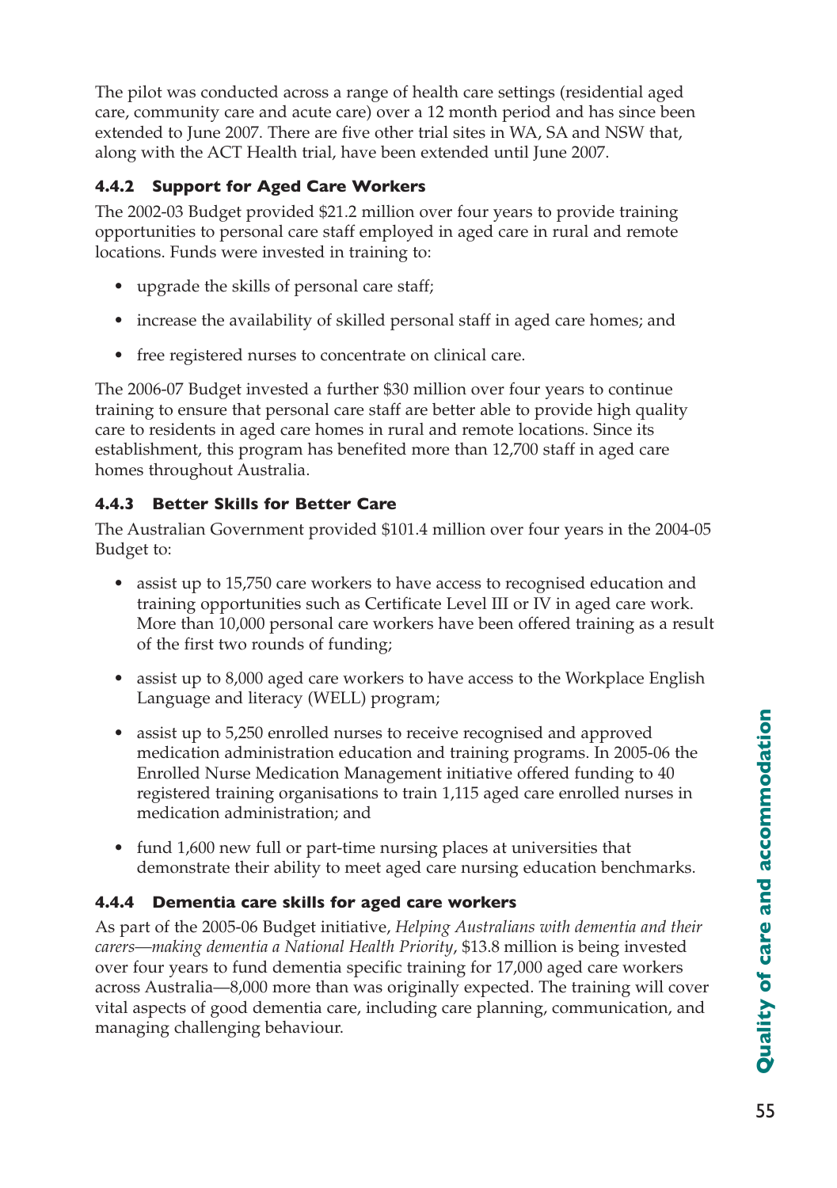The pilot was conducted across a range of health care settings (residential aged care, community care and acute care) over a 12 month period and has since been extended to June 2007. There are five other trial sites in WA, SA and NSW that, along with the ACT Health trial, have been extended until June 2007.

### 4.4.2 Support for Aged Care Workers

The 2002-03 Budget provided $21.2 million over four years to provide training opportunities to personal care staff employed in aged care in rural and remote locations. Funds were invested in training to:

- upgrade the skills of personal care staff;
- increase the availability of skilled personal staff in aged care homes; and
- free registered nurses to concentrate on clinical care.

The 2006-07 Budget invested a further $30 million over four years to continue training to ensure that personal care staff are better able to provide high quality care to residents in aged care homes in rural and remote locations. Since its establishment, this program has benefited more than 12,700 staff in aged care homes throughout Australia.

### 4.4.3 Better Skills for Better Care

The Australian Government provided $101.4 million over four years in the 2004-05 Budget to:

- assist up to 15,750 care workers to have access to recognised education and training opportunities such as Certificate Level III or IV in aged care work. More than 10,000 personal care workers have been offered training as a result of the first two rounds of funding;
- assist up to 8,000 aged care workers to have access to the Workplace English Language and literacy (WELL) program;
- assist up to 5,250 enrolled nurses to receive recognised and approved medication administration education and training programs. In 2005-06 the Enrolled Nurse Medication Management initiative offered funding to 40 registered training organisations to train 1,115 aged care enrolled nurses in medication administration; and
- fund 1,600 new full or part-time nursing places at universities that demonstrate their ability to meet aged care nursing education benchmarks.

### 4.4.4 Dementia care skills for aged care workers

As part of the 2005-06 Budget initiative, *Helping Australians with dementia and their carers—making dementia a National Health Priority*, $13.8 million is being invested over four years to fund dementia specific training for 17,000 aged care workers across Australia—8,000 more than was originally expected. The training will cover vital aspects of good dementia care, including care planning, communication, and managing challenging behaviour.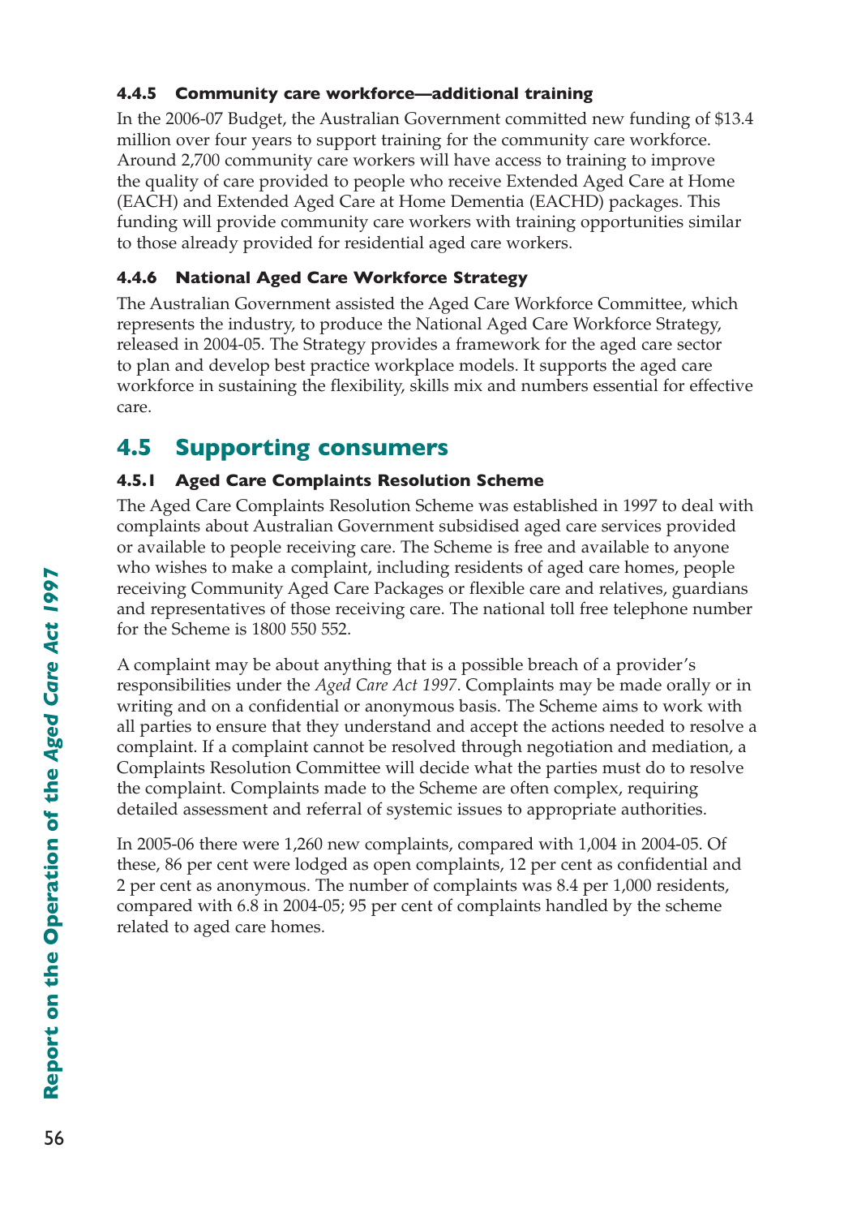### 4.4.5 Community care workforce—additional training

In the 2006-07 Budget, the Australian Government committed new funding of $13.4 million over four years to support training for the community care workforce. Around 2,700 community care workers will have access to training to improve the quality of care provided to people who receive Extended Aged Care at Home (EACH) and Extended Aged Care at Home Dementia (EACHD) packages. This funding will provide community care workers with training opportunities similar to those already provided for residential aged care workers.

### 4.4.6 National Aged Care Workforce Strategy

The Australian Government assisted the Aged Care Workforce Committee, which represents the industry, to produce the National Aged Care Workforce Strategy, released in 2004-05. The Strategy provides a framework for the aged care sector to plan and develop best practice workplace models. It supports the aged care workforce in sustaining the flexibility, skills mix and numbers essential for effective care.

## 4.5 Supporting consumers

### 4.5.1 Aged Care Complaints Resolution Scheme

The Aged Care Complaints Resolution Scheme was established in 1997 to deal with complaints about Australian Government subsidised aged care services provided or available to people receiving care. The Scheme is free and available to anyone who wishes to make a complaint, including residents of aged care homes, people receiving Community Aged Care Packages or flexible care and relatives, guardians and representatives of those receiving care. The national toll free telephone number for the Scheme is 1800 550 552.

A complaint may be about anything that is a possible breach of a provider's responsibilities under the *Aged Care Act 1997*. Complaints may be made orally or in writing and on a confidential or anonymous basis. The Scheme aims to work with all parties to ensure that they understand and accept the actions needed to resolve a complaint. If a complaint cannot be resolved through negotiation and mediation, a Complaints Resolution Committee will decide what the parties must do to resolve the complaint. Complaints made to the Scheme are often complex, requiring detailed assessment and referral of systemic issues to appropriate authorities.

In 2005-06 there were 1,260 new complaints, compared with 1,004 in 2004-05. Of these, 86 per cent were lodged as open complaints, 12 per cent as confidential and 2 per cent as anonymous. The number of complaints was 8.4 per 1,000 residents, compared with 6.8 in 2004-05; 95 per cent of complaints handled by the scheme related to aged care homes.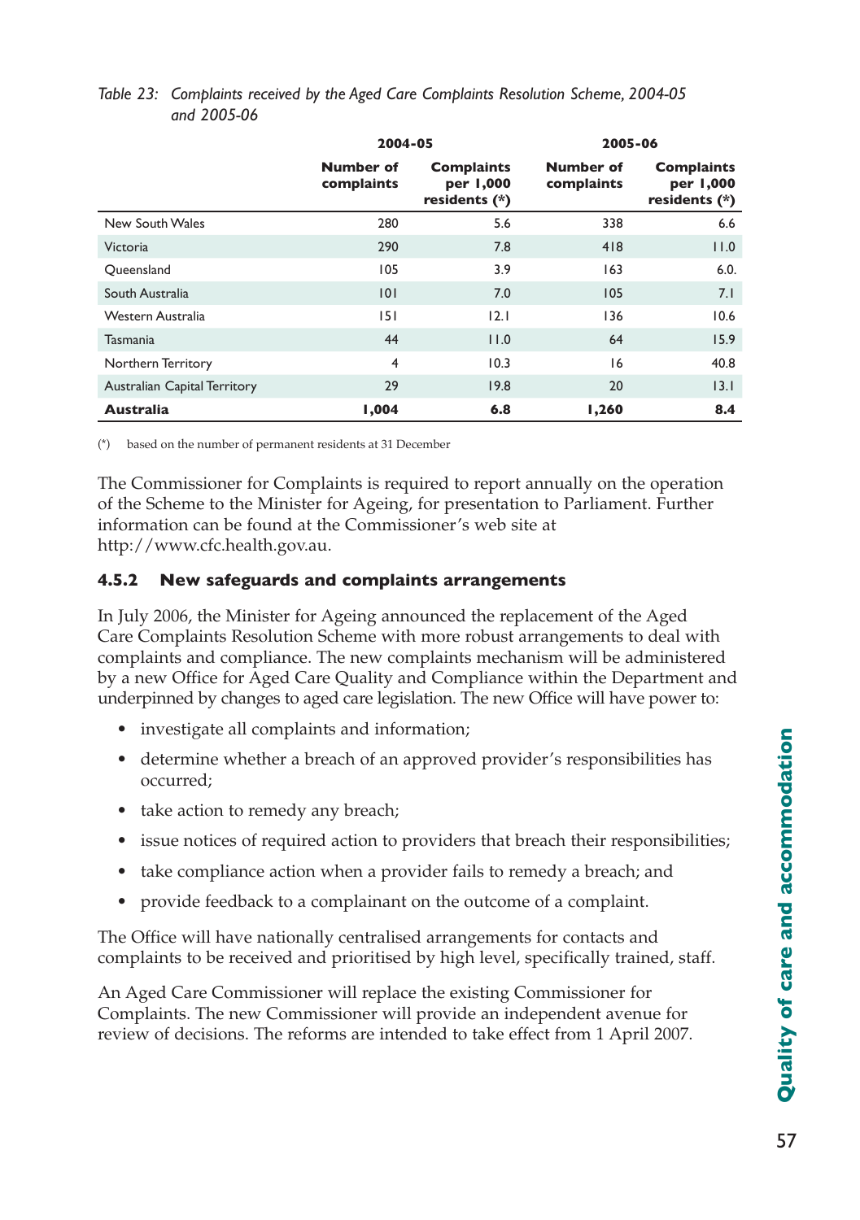*Table 23: Complaints received by the Aged Care Complaints Resolution Scheme, 2004-05 and 2005-06*

| | 2004-05 | | 2005-06 | |
|---|---|---|---|---|
| | Number of complaints | Complaints per 1,000 residents (*) | Number of complaints | Complaints per 1,000 residents (*) |
| New South Wales | 280 | 5.6 | 338 | 6.6 |
| Victoria | 290 | 7.8 | 418 | 11.0 |
| Queensland | 105 | 3.9 | 163 | 6.0. |
| South Australia | 101 | 7.0 | 105 | 7.1 |
| Western Australia | 151 | 12.1 | 136 | 10.6 |
| Tasmania | 44 | 11.0 | 64 | 15.9 |
| Northern Territory | 4 | 10.3 | 16 | 40.8 |
| Australian Capital Territory | 29 | 19.8 | 20 | 13.1 |
| **Australia** | **1,004** | **6.8** | **1,260** | **8.4** |

(*) based on the number of permanent residents at 31 December

The Commissioner for Complaints is required to report annually on the operation of the Scheme to the Minister for Ageing, for presentation to Parliament. Further information can be found at the Commissioner's web site at http://www.cfc.health.gov.au.

### 4.5.2 New safeguards and complaints arrangements

In July 2006, the Minister for Ageing announced the replacement of the Aged Care Complaints Resolution Scheme with more robust arrangements to deal with complaints and compliance. The new complaints mechanism will be administered by a new Office for Aged Care Quality and Compliance within the Department and underpinned by changes to aged care legislation. The new Office will have power to:

- investigate all complaints and information;
- determine whether a breach of an approved provider's responsibilities has occurred;
- take action to remedy any breach;
- issue notices of required action to providers that breach their responsibilities;
- take compliance action when a provider fails to remedy a breach; and
- provide feedback to a complainant on the outcome of a complaint.

The Office will have nationally centralised arrangements for contacts and complaints to be received and prioritised by high level, specifically trained, staff.

An Aged Care Commissioner will replace the existing Commissioner for Complaints. The new Commissioner will provide an independent avenue for review of decisions. The reforms are intended to take effect from 1 April 2007.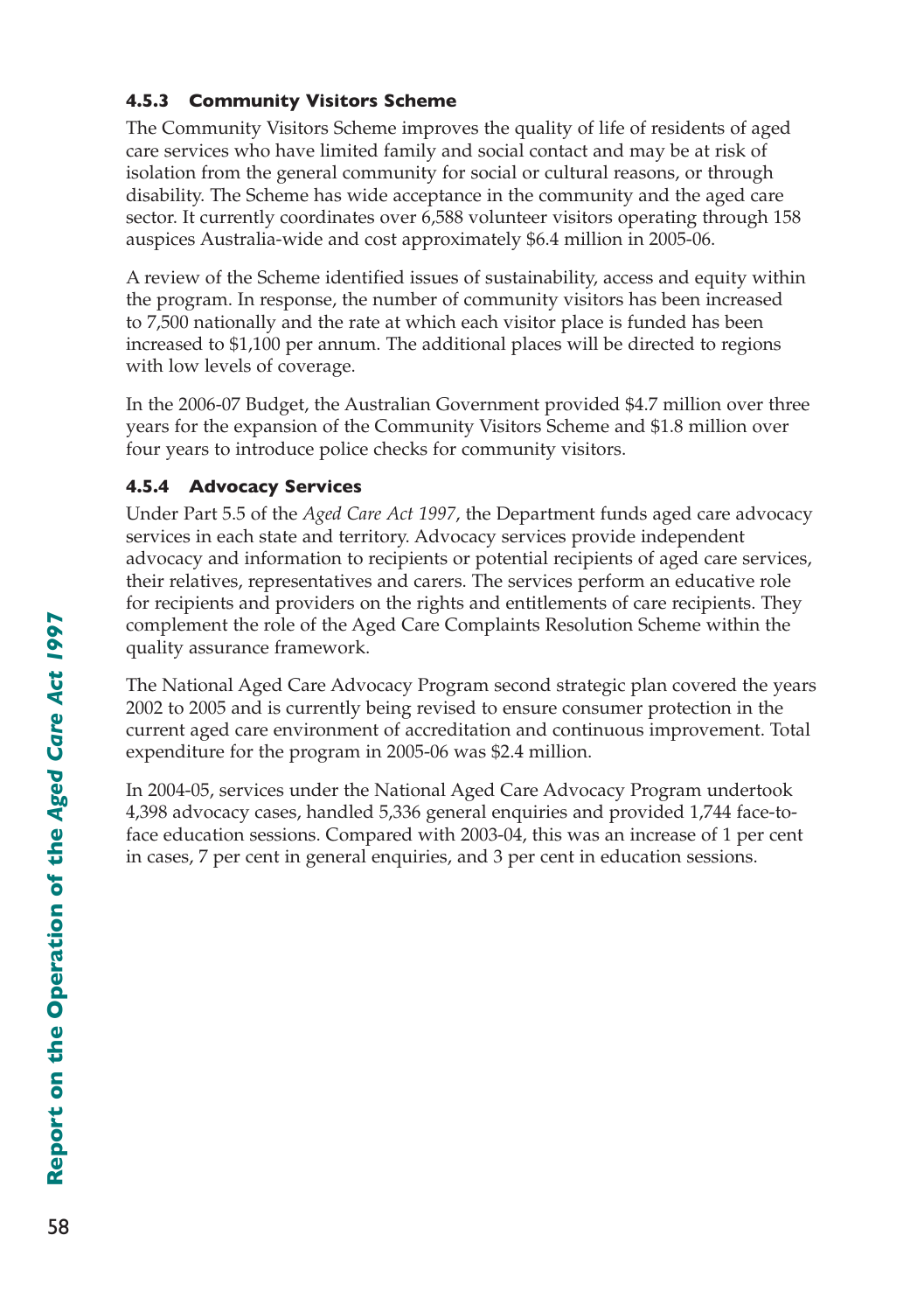### 4.5.3 Community Visitors Scheme

The Community Visitors Scheme improves the quality of life of residents of aged care services who have limited family and social contact and may be at risk of isolation from the general community for social or cultural reasons, or through disability. The Scheme has wide acceptance in the community and the aged care sector. It currently coordinates over 6,588 volunteer visitors operating through 158 auspices Australia-wide and cost approximately $6.4 million in 2005-06.

A review of the Scheme identified issues of sustainability, access and equity within the program. In response, the number of community visitors has been increased to 7,500 nationally and the rate at which each visitor place is funded has been increased to $1,100 per annum. The additional places will be directed to regions with low levels of coverage.

In the 2006-07 Budget, the Australian Government provided $4.7 million over three years for the expansion of the Community Visitors Scheme and $1.8 million over four years to introduce police checks for community visitors.

### 4.5.4 Advocacy Services

Under Part 5.5 of the *Aged Care Act 1997*, the Department funds aged care advocacy services in each state and territory. Advocacy services provide independent advocacy and information to recipients or potential recipients of aged care services, their relatives, representatives and carers. The services perform an educative role for recipients and providers on the rights and entitlements of care recipients. They complement the role of the Aged Care Complaints Resolution Scheme within the quality assurance framework.

The National Aged Care Advocacy Program second strategic plan covered the years 2002 to 2005 and is currently being revised to ensure consumer protection in the current aged care environment of accreditation and continuous improvement. Total expenditure for the program in 2005-06 was $2.4 million.

In 2004-05, services under the National Aged Care Advocacy Program undertook 4,398 advocacy cases, handled 5,336 general enquiries and provided 1,744 face-to-face education sessions. Compared with 2003-04, this was an increase of 1 per cent in cases, 7 per cent in general enquiries, and 3 per cent in education sessions.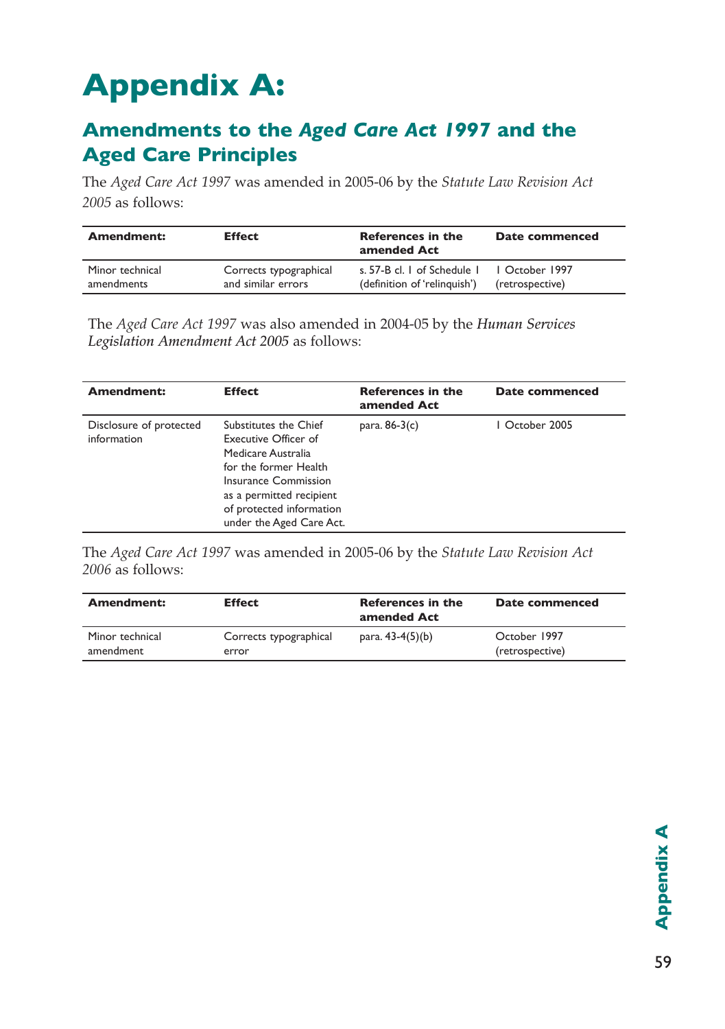# Appendix A:

## Amendments to the *Aged Care Act 1997* and the Aged Care Principles

The *Aged Care Act 1997* was amended in 2005-06 by the *Statute Law Revision Act 2005* as follows:

| Amendment: | Effect | References in the amended Act | Date commenced |
|---|---|---|---|
| Minor technical amendments | Corrects typographical and similar errors | s. 57-B cl. 1 of Schedule 1 (definition of 'relinquish') | 1 October 1997 (retrospective) |

The *Aged Care Act 1997* was also amended in 2004-05 by the *Human Services Legislation Amendment Act 2005* as follows:

| Amendment: | Effect | References in the amended Act | Date commenced |
|---|---|---|---|
| Disclosure of protected information | Substitutes the Chief Executive Officer of Medicare Australia for the former Health Insurance Commission as a permitted recipient of protected information under the Aged Care Act. | para. 86-3(c) | 1 October 2005 |

The *Aged Care Act 1997* was amended in 2005-06 by the *Statute Law Revision Act 2006* as follows:

| Amendment: | Effect | References in the amended Act | Date commenced |
|---|---|---|---|
| Minor technical amendment | Corrects typographical error | para. 43-4(5)(b) | October 1997 (retrospective) |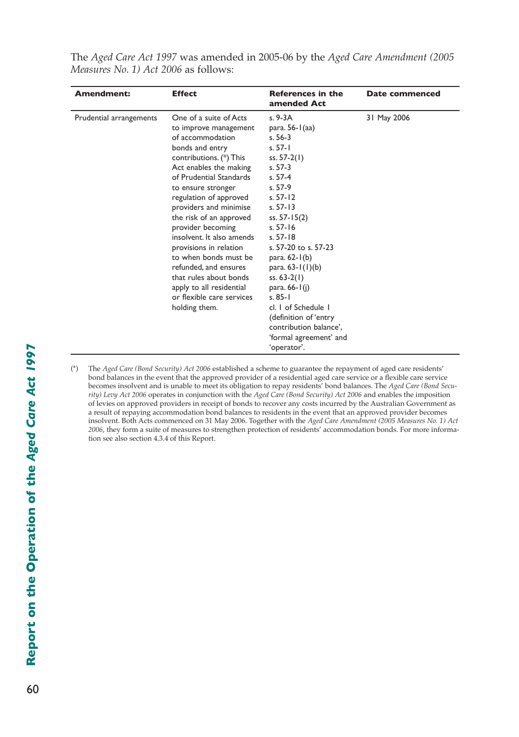The *Aged Care Act 1997* was amended in 2005-06 by the *Aged Care Amendment (2005 Measures No. 1) Act 2006* as follows:

| **Amendment:** | **Effect** | **References in the amended Act** | **Date commenced** |
|---|---|---|---|
| Prudential arrangements | One of a suite of Acts to improve management of accommodation bonds and entry contributions. (*) This Act enables the making of Prudential Standards to ensure stronger regulation of approved providers and minimise the risk of an approved provider becoming insolvent. It also amends provisions in relation to when bonds must be refunded, and ensures that rules about bonds apply to all residential or flexible care services holding them. | s. 9-3A<br>para. 56-1(aa)<br>s. 56-3<br>s. 57-1<br>ss. 57-2(1)<br>s. 57-3<br>s. 57-4<br>s. 57-9<br>s. 57-12<br>s. 57-13<br>ss. 57-15(2)<br>s. 57-16<br>s. 57-18<br>s. 57-20 to s. 57-23<br>para. 62-1(b)<br>para. 63-1(1)(b)<br>ss. 63-2(1)<br>para. 66-1(j)<br>s. 85-1<br>cl. 1 of Schedule 1 (definition of 'entry contribution balance', 'formal agreement' and 'operator'. | 31 May 2006 |

(*) The *Aged Care (Bond Security) Act 2006* established a scheme to guarantee the repayment of aged care residents' bond balances in the event that the approved provider of a residential aged care service or a flexible care service becomes insolvent and is unable to meet its obligation to repay residents' bond balances. The *Aged Care (Bond Security) Levy Act 2006* operates in conjunction with the *Aged Care (Bond Security) Act 2006* and enables the imposition of levies on approved providers in receipt of bonds to recover any costs incurred by the Australian Government as a result of repaying accommodation bond balances to residents in the event that an approved provider becomes insolvent. Both Acts commenced on 31 May 2006. Together with the *Aged Care Amendment (2005 Measures No. 1) Act 2006,* they form a suite of measures to strengthen protection of residents' accommodation bonds. For more information see also section 4.3.4 of this Report.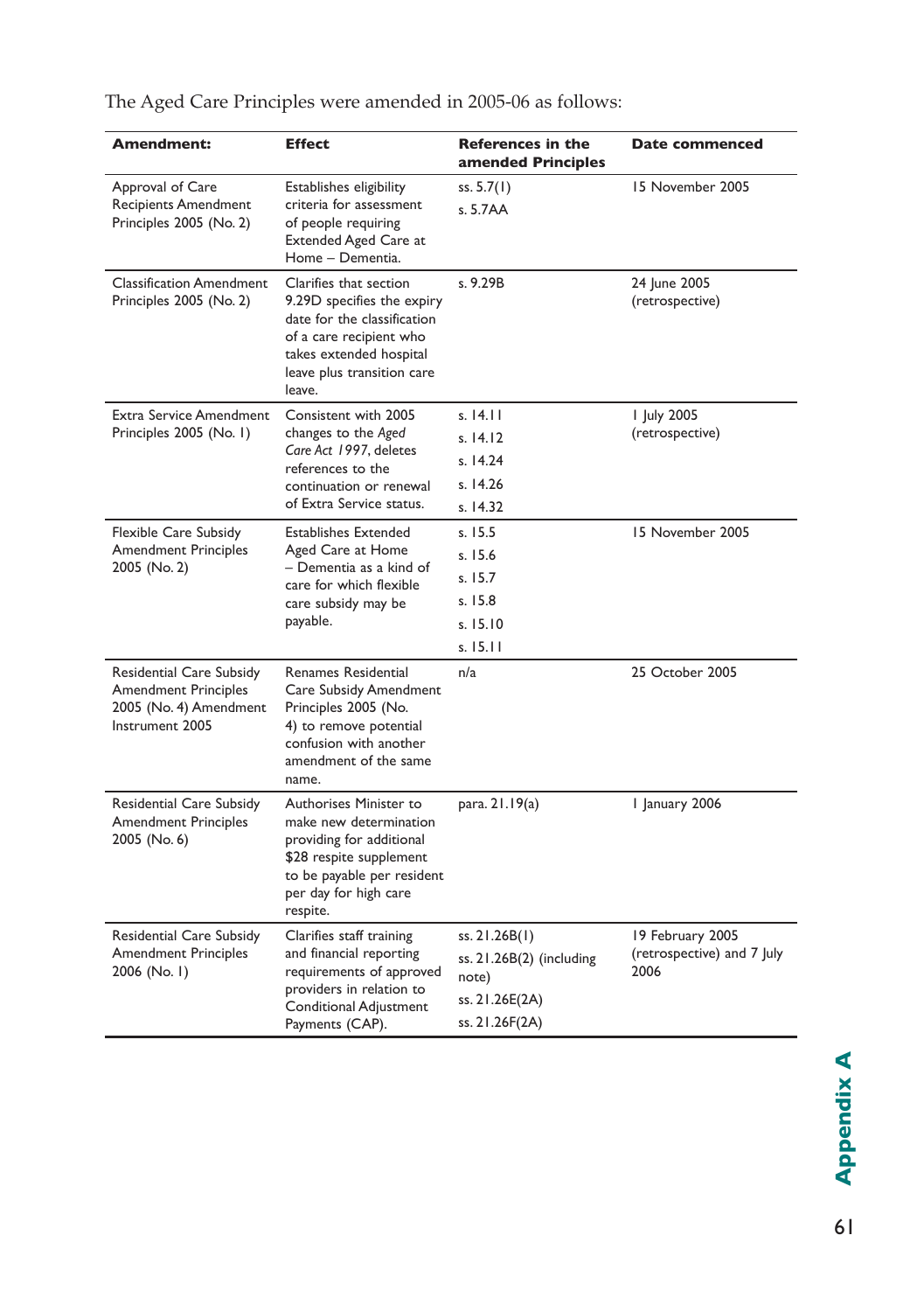The Aged Care Principles were amended in 2005-06 as follows:

| Amendment: | Effect | References in the amended Principles | Date commenced |
|---|---|---|---|
| Approval of Care Recipients Amendment Principles 2005 (No. 2) | Establishes eligibility criteria for assessment of people requiring Extended Aged Care at Home – Dementia. | ss. 5.7(1)<br>s. 5.7AA | 15 November 2005 |
| Classification Amendment Principles 2005 (No. 2) | Clarifies that section 9.29D specifies the expiry date for the classification of a care recipient who takes extended hospital leave plus transition care leave. | s. 9.29B | 24 June 2005 (retrospective) |
| Extra Service Amendment Principles 2005 (No. 1) | Consistent with 2005 changes to the *Aged Care Act 1997*, deletes references to the continuation or renewal of Extra Service status. | s. 14.11<br>s. 14.12<br>s. 14.24<br>s. 14.26<br>s. 14.32 | 1 July 2005 (retrospective) |
| Flexible Care Subsidy Amendment Principles 2005 (No. 2) | Establishes Extended Aged Care at Home – Dementia as a kind of care for which flexible care subsidy may be payable. | s. 15.5<br>s. 15.6<br>s. 15.7<br>s. 15.8<br>s. 15.10<br>s. 15.11 | 15 November 2005 |
| Residential Care Subsidy Amendment Principles 2005 (No. 4) Amendment Instrument 2005 | Renames Residential Care Subsidy Amendment Principles 2005 (No. 4) to remove potential confusion with another amendment of the same name. | n/a | 25 October 2005 |
| Residential Care Subsidy Amendment Principles 2005 (No. 6) | Authorises Minister to make new determination providing for additional $28 respite supplement to be payable per resident per day for high care respite. | para. 21.19(a) | 1 January 2006 |
| Residential Care Subsidy Amendment Principles 2006 (No. 1) | Clarifies staff training and financial reporting requirements of approved providers in relation to Conditional Adjustment Payments (CAP). | ss. 21.26B(1)<br>ss. 21.26B(2) (including note)<br>ss. 21.26E(2A)<br>ss. 21.26F(2A) | 19 February 2005 (retrospective) and 7 July 2006 |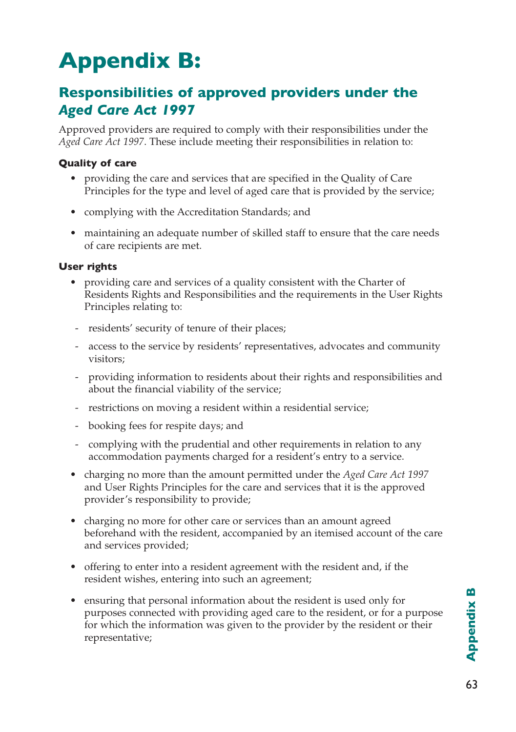# Appendix B:

## Responsibilities of approved providers under the *Aged Care Act 1997*

Approved providers are required to comply with their responsibilities under the *Aged Care Act 1997*. These include meeting their responsibilities in relation to:

**Quality of care**

- providing the care and services that are specified in the Quality of Care Principles for the type and level of aged care that is provided by the service;
- complying with the Accreditation Standards; and
- maintaining an adequate number of skilled staff to ensure that the care needs of care recipients are met.

**User rights**

- providing care and services of a quality consistent with the Charter of Residents Rights and Responsibilities and the requirements in the User Rights Principles relating to:
  - residents' security of tenure of their places;
  - access to the service by residents' representatives, advocates and community visitors;
  - providing information to residents about their rights and responsibilities and about the financial viability of the service;
  - restrictions on moving a resident within a residential service;
  - booking fees for respite days; and
  - complying with the prudential and other requirements in relation to any accommodation payments charged for a resident's entry to a service.
- charging no more than the amount permitted under the *Aged Care Act 1997* and User Rights Principles for the care and services that it is the approved provider's responsibility to provide;
- charging no more for other care or services than an amount agreed beforehand with the resident, accompanied by an itemised account of the care and services provided;
- offering to enter into a resident agreement with the resident and, if the resident wishes, entering into such an agreement;
- ensuring that personal information about the resident is used only for purposes connected with providing aged care to the resident, or for a purpose for which the information was given to the provider by the resident or their representative;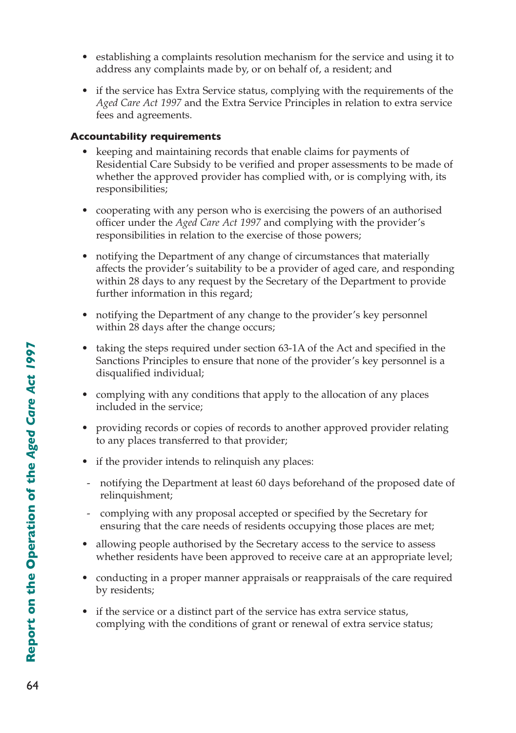- establishing a complaints resolution mechanism for the service and using it to address any complaints made by, or on behalf of, a resident; and
- if the service has Extra Service status, complying with the requirements of the *Aged Care Act 1997* and the Extra Service Principles in relation to extra service fees and agreements.

**Accountability requirements**

- keeping and maintaining records that enable claims for payments of Residential Care Subsidy to be verified and proper assessments to be made of whether the approved provider has complied with, or is complying with, its responsibilities;
- cooperating with any person who is exercising the powers of an authorised officer under the *Aged Care Act 1997* and complying with the provider's responsibilities in relation to the exercise of those powers;
- notifying the Department of any change of circumstances that materially affects the provider's suitability to be a provider of aged care, and responding within 28 days to any request by the Secretary of the Department to provide further information in this regard;
- notifying the Department of any change to the provider's key personnel within 28 days after the change occurs;
- taking the steps required under section 63-1A of the Act and specified in the Sanctions Principles to ensure that none of the provider's key personnel is a disqualified individual;
- complying with any conditions that apply to the allocation of any places included in the service;
- providing records or copies of records to another approved provider relating to any places transferred to that provider;
- if the provider intends to relinquish any places:
  - notifying the Department at least 60 days beforehand of the proposed date of relinquishment;
  - complying with any proposal accepted or specified by the Secretary for ensuring that the care needs of residents occupying those places are met;
- allowing people authorised by the Secretary access to the service to assess whether residents have been approved to receive care at an appropriate level;
- conducting in a proper manner appraisals or reappraisals of the care required by residents;
- if the service or a distinct part of the service has extra service status, complying with the conditions of grant or renewal of extra service status;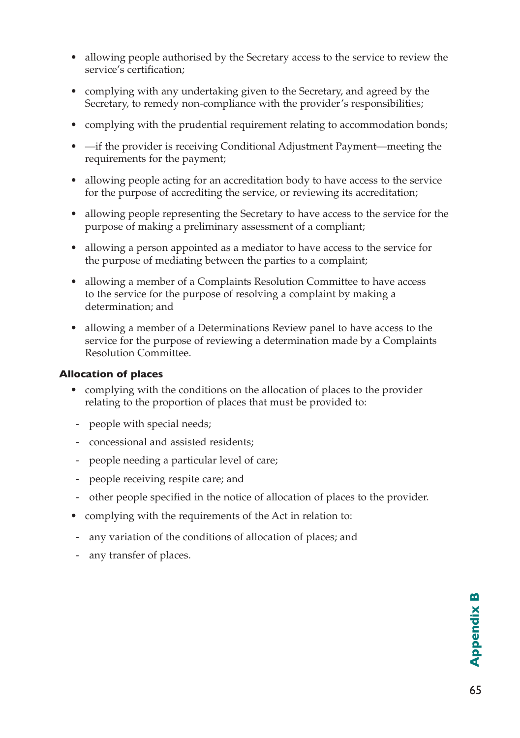- allowing people authorised by the Secretary access to the service to review the service's certification;
- complying with any undertaking given to the Secretary, and agreed by the Secretary, to remedy non-compliance with the provider's responsibilities;
- complying with the prudential requirement relating to accommodation bonds;
- —if the provider is receiving Conditional Adjustment Payment—meeting the requirements for the payment;
- allowing people acting for an accreditation body to have access to the service for the purpose of accrediting the service, or reviewing its accreditation;
- allowing people representing the Secretary to have access to the service for the purpose of making a preliminary assessment of a compliant;
- allowing a person appointed as a mediator to have access to the service for the purpose of mediating between the parties to a complaint;
- allowing a member of a Complaints Resolution Committee to have access to the service for the purpose of resolving a complaint by making a determination; and
- allowing a member of a Determinations Review panel to have access to the service for the purpose of reviewing a determination made by a Complaints Resolution Committee.

**Allocation of places**

- complying with the conditions on the allocation of places to the provider relating to the proportion of places that must be provided to:
  - people with special needs;
  - concessional and assisted residents;
  - people needing a particular level of care;
  - people receiving respite care; and
  - other people specified in the notice of allocation of places to the provider.
- complying with the requirements of the Act in relation to:
  - any variation of the conditions of allocation of places; and
  - any transfer of places.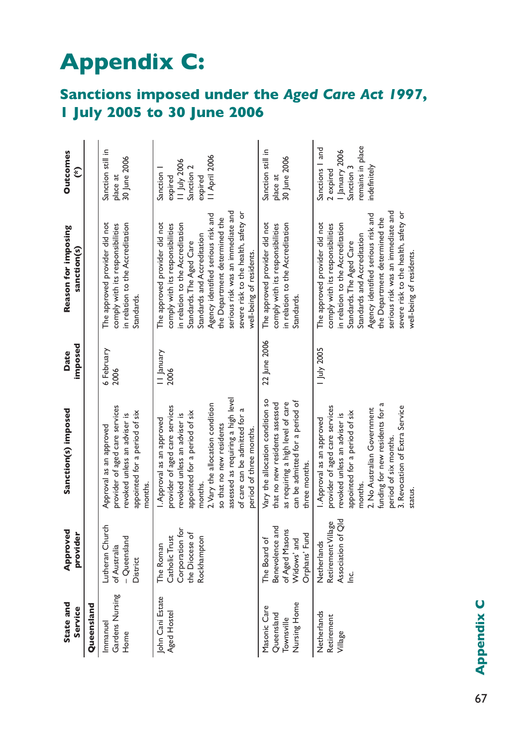# Appendix C:

## Sanctions imposed under the *Aged Care Act 1997*, 1 July 2005 to 30 June 2006

| State and Service | Approved provider | Sanction(s) imposed | Date imposed | Reason for imposing sanction(s) | Outcomes (*) |
|---|---|---|---|---|---|
| **Queensland** | | | | | |
| Immanuel Gardens Nursing Home | Lutheran Church of Australia – Queensland District | Approval as an approved provider of aged care services revoked unless an adviser is appointed for a period of six months. | 6 February 2006 | The approved provider did not comply with its responsibilities in relation to the Accreditation Standards. | Sanction still in place at 30 June 2006 |
| John Cani Estate Aged Hostel | The Roman Catholic Trust Corporation for the Diocese of Rockhampton | 1. Approval as an approved provider of aged care services revoked unless an adviser is appointed for a period of six months. 2. Vary the allocation condition so that no new residents assessed as requiring a high level of care can be admitted for a period of three months. | 11 January 2006 | The approved provider did not comply with its responsibilities in relation to the Accreditation Standards. The Aged Care Standards and Accreditation Agency identified serious risk and the Department determined the serious risk was an immediate and severe risk to the health, safety or well-being of residents. | Sanction 1 expired 11 July 2006 Sanction 2 expired 11 April 2006 |
| Masonic Care Queensland Townsville Nursing Home | The Board of Benevolence and of Aged Masons Widows' and Orphans' Fund | Vary the allocation condition so that no new residents assessed as requiring a high level of care can be admitted for a period of three months. | 22 June 2006 | The approved provider did not comply with its responsibilities in relation to the Accreditation Standards. | Sanction still in place at 30 June 2006 |
| Netherlands Retirement Village | Netherlands Retirement Village Association of Qld Inc. | 1. Approval as an approved provider of aged care services revoked unless an adviser is appointed for a period of six months. 2. No Australian Government funding for new residents for a period of six months. 3. Revocation of Extra Service status. | 1 July 2005 | The approved provider did not comply with its responsibilities in relation to the Accreditation Standards. The Aged Care Standards and Accreditation Agency identified serious risk and the Department determined the serious risk was an immediate and severe risk to the health, safety or well-being of residents. | Sanctions 1 and 2 expired 1 January 2006 Sanction 3 remains in place indefinitely |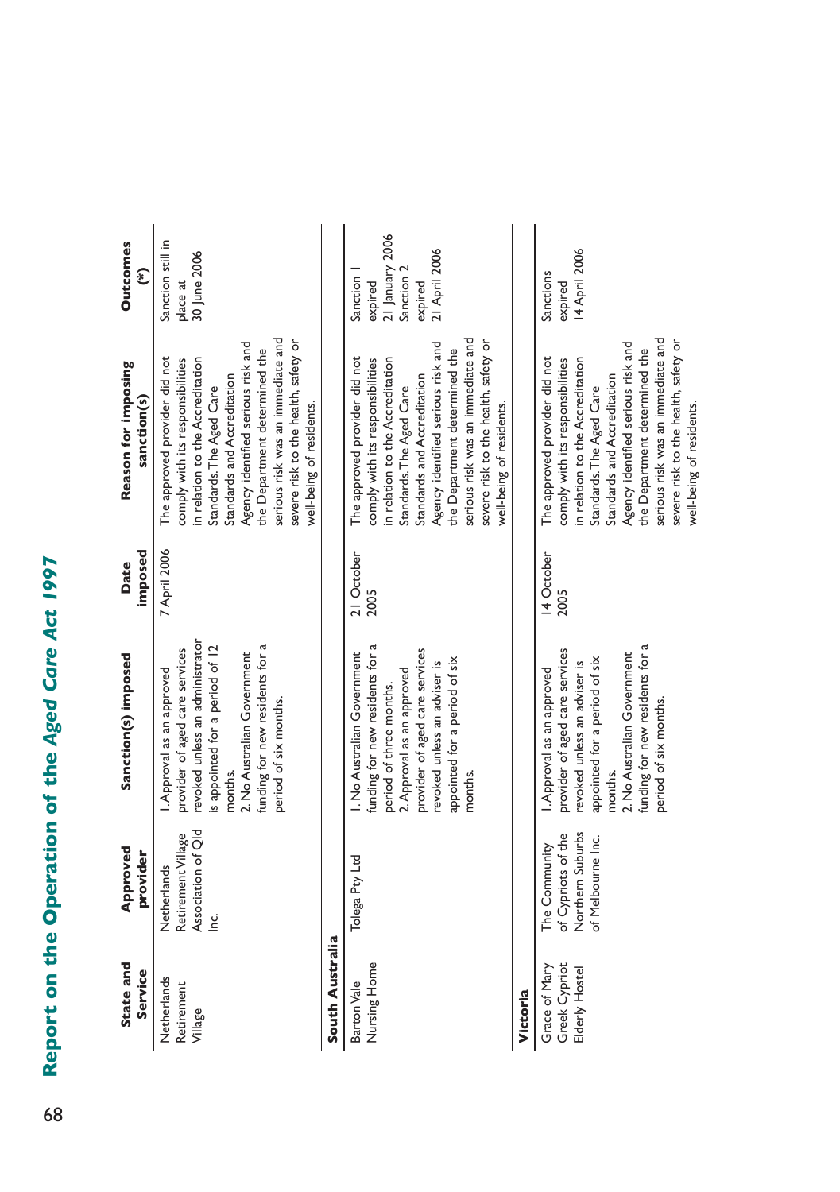| State and Service | Approved provider | Sanction(s) imposed | Date imposed | Reason for imposing sanction(s) | Outcomes (*) |
|---|---|---|---|---|---|
| Netherlands Retirement Village | Netherlands Retirement Village Association of Qld Inc. | 1. Approval as an approved provider of aged care services revoked unless an administrator is appointed for a period of 12 months. 2. No Australian Government funding for new residents for a period of six months. | 7 April 2006 | The approved provider did not comply with its responsibilities in relation to the Accreditation Standards. The Aged Care Standards and Accreditation Agency identified serious risk and the Department determined the serious risk was an immediate and severe risk to the health, safety or well-being of residents. | Sanction still in place at 30 June 2006 |
| **South Australia** | | | | | |
| Barton Vale Nursing Home | Tolega Pty Ltd | 1. No Australian Government funding for new residents for a period of three months. 2. Approval as an approved provider of aged care services revoked unless an adviser is appointed for a period of six months. | 21 October 2005 | The approved provider did not comply with its responsibilities in relation to the Accreditation Standards. The Aged Care Standards and Accreditation Agency identified serious risk and the Department determined the serious risk was an immediate and severe risk to the health, safety or well-being of residents. | Sanction 1 expired 21 January 2006 Sanction 2 expired 21 April 2006 |
| **Victoria** | | | | | |
| Grace of Mary Greek Cypriot Elderly Hostel | The Community of Cypriots of the Northern Suburbs of Melbourne Inc. | 1. Approval as an approved provider of aged care services revoked unless an adviser is appointed for a period of six months. 2. No Australian Government funding for new residents for a period of six months. | 14 October 2005 | The approved provider did not comply with its responsibilities in relation to the Accreditation Standards. The Aged Care Standards and Accreditation Agency identified serious risk and the Department determined the serious risk was an immediate and severe risk to the health, safety or well-being of residents. | Sanctions expired 14 April 2006 |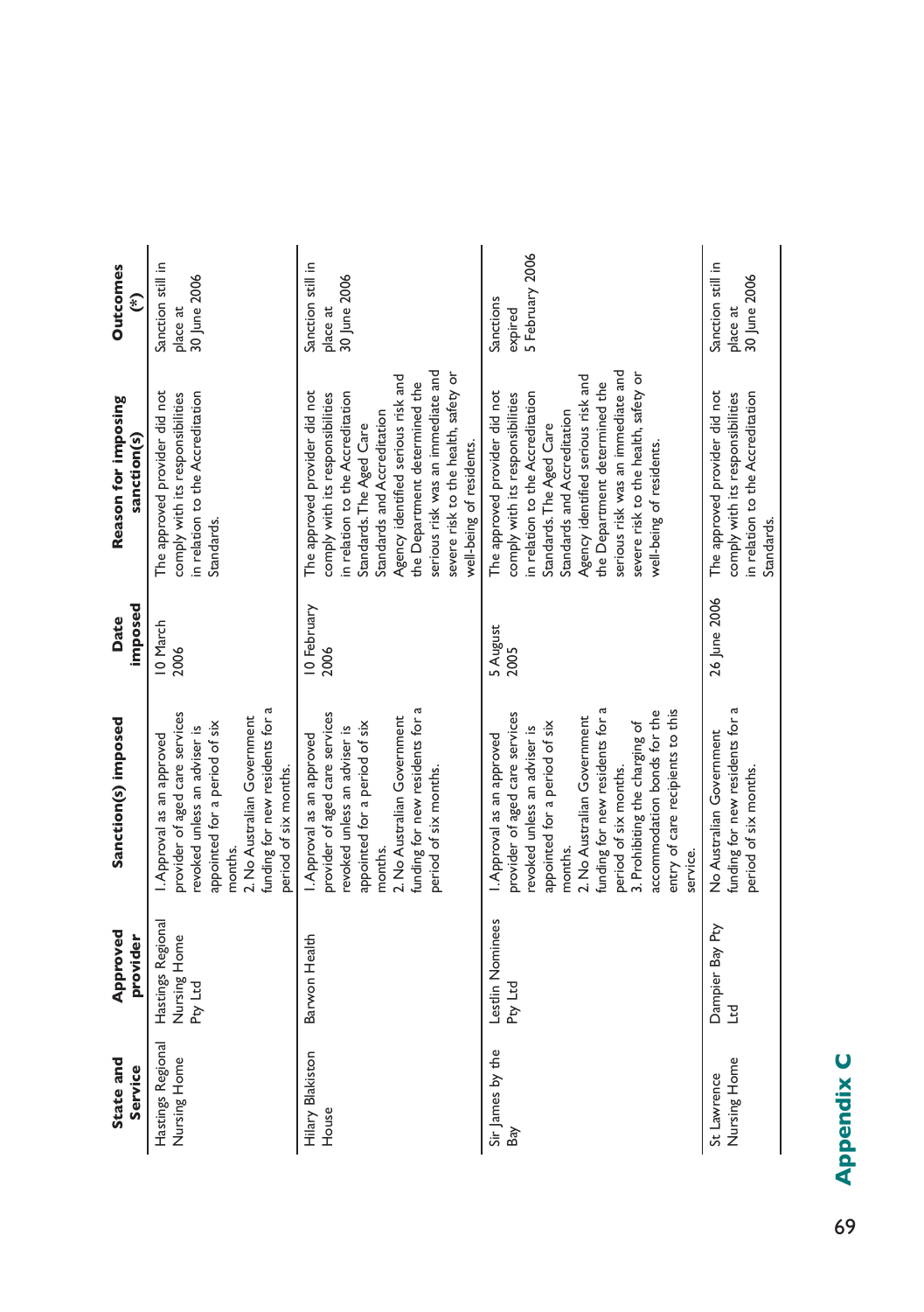## Appendix C

| State and Service | Approved provider | Sanction(s) imposed | Date imposed | Reason for imposing sanction(s) | Outcomes (*) |
|---|---|---|---|---|---|
| Hastings Regional Nursing Home | Hastings Regional Nursing Home Pty Ltd | 1. Approval as an approved provider of aged care services revoked unless an adviser is appointed for a period of six months. 2. No Australian Government funding for new residents for a period of six months. | 10 March 2006 | The approved provider did not comply with its responsibilities in relation to the Accreditation Standards. | Sanction still in place at 30 June 2006 |
| Hilary Blakiston House | Barwon Health | 1. Approval as an approved provider of aged care services revoked unless an adviser is appointed for a period of six months. 2. No Australian Government funding for new residents for a period of six months. | 10 February 2006 | The approved provider did not comply with its responsibilities in relation to the Accreditation Standards. The Aged Care Standards and Accreditation Agency identified serious risk and the Department determined the serious risk was an immediate and severe risk to the health, safety or well-being of residents. | Sanction still in place at 30 June 2006 |
| Sir James by the Bay | Lestlin Nominees Pty Ltd | 1. Approval as an approved provider of aged care services revoked unless an adviser is appointed for a period of six months. 2. No Australian Government funding for new residents for a period of six months. 3. Prohibiting the charging of accommodation bonds for the entry of care recipients to this service. | 5 August 2005 | The approved provider did not comply with its responsibilities in relation to the Accreditation Standards. The Aged Care Standards and Accreditation Agency identified serious risk and the Department determined the serious risk was an immediate and severe risk to the health, safety or well-being of residents. | Sanctions expired 5 February 2006 |
| St Lawrence Nursing Home | Dampier Bay Pty Ltd | No Australian Government funding for new residents for a period of six months. | 26 June 2006 | The approved provider did not comply with its responsibilities in relation to the Accreditation Standards. | Sanction still in place at 30 June 2006 |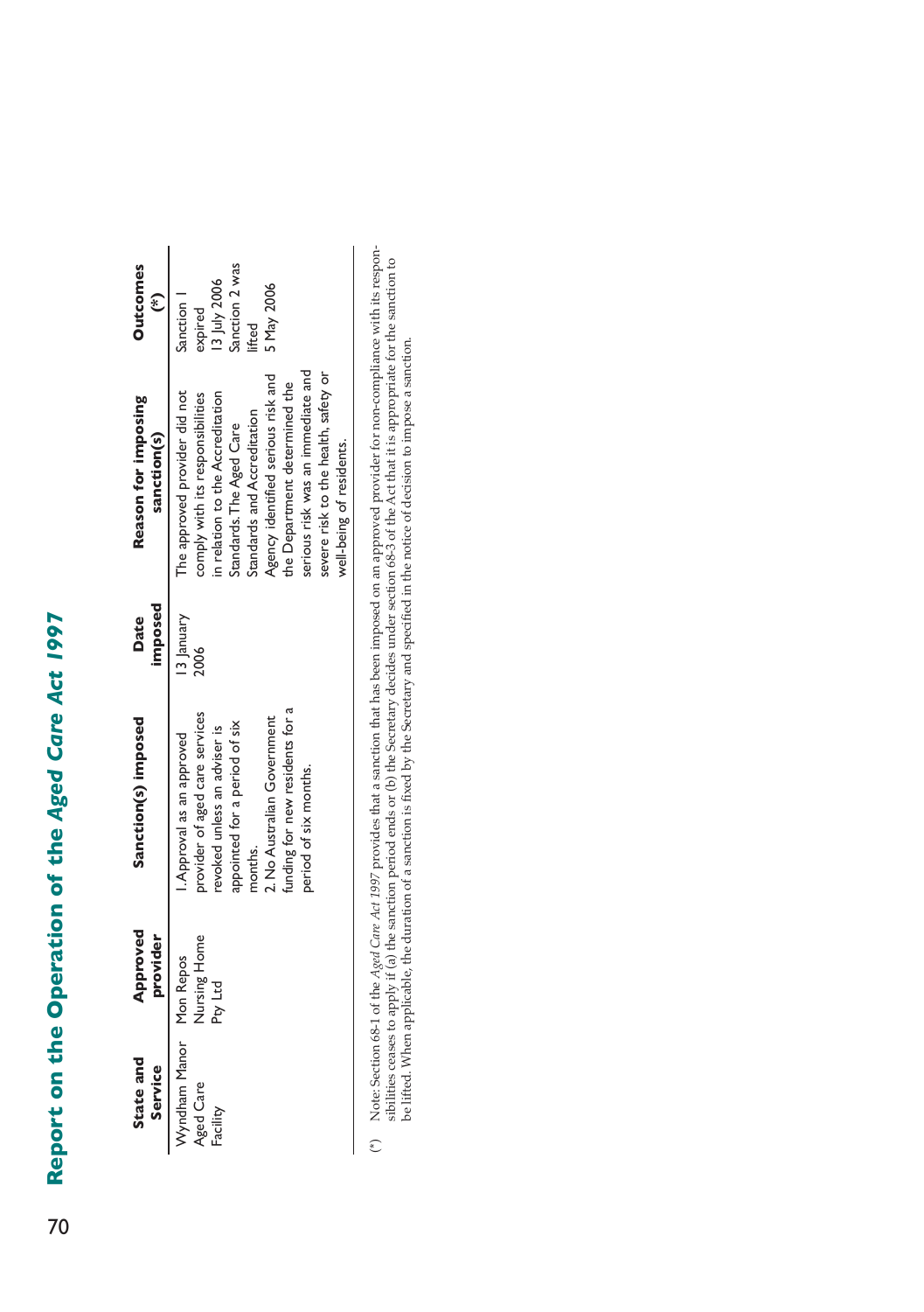| State and Service | Approved provider | Sanction(s) imposed | Date imposed | Reason for imposing sanction(s) | Outcomes (*) |
|---|---|---|---|---|---|
| Wyndham Manor Aged Care Facility | Mon Repos Nursing Home Pty Ltd | 1. Approval as an approved provider of aged care services revoked unless an adviser is appointed for a period of six months. 2. No Australian Government funding for new residents for a period of six months. | 13 January 2006 | The approved provider did not comply with its responsibilities in relation to the Accreditation Standards. The Aged Care Standards and Accreditation Agency identified serious risk and the Department determined the serious risk was an immediate and severe risk to the health, safety or well-being of residents. | Sanction 1 expired 13 July 2006 Sanction 2 was lifted 5 May 2006 |

(*) Note: Section 68-1 of the *Aged Care Act 1997* provides that a sanction that has been imposed on an approved provider for non-compliance with its responsibilities ceases to apply if (a) the sanction period ends or (b) the Secretary decides under section 68-3 of the Act that it is appropriate for the sanction to be lifted. When applicable, the duration of a sanction is fixed by the Secretary and specified in the notice of decision to impose a sanction.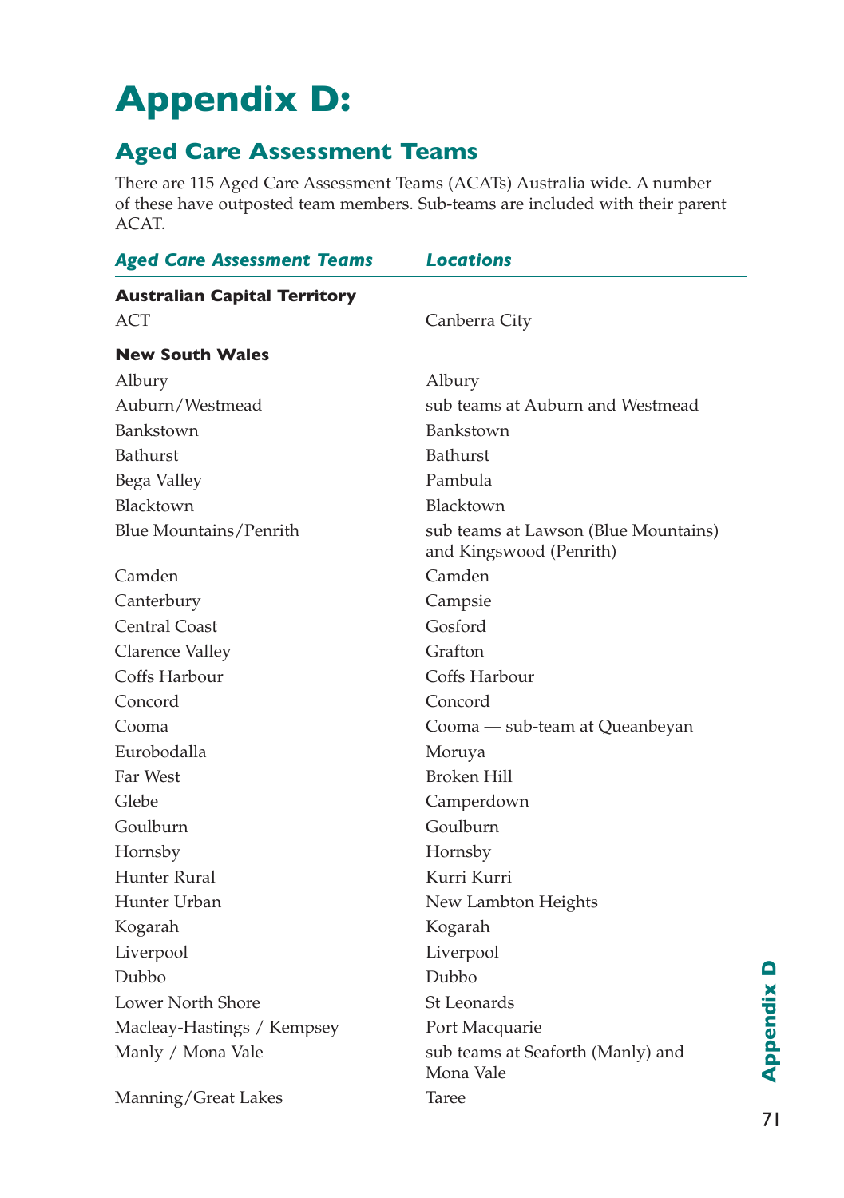# Appendix D:

## Aged Care Assessment Teams

There are 115 Aged Care Assessment Teams (ACATs) Australia wide. A number of these have outposted team members. Sub-teams are included with their parent ACAT.

| *Aged Care Assessment Teams* | *Locations* |
|---|---|
| **Australian Capital Territory** | |
| ACT | Canberra City |
| **New South Wales** | |
| Albury | Albury |
| Auburn/Westmead | sub teams at Auburn and Westmead |
| Bankstown | Bankstown |
| Bathurst | Bathurst |
| Bega Valley | Pambula |
| Blacktown | Blacktown |
| Blue Mountains/Penrith | sub teams at Lawson (Blue Mountains) and Kingswood (Penrith) |
| Camden | Camden |
| Canterbury | Campsie |
| Central Coast | Gosford |
| Clarence Valley | Grafton |
| Coffs Harbour | Coffs Harbour |
| Concord | Concord |
| Cooma | Cooma — sub-team at Queanbeyan |
| Eurobodalla | Moruya |
| Far West | Broken Hill |
| Glebe | Camperdown |
| Goulburn | Goulburn |
| Hornsby | Hornsby |
| Hunter Rural | Kurri Kurri |
| Hunter Urban | New Lambton Heights |
| Kogarah | Kogarah |
| Liverpool | Liverpool |
| Dubbo | Dubbo |
| Lower North Shore | St Leonards |
| Macleay-Hastings / Kempsey | Port Macquarie |
| Manly / Mona Vale | sub teams at Seaforth (Manly) and Mona Vale |
| Manning/Great Lakes | Taree |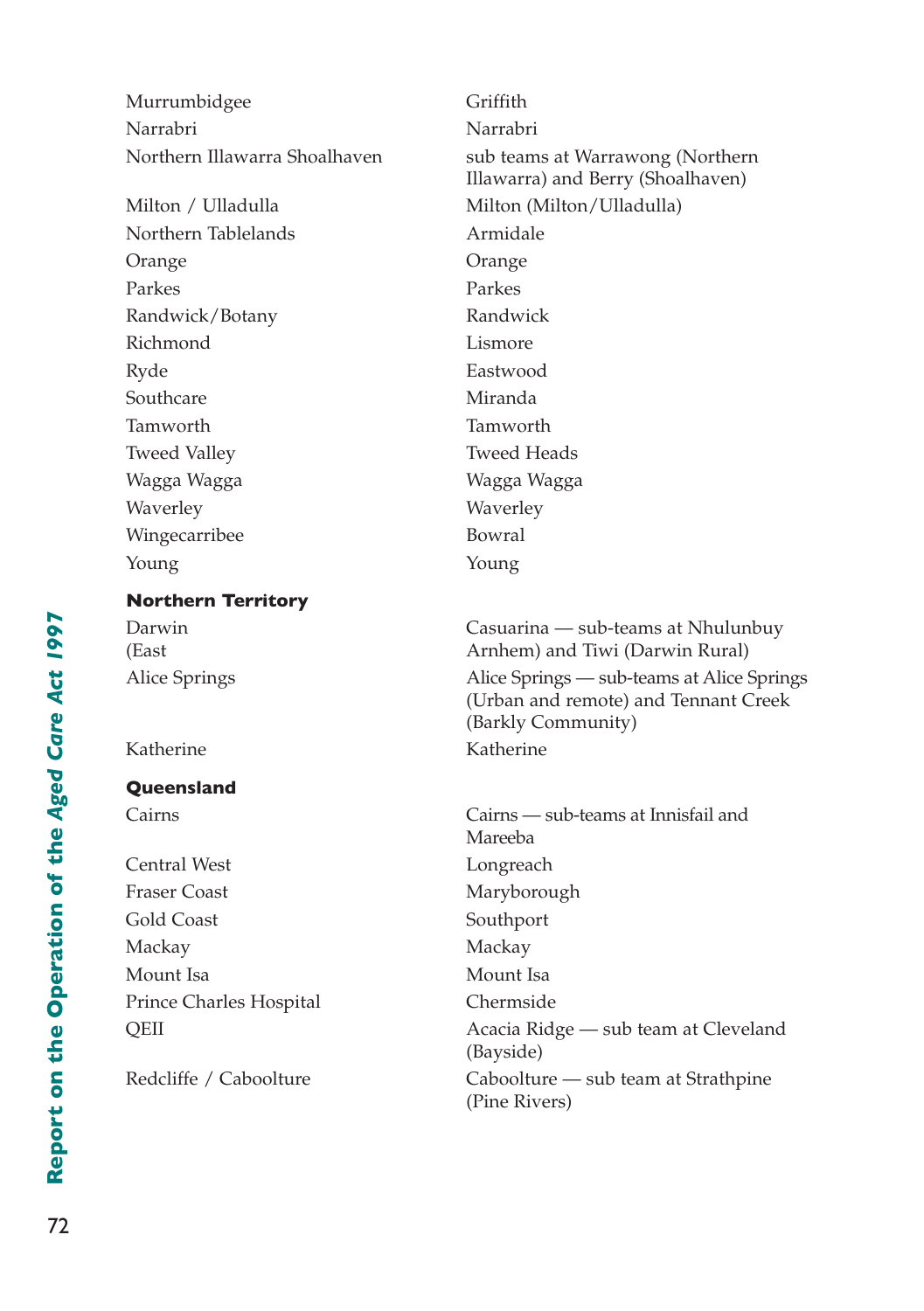| | |
|---|---|
| Murrumbidgee | Griffith |
| Narrabri | Narrabri |
| Northern Illawarra Shoalhaven | sub teams at Warrawong (Northern Illawarra) and Berry (Shoalhaven) |
| Milton / Ulladulla | Milton (Milton/Ulladulla) |
| Northern Tablelands | Armidale |
| Orange | Orange |
| Parkes | Parkes |
| Randwick/Botany | Randwick |
| Richmond | Lismore |
| Ryde | Eastwood |
| Southcare | Miranda |
| Tamworth | Tamworth |
| Tweed Valley | Tweed Heads |
| Wagga Wagga | Wagga Wagga |
| Waverley | Waverley |
| Wingecarribee | Bowral |
| Young | Young |
| **Northern Territory** | |
| Darwin (East | Casuarina — sub-teams at Nhulunbuy Arnhem) and Tiwi (Darwin Rural) |
| Alice Springs | Alice Springs — sub-teams at Alice Springs (Urban and remote) and Tennant Creek (Barkly Community) |
| Katherine | Katherine |
| **Queensland** | |
| Cairns | Cairns — sub-teams at Innisfail and Mareeba |
| Central West | Longreach |
| Fraser Coast | Maryborough |
| Gold Coast | Southport |
| Mackay | Mackay |
| Mount Isa | Mount Isa |
| Prince Charles Hospital | Chermside |
| QEII | Acacia Ridge — sub team at Cleveland (Bayside) |
| Redcliffe / Caboolture | Caboolture — sub team at Strathpine (Pine Rivers) |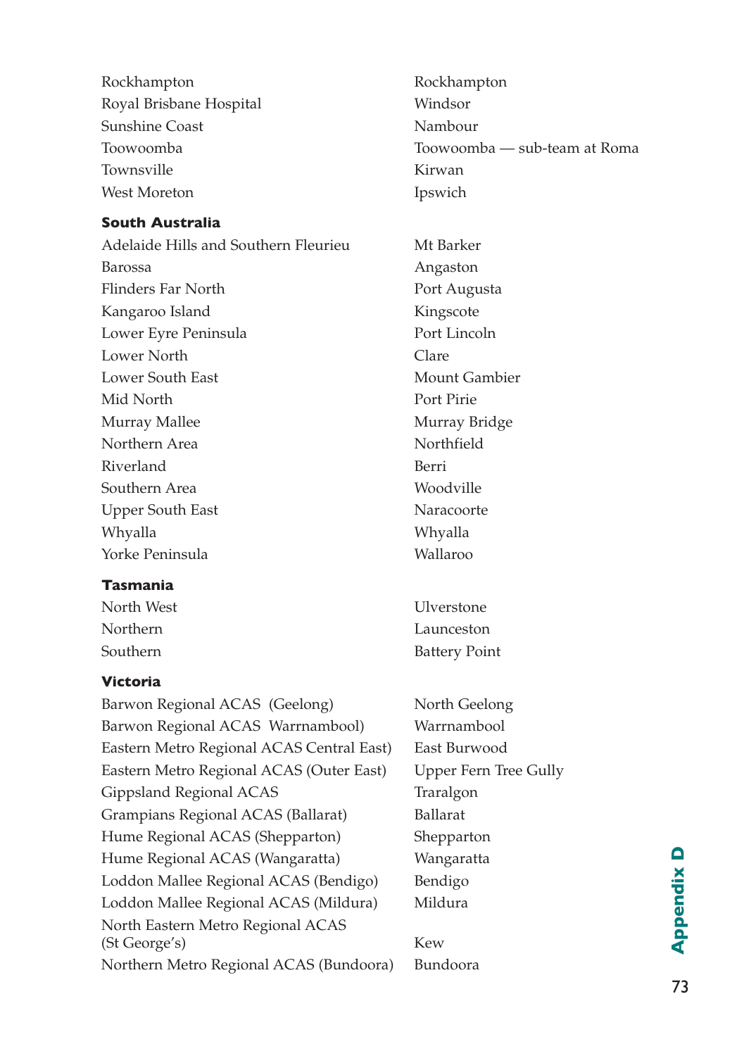| | |
|---|---|
| Rockhampton | Rockhampton |
| Royal Brisbane Hospital | Windsor |
| Sunshine Coast | Nambour |
| Toowoomba | Toowoomba — sub-team at Roma |
| Townsville | Kirwan |
| West Moreton | Ipswich |

**South Australia**

| | |
|---|---|
| Adelaide Hills and Southern Fleurieu | Mt Barker |
| Barossa | Angaston |
| Flinders Far North | Port Augusta |
| Kangaroo Island | Kingscote |
| Lower Eyre Peninsula | Port Lincoln |
| Lower North | Clare |
| Lower South East | Mount Gambier |
| Mid North | Port Pirie |
| Murray Mallee | Murray Bridge |
| Northern Area | Northfield |
| Riverland | Berri |
| Southern Area | Woodville |
| Upper South East | Naracoorte |
| Whyalla | Whyalla |
| Yorke Peninsula | Wallaroo |

**Tasmania**

| | |
|---|---|
| North West | Ulverstone |
| Northern | Launceston |
| Southern | Battery Point |

**Victoria**

| | |
|---|---|
| Barwon Regional ACAS (Geelong) | North Geelong |
| Barwon Regional ACAS Warrnambool) | Warrnambool |
| Eastern Metro Regional ACAS Central East) | East Burwood |
| Eastern Metro Regional ACAS (Outer East) | Upper Fern Tree Gully |
| Gippsland Regional ACAS | Traralgon |
| Grampians Regional ACAS (Ballarat) | Ballarat |
| Hume Regional ACAS (Shepparton) | Shepparton |
| Hume Regional ACAS (Wangaratta) | Wangaratta |
| Loddon Mallee Regional ACAS (Bendigo) | Bendigo |
| Loddon Mallee Regional ACAS (Mildura) | Mildura |
| North Eastern Metro Regional ACAS (St George's) | Kew |
| Northern Metro Regional ACAS (Bundoora) | Bundoora |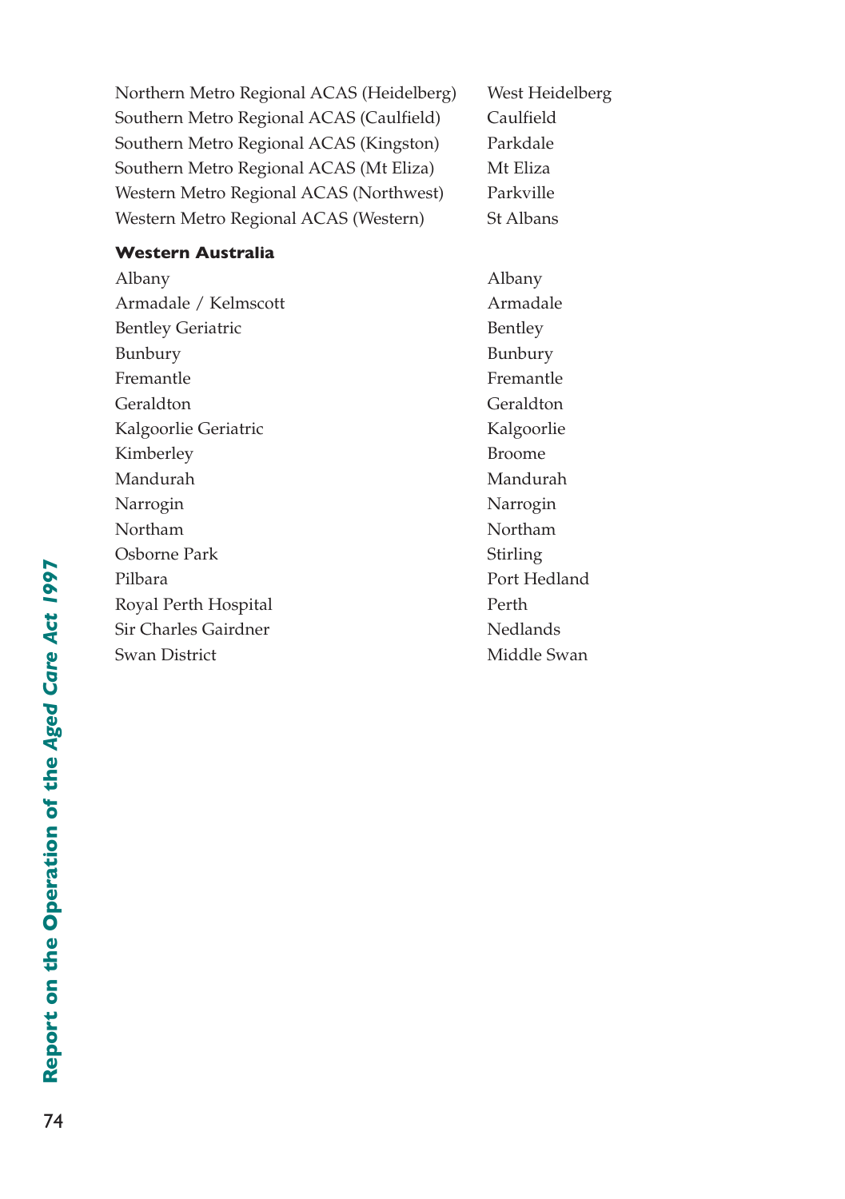| | |
|---|---|
| Northern Metro Regional ACAS (Heidelberg) | West Heidelberg |
| Southern Metro Regional ACAS (Caulfield) | Caulfield |
| Southern Metro Regional ACAS (Kingston) | Parkdale |
| Southern Metro Regional ACAS (Mt Eliza) | Mt Eliza |
| Western Metro Regional ACAS (Northwest) | Parkville |
| Western Metro Regional ACAS (Western) | St Albans |

**Western Australia**

| | |
|---|---|
| Albany | Albany |
| Armadale / Kelmscott | Armadale |
| Bentley Geriatric | Bentley |
| Bunbury | Bunbury |
| Fremantle | Fremantle |
| Geraldton | Geraldton |
| Kalgoorlie Geriatric | Kalgoorlie |
| Kimberley | Broome |
| Mandurah | Mandurah |
| Narrogin | Narrogin |
| Northam | Northam |
| Osborne Park | Stirling |
| Pilbara | Port Hedland |
| Royal Perth Hospital | Perth |
| Sir Charles Gairdner | Nedlands |
| Swan District | Middle Swan |